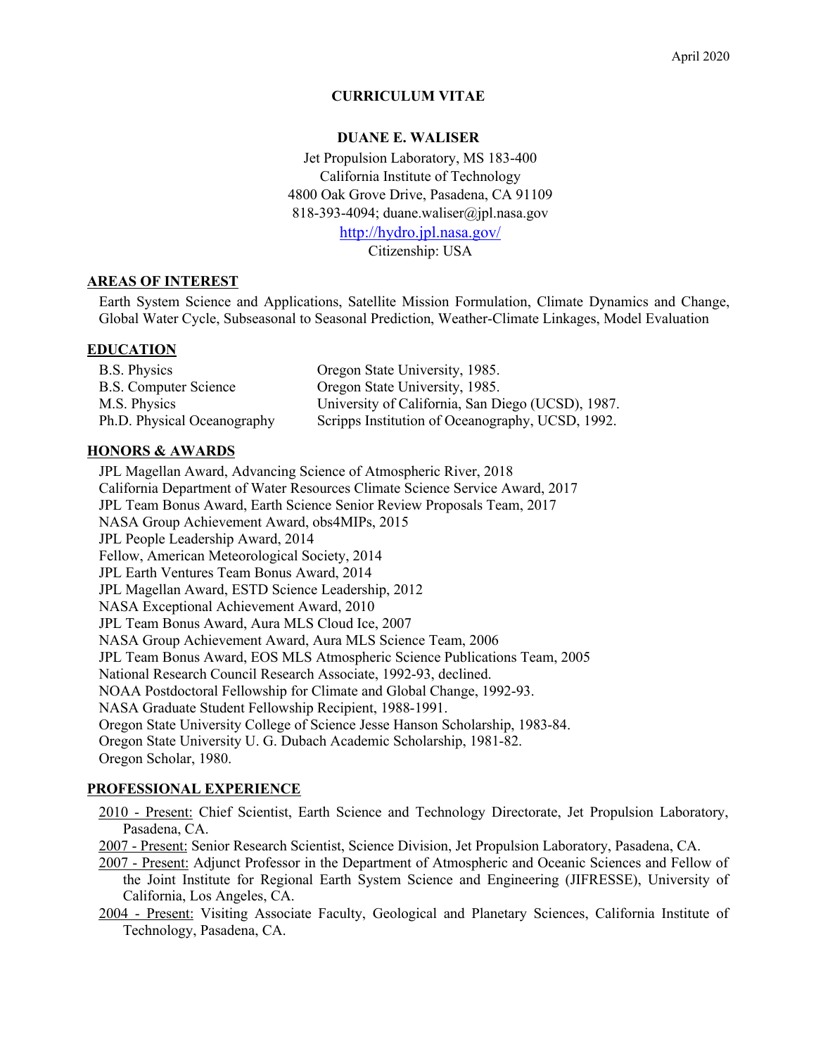April 2020

# CURRICULUM VITAE

## DUANE E. WALISER

Jet Propulsion Laboratory, MS 183-400
California Institute of Technology
4800 Oak Grove Drive, Pasadena, CA 91109
818-393-4094; duane.waliser@jpl.nasa.gov
http://hydro.jpl.nasa.gov/
Citizenship: USA

## AREAS OF INTEREST

Earth System Science and Applications, Satellite Mission Formulation, Climate Dynamics and Change, Global Water Cycle, Subseasonal to Seasonal Prediction, Weather-Climate Linkages, Model Evaluation

## EDUCATION

| | |
|---|---|
| B.S. Physics | Oregon State University, 1985. |
| B.S. Computer Science | Oregon State University, 1985. |
| M.S. Physics | University of California, San Diego (UCSD), 1987. |
| Ph.D. Physical Oceanography | Scripps Institution of Oceanography, UCSD, 1992. |

## HONORS & AWARDS

JPL Magellan Award, Advancing Science of Atmospheric River, 2018
California Department of Water Resources Climate Science Service Award, 2017
JPL Team Bonus Award, Earth Science Senior Review Proposals Team, 2017
NASA Group Achievement Award, obs4MIPs, 2015
JPL People Leadership Award, 2014
Fellow, American Meteorological Society, 2014
JPL Earth Ventures Team Bonus Award, 2014
JPL Magellan Award, ESTD Science Leadership, 2012
NASA Exceptional Achievement Award, 2010
JPL Team Bonus Award, Aura MLS Cloud Ice, 2007
NASA Group Achievement Award, Aura MLS Science Team, 2006
JPL Team Bonus Award, EOS MLS Atmospheric Science Publications Team, 2005
National Research Council Research Associate, 1992-93, declined.
NOAA Postdoctoral Fellowship for Climate and Global Change, 1992-93.
NASA Graduate Student Fellowship Recipient, 1988-1991.
Oregon State University College of Science Jesse Hanson Scholarship, 1983-84.
Oregon State University U. G. Dubach Academic Scholarship, 1981-82.
Oregon Scholar, 1980.

## PROFESSIONAL EXPERIENCE

2010 - Present: Chief Scientist, Earth Science and Technology Directorate, Jet Propulsion Laboratory, Pasadena, CA.

2007 - Present: Senior Research Scientist, Science Division, Jet Propulsion Laboratory, Pasadena, CA.

2007 - Present: Adjunct Professor in the Department of Atmospheric and Oceanic Sciences and Fellow of the Joint Institute for Regional Earth System Science and Engineering (JIFRESSE), University of California, Los Angeles, CA.

2004 - Present: Visiting Associate Faculty, Geological and Planetary Sciences, California Institute of Technology, Pasadena, CA.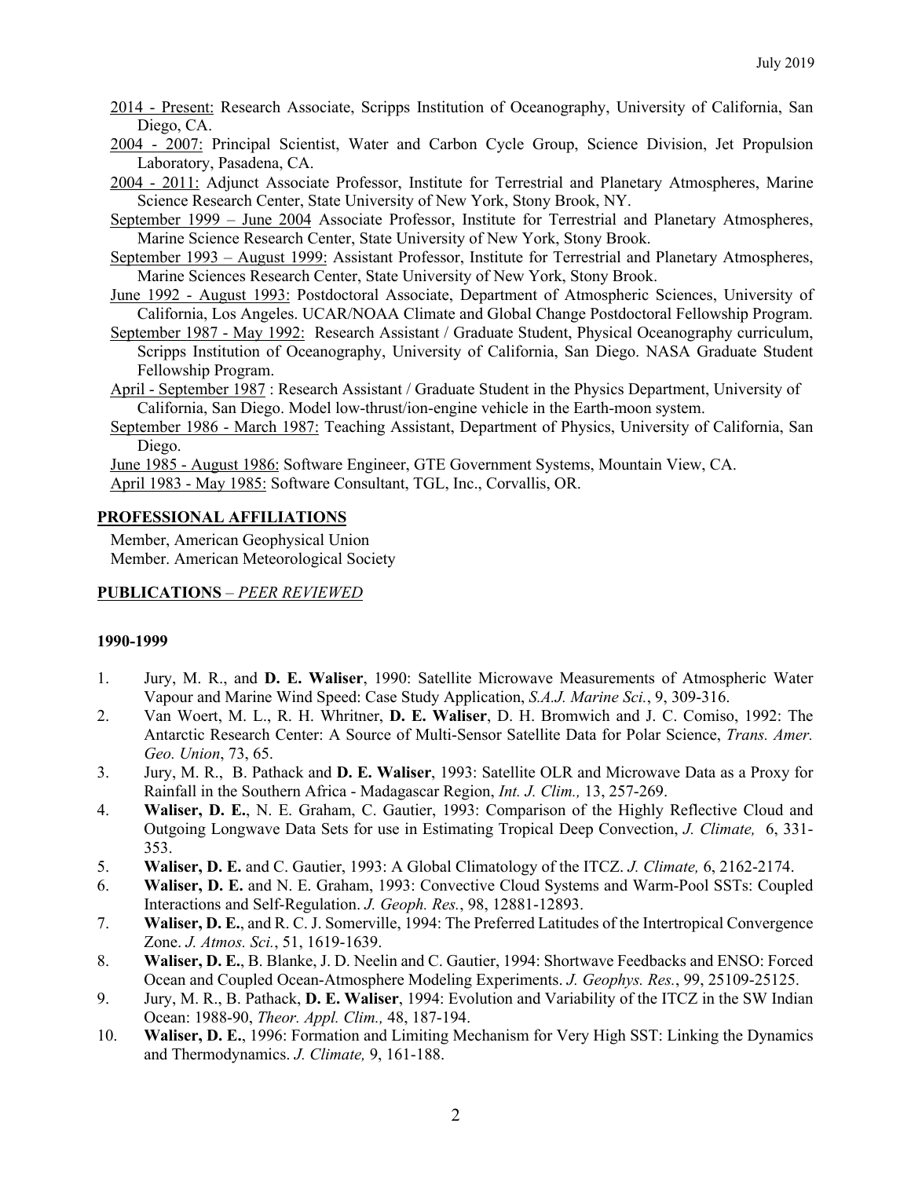2014 - Present: Research Associate, Scripps Institution of Oceanography, University of California, San Diego, CA.

2004 - 2007: Principal Scientist, Water and Carbon Cycle Group, Science Division, Jet Propulsion Laboratory, Pasadena, CA.

2004 - 2011: Adjunct Associate Professor, Institute for Terrestrial and Planetary Atmospheres, Marine Science Research Center, State University of New York, Stony Brook, NY.

September 1999 – June 2004 Associate Professor, Institute for Terrestrial and Planetary Atmospheres, Marine Science Research Center, State University of New York, Stony Brook.

September 1993 – August 1999: Assistant Professor, Institute for Terrestrial and Planetary Atmospheres, Marine Sciences Research Center, State University of New York, Stony Brook.

June 1992 - August 1993: Postdoctoral Associate, Department of Atmospheric Sciences, University of California, Los Angeles. UCAR/NOAA Climate and Global Change Postdoctoral Fellowship Program.

September 1987 - May 1992: Research Assistant / Graduate Student, Physical Oceanography curriculum, Scripps Institution of Oceanography, University of California, San Diego. NASA Graduate Student Fellowship Program.

April - September 1987 : Research Assistant / Graduate Student in the Physics Department, University of California, San Diego. Model low-thrust/ion-engine vehicle in the Earth-moon system.

September 1986 - March 1987: Teaching Assistant, Department of Physics, University of California, San Diego.

June 1985 - August 1986: Software Engineer, GTE Government Systems, Mountain View, CA.

April 1983 - May 1985: Software Consultant, TGL, Inc., Corvallis, OR.

## PROFESSIONAL AFFILIATIONS

Member, American Geophysical Union
Member. American Meteorological Society

## PUBLICATIONS – *PEER REVIEWED*

### 1990-1999

1. Jury, M. R., and **D. E. Waliser**, 1990: Satellite Microwave Measurements of Atmospheric Water Vapour and Marine Wind Speed: Case Study Application, *S.A.J. Marine Sci.*, 9, 309-316.
2. Van Woert, M. L., R. H. Whritner, **D. E. Waliser**, D. H. Bromwich and J. C. Comiso, 1992: The Antarctic Research Center: A Source of Multi-Sensor Satellite Data for Polar Science, *Trans. Amer. Geo. Union*, 73, 65.
3. Jury, M. R., B. Pathack and **D. E. Waliser**, 1993: Satellite OLR and Microwave Data as a Proxy for Rainfall in the Southern Africa - Madagascar Region, *Int. J. Clim.,* 13, 257-269.
4. **Waliser, D. E.**, N. E. Graham, C. Gautier, 1993: Comparison of the Highly Reflective Cloud and Outgoing Longwave Data Sets for use in Estimating Tropical Deep Convection, *J. Climate,* 6, 331-353.
5. **Waliser, D. E.** and C. Gautier, 1993: A Global Climatology of the ITCZ. *J. Climate,* 6, 2162-2174.
6. **Waliser, D. E.** and N. E. Graham, 1993: Convective Cloud Systems and Warm-Pool SSTs: Coupled Interactions and Self-Regulation. *J. Geoph. Res.*, 98, 12881-12893.
7. **Waliser, D. E.**, and R. C. J. Somerville, 1994: The Preferred Latitudes of the Intertropical Convergence Zone. *J. Atmos. Sci.*, 51, 1619-1639.
8. **Waliser, D. E.**, B. Blanke, J. D. Neelin and C. Gautier, 1994: Shortwave Feedbacks and ENSO: Forced Ocean and Coupled Ocean-Atmosphere Modeling Experiments. *J. Geophys. Res.*, 99, 25109-25125.
9. Jury, M. R., B. Pathack, **D. E. Waliser**, 1994: Evolution and Variability of the ITCZ in the SW Indian Ocean: 1988-90, *Theor. Appl. Clim.,* 48, 187-194.
10. **Waliser, D. E.**, 1996: Formation and Limiting Mechanism for Very High SST: Linking the Dynamics and Thermodynamics. *J. Climate,* 9, 161-188.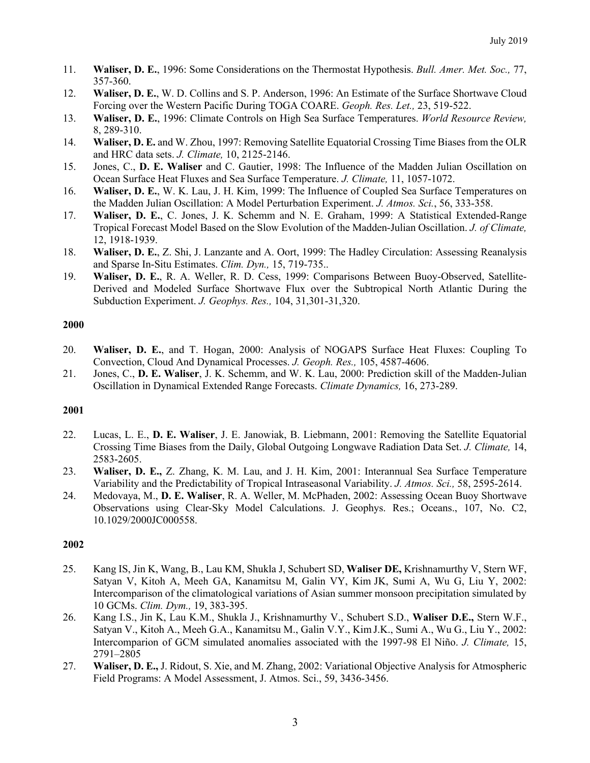11. **Waliser, D. E.**, 1996: Some Considerations on the Thermostat Hypothesis. *Bull. Amer. Met. Soc.,* 77, 357-360.
12. **Waliser, D. E.**, W. D. Collins and S. P. Anderson, 1996: An Estimate of the Surface Shortwave Cloud Forcing over the Western Pacific During TOGA COARE. *Geoph. Res. Let.,* 23, 519-522.
13. **Waliser, D. E.**, 1996: Climate Controls on High Sea Surface Temperatures. *World Resource Review,* 8, 289-310.
14. **Waliser, D. E.** and W. Zhou, 1997: Removing Satellite Equatorial Crossing Time Biases from the OLR and HRC data sets. *J. Climate,* 10, 2125-2146.
15. Jones, C., **D. E. Waliser** and C. Gautier, 1998: The Influence of the Madden Julian Oscillation on Ocean Surface Heat Fluxes and Sea Surface Temperature. *J. Climate,* 11, 1057-1072.
16. **Waliser, D. E.**, W. K. Lau, J. H. Kim, 1999: The Influence of Coupled Sea Surface Temperatures on the Madden Julian Oscillation: A Model Perturbation Experiment. *J. Atmos. Sci.*, 56, 333-358.
17. **Waliser, D. E.**, C. Jones, J. K. Schemm and N. E. Graham, 1999: A Statistical Extended-Range Tropical Forecast Model Based on the Slow Evolution of the Madden-Julian Oscillation. *J. of Climate,* 12, 1918-1939.
18. **Waliser, D. E.**, Z. Shi, J. Lanzante and A. Oort, 1999: The Hadley Circulation: Assessing Reanalysis and Sparse In-Situ Estimates. *Clim. Dyn.,* 15, 719-735..
19. **Waliser, D. E.**, R. A. Weller, R. D. Cess, 1999: Comparisons Between Buoy-Observed, Satellite-Derived and Modeled Surface Shortwave Flux over the Subtropical North Atlantic During the Subduction Experiment. *J. Geophys. Res.,* 104, 31,301-31,320.

**2000**

20. **Waliser, D. E.**, and T. Hogan, 2000: Analysis of NOGAPS Surface Heat Fluxes: Coupling To Convection, Cloud And Dynamical Processes. *J. Geoph. Res.,* 105, 4587-4606.
21. Jones, C., **D. E. Waliser**, J. K. Schemm, and W. K. Lau, 2000: Prediction skill of the Madden-Julian Oscillation in Dynamical Extended Range Forecasts. *Climate Dynamics,* 16, 273-289.

**2001**

22. Lucas, L. E., **D. E. Waliser**, J. E. Janowiak, B. Liebmann, 2001: Removing the Satellite Equatorial Crossing Time Biases from the Daily, Global Outgoing Longwave Radiation Data Set. *J. Climate,* 14, 2583-2605.
23. **Waliser, D. E.,** Z. Zhang, K. M. Lau, and J. H. Kim, 2001: Interannual Sea Surface Temperature Variability and the Predictability of Tropical Intraseasonal Variability. *J. Atmos. Sci.,* 58, 2595-2614.
24. Medovaya, M., **D. E. Waliser**, R. A. Weller, M. McPhaden, 2002: Assessing Ocean Buoy Shortwave Observations using Clear-Sky Model Calculations. J. Geophys. Res.; Oceans., 107, No. C2, 10.1029/2000JC000558.

**2002**

25. Kang IS, Jin K, Wang, B., Lau KM, Shukla J, Schubert SD, **Waliser DE,** Krishnamurthy V, Stern WF, Satyan V, Kitoh A, Meeh GA, Kanamitsu M, Galin VY, Kim JK, Sumi A, Wu G, Liu Y, 2002: Intercomparison of the climatological variations of Asian summer monsoon precipitation simulated by 10 GCMs. *Clim. Dym.,* 19, 383-395.
26. Kang I.S., Jin K, Lau K.M., Shukla J., Krishnamurthy V., Schubert S.D., **Waliser D.E.,** Stern W.F., Satyan V., Kitoh A., Meeh G.A., Kanamitsu M., Galin V.Y., Kim J.K., Sumi A., Wu G., Liu Y., 2002: Intercomparion of GCM simulated anomalies associated with the 1997-98 El Niño. *J. Climate,* 15, 2791–2805
27. **Waliser, D. E.,** J. Ridout, S. Xie, and M. Zhang, 2002: Variational Objective Analysis for Atmospheric Field Programs: A Model Assessment, J. Atmos. Sci., 59, 3436-3456.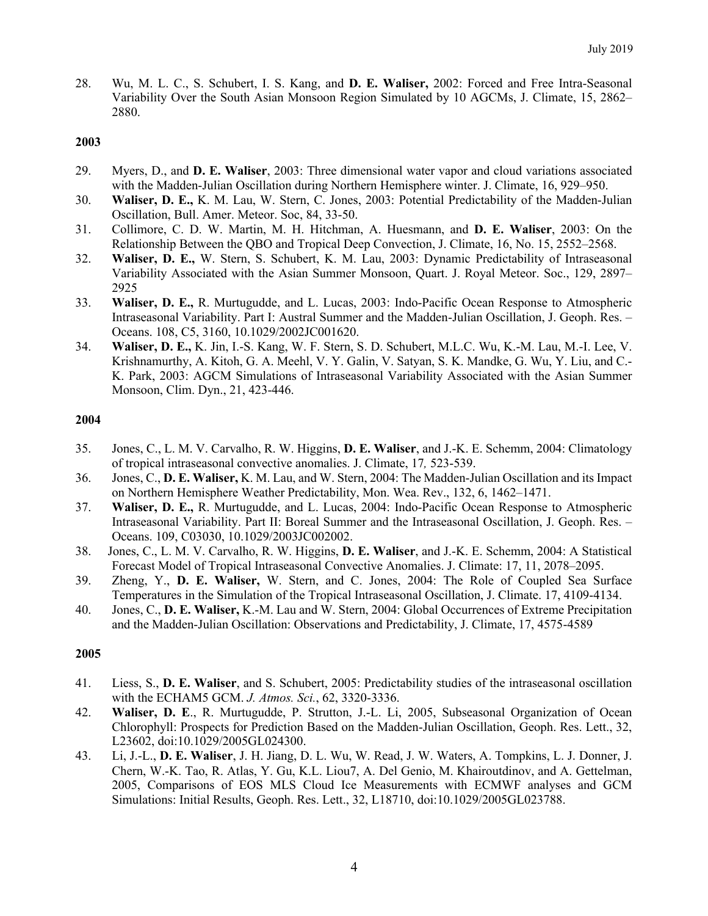28. Wu, M. L. C., S. Schubert, I. S. Kang, and **D. E. Waliser,** 2002: Forced and Free Intra-Seasonal Variability Over the South Asian Monsoon Region Simulated by 10 AGCMs, J. Climate, 15, 2862–2880.

**2003**

29. Myers, D., and **D. E. Waliser**, 2003: Three dimensional water vapor and cloud variations associated with the Madden-Julian Oscillation during Northern Hemisphere winter. J. Climate, 16, 929–950.
30. **Waliser, D. E.,** K. M. Lau, W. Stern, C. Jones, 2003: Potential Predictability of the Madden-Julian Oscillation, Bull. Amer. Meteor. Soc, 84, 33-50.
31. Collimore, C. D. W. Martin, M. H. Hitchman, A. Huesmann, and **D. E. Waliser**, 2003: On the Relationship Between the QBO and Tropical Deep Convection, J. Climate, 16, No. 15, 2552–2568.
32. **Waliser, D. E.,** W. Stern, S. Schubert, K. M. Lau, 2003: Dynamic Predictability of Intraseasonal Variability Associated with the Asian Summer Monsoon, Quart. J. Royal Meteor. Soc., 129, 2897–2925
33. **Waliser, D. E.,** R. Murtugudde, and L. Lucas, 2003: Indo-Pacific Ocean Response to Atmospheric Intraseasonal Variability. Part I: Austral Summer and the Madden-Julian Oscillation, J. Geoph. Res. – Oceans. 108, C5, 3160, 10.1029/2002JC001620.
34. **Waliser, D. E.,** K. Jin, I.-S. Kang, W. F. Stern, S. D. Schubert, M.L.C. Wu, K.-M. Lau, M.-I. Lee, V. Krishnamurthy, A. Kitoh, G. A. Meehl, V. Y. Galin, V. Satyan, S. K. Mandke, G. Wu, Y. Liu, and C.-K. Park, 2003: AGCM Simulations of Intraseasonal Variability Associated with the Asian Summer Monsoon, Clim. Dyn., 21, 423-446.

**2004**

35. Jones, C., L. M. V. Carvalho, R. W. Higgins, **D. E. Waliser**, and J.-K. E. Schemm, 2004: Climatology of tropical intraseasonal convective anomalies. J. Climate, 17*,* 523-539.
36. Jones, C., **D. E. Waliser,** K. M. Lau, and W. Stern, 2004: The Madden-Julian Oscillation and its Impact on Northern Hemisphere Weather Predictability, Mon. Wea. Rev., 132, 6, 1462–1471.
37. **Waliser, D. E.,** R. Murtugudde, and L. Lucas, 2004: Indo-Pacific Ocean Response to Atmospheric Intraseasonal Variability. Part II: Boreal Summer and the Intraseasonal Oscillation, J. Geoph. Res. – Oceans. 109, C03030, 10.1029/2003JC002002.
38. Jones, C., L. M. V. Carvalho, R. W. Higgins, **D. E. Waliser**, and J.-K. E. Schemm, 2004: A Statistical Forecast Model of Tropical Intraseasonal Convective Anomalies. J. Climate: 17, 11, 2078–2095.
39. Zheng, Y., **D. E. Waliser,** W. Stern, and C. Jones, 2004: The Role of Coupled Sea Surface Temperatures in the Simulation of the Tropical Intraseasonal Oscillation, J. Climate. 17, 4109-4134.
40. Jones, C., **D. E. Waliser,** K.-M. Lau and W. Stern, 2004: Global Occurrences of Extreme Precipitation and the Madden-Julian Oscillation: Observations and Predictability, J. Climate, 17, 4575-4589

**2005**

41. Liess, S., **D. E. Waliser**, and S. Schubert, 2005: Predictability studies of the intraseasonal oscillation with the ECHAM5 GCM. *J. Atmos. Sci.*, 62, 3320-3336.
42. **Waliser, D. E**., R. Murtugudde, P. Strutton, J.-L. Li, 2005, Subseasonal Organization of Ocean Chlorophyll: Prospects for Prediction Based on the Madden-Julian Oscillation, Geoph. Res. Lett., 32, L23602, doi:10.1029/2005GL024300.
43. Li, J.-L., **D. E. Waliser**, J. H. Jiang, D. L. Wu, W. Read, J. W. Waters, A. Tompkins, L. J. Donner, J. Chern, W.-K. Tao, R. Atlas, Y. Gu, K.L. Liou7, A. Del Genio, M. Khairoutdinov, and A. Gettelman, 2005, Comparisons of EOS MLS Cloud Ice Measurements with ECMWF analyses and GCM Simulations: Initial Results, Geoph. Res. Lett., 32, L18710, doi:10.1029/2005GL023788.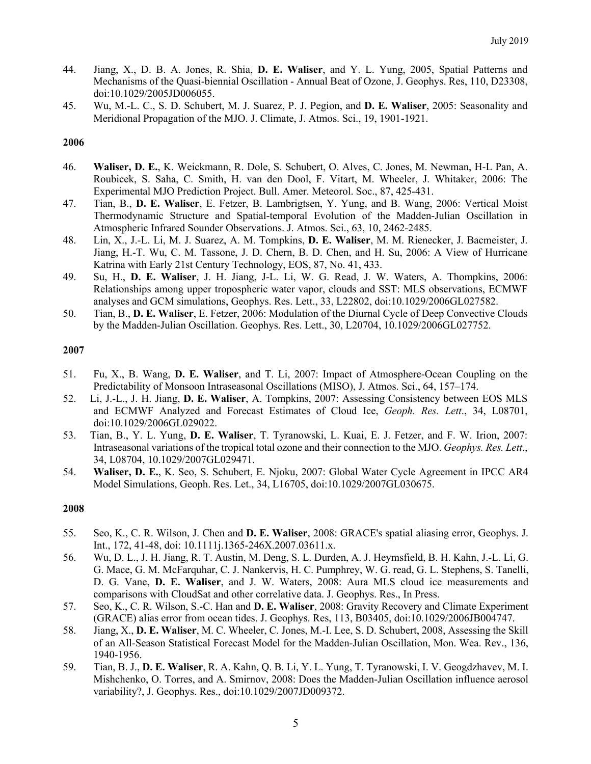44. Jiang, X., D. B. A. Jones, R. Shia, **D. E. Waliser**, and Y. L. Yung, 2005, Spatial Patterns and Mechanisms of the Quasi-biennial Oscillation - Annual Beat of Ozone, J. Geophys. Res, 110, D23308, doi:10.1029/2005JD006055.
45. Wu, M.-L. C., S. D. Schubert, M. J. Suarez, P. J. Pegion, and **D. E. Waliser**, 2005: Seasonality and Meridional Propagation of the MJO. J. Climate, J. Atmos. Sci., 19, 1901-1921.

**2006**

46. **Waliser, D. E.**, K. Weickmann, R. Dole, S. Schubert, O. Alves, C. Jones, M. Newman, H-L Pan, A. Roubicek, S. Saha, C. Smith, H. van den Dool, F. Vitart, M. Wheeler, J. Whitaker, 2006: The Experimental MJO Prediction Project. Bull. Amer. Meteorol. Soc., 87, 425-431.
47. Tian, B., **D. E. Waliser**, E. Fetzer, B. Lambrigtsen, Y. Yung, and B. Wang, 2006: Vertical Moist Thermodynamic Structure and Spatial-temporal Evolution of the Madden-Julian Oscillation in Atmospheric Infrared Sounder Observations. J. Atmos. Sci., 63, 10, 2462-2485.
48. Lin, X., J.-L. Li, M. J. Suarez, A. M. Tompkins, **D. E. Waliser**, M. M. Rienecker, J. Bacmeister, J. Jiang, H.-T. Wu, C. M. Tassone, J. D. Chern, B. D. Chen, and H. Su, 2006: A View of Hurricane Katrina with Early 21st Century Technology, EOS, 87, No. 41, 433.
49. Su, H., **D. E. Waliser**, J. H. Jiang, J-L. Li, W. G. Read, J. W. Waters, A. Thompkins, 2006: Relationships among upper tropospheric water vapor, clouds and SST: MLS observations, ECMWF analyses and GCM simulations, Geophys. Res. Lett., 33, L22802, doi:10.1029/2006GL027582.
50. Tian, B., **D. E. Waliser**, E. Fetzer, 2006: Modulation of the Diurnal Cycle of Deep Convective Clouds by the Madden-Julian Oscillation. Geophys. Res. Lett., 30, L20704, 10.1029/2006GL027752.

**2007**

51. Fu, X., B. Wang, **D. E. Waliser**, and T. Li, 2007: Impact of Atmosphere-Ocean Coupling on the Predictability of Monsoon Intraseasonal Oscillations (MISO), J. Atmos. Sci., 64, 157–174.
52. Li, J.-L., J. H. Jiang, **D. E. Waliser**, A. Tompkins, 2007: Assessing Consistency between EOS MLS and ECMWF Analyzed and Forecast Estimates of Cloud Ice, *Geoph. Res. Lett*., 34, L08701, doi:10.1029/2006GL029022.
53. Tian, B., Y. L. Yung, **D. E. Waliser**, T. Tyranowski, L. Kuai, E. J. Fetzer, and F. W. Irion, 2007: Intraseasonal variations of the tropical total ozone and their connection to the MJO. *Geophys. Res. Lett*., 34, L08704, 10.1029/2007GL029471.
54. **Waliser, D. E.**, K. Seo, S. Schubert, E. Njoku, 2007: Global Water Cycle Agreement in IPCC AR4 Model Simulations, Geoph. Res. Let., 34, L16705, doi:10.1029/2007GL030675.

**2008**

55. Seo, K., C. R. Wilson, J. Chen and **D. E. Waliser**, 2008: GRACE's spatial aliasing error, Geophys. J. Int., 172, 41-48, doi: 10.1111j.1365-246X.2007.03611.x.
56. Wu, D. L., J. H. Jiang, R. T. Austin, M. Deng, S. L. Durden, A. J. Heymsfield, B. H. Kahn, J.-L. Li, G. G. Mace, G. M. McFarquhar, C. J. Nankervis, H. C. Pumphrey, W. G. read, G. L. Stephens, S. Tanelli, D. G. Vane, **D. E. Waliser**, and J. W. Waters, 2008: Aura MLS cloud ice measurements and comparisons with CloudSat and other correlative data. J. Geophys. Res., In Press.
57. Seo, K., C. R. Wilson, S.-C. Han and **D. E. Waliser**, 2008: Gravity Recovery and Climate Experiment (GRACE) alias error from ocean tides. J. Geophys. Res, 113, B03405, doi:10.1029/2006JB004747.
58. Jiang, X., **D. E. Waliser**, M. C. Wheeler, C. Jones, M.-I. Lee, S. D. Schubert, 2008, Assessing the Skill of an All-Season Statistical Forecast Model for the Madden-Julian Oscillation, Mon. Wea. Rev., 136, 1940-1956.
59. Tian, B. J., **D. E. Waliser**, R. A. Kahn, Q. B. Li, Y. L. Yung, T. Tyranowski, I. V. Geogdzhavev, M. I. Mishchenko, O. Torres, and A. Smirnov, 2008: Does the Madden-Julian Oscillation influence aerosol variability?, J. Geophys. Res., doi:10.1029/2007JD009372.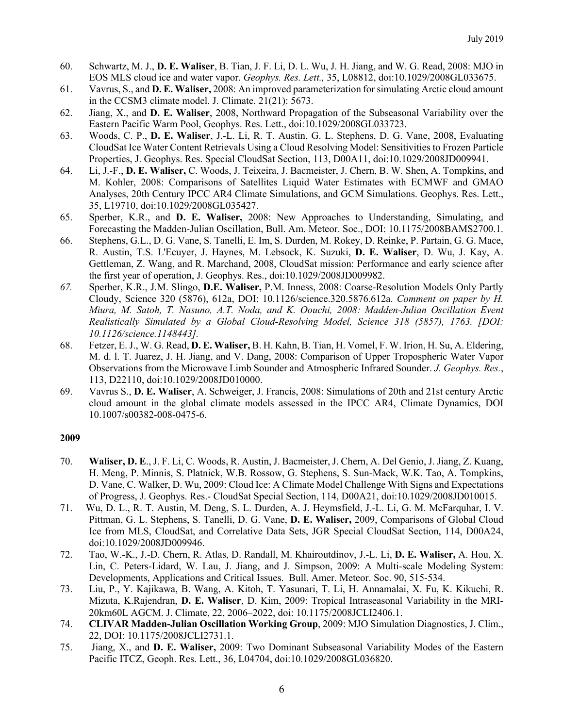60. Schwartz, M. J., **D. E. Waliser**, B. Tian, J. F. Li, D. L. Wu, J. H. Jiang, and W. G. Read, 2008: MJO in EOS MLS cloud ice and water vapor. *Geophys. Res. Lett.,* 35, L08812, doi:10.1029/2008GL033675.
61. Vavrus, S., and **D. E. Waliser,** 2008: An improved parameterization for simulating Arctic cloud amount in the CCSM3 climate model. J. Climate. 21(21): 5673.
62. Jiang, X., and **D. E. Waliser**, 2008, Northward Propagation of the Subseasonal Variability over the Eastern Pacific Warm Pool, Geophys. Res. Lett., doi:10.1029/2008GL033723.
63. Woods, C. P., **D. E. Waliser**, J.-L. Li, R. T. Austin, G. L. Stephens, D. G. Vane, 2008, Evaluating CloudSat Ice Water Content Retrievals Using a Cloud Resolving Model: Sensitivities to Frozen Particle Properties, J. Geophys. Res. Special CloudSat Section, 113, D00A11, doi:10.1029/2008JD009941.
64. Li, J.-F., **D. E. Waliser,** C. Woods, J. Teixeira, J. Bacmeister, J. Chern, B. W. Shen, A. Tompkins, and M. Kohler, 2008: Comparisons of Satellites Liquid Water Estimates with ECMWF and GMAO Analyses, 20th Century IPCC AR4 Climate Simulations, and GCM Simulations. Geophys. Res. Lett., 35, L19710, doi:10.1029/2008GL035427.
65. Sperber, K.R., and **D. E. Waliser,** 2008: New Approaches to Understanding, Simulating, and Forecasting the Madden-Julian Oscillation, Bull. Am. Meteor. Soc., DOI: 10.1175/2008BAMS2700.1.
66. Stephens, G.L., D. G. Vane, S. Tanelli, E. Im, S. Durden, M. Rokey, D. Reinke, P. Partain, G. G. Mace, R. Austin, T.S. L'Ecuyer, J. Haynes, M. Lebsock, K. Suzuki, **D. E. Waliser**, D. Wu, J. Kay, A. Gettleman, Z. Wang, and R. Marchand, 2008, CloudSat mission: Performance and early science after the first year of operation, J. Geophys. Res., doi:10.1029/2008JD009982.
67. Sperber, K.R., J.M. Slingo, **D.E. Waliser,** P.M. Inness, 2008: Coarse-Resolution Models Only Partly Cloudy, Science 320 (5876), 612a, DOI: 10.1126/science.320.5876.612a. *Comment on paper by H. Miura, M. Satoh, T. Nasuno, A.T. Noda, and K. Oouchi, 2008: Madden-Julian Oscillation Event Realistically Simulated by a Global Cloud-Resolving Model, Science 318 (5857), 1763. [DOI: 10.1126/science.1148443].*
68. Fetzer, E. J., W. G. Read, **D. E. Waliser,** B. H. Kahn, B. Tian, H. Vomel, F. W. Irion, H. Su, A. Eldering, M. d. l. T. Juarez, J. H. Jiang, and V. Dang, 2008: Comparison of Upper Tropospheric Water Vapor Observations from the Microwave Limb Sounder and Atmospheric Infrared Sounder. *J. Geophys. Res.*, 113, D22110, doi:10.1029/2008JD010000.
69. Vavrus S., **D. E. Waliser**, A. Schweiger, J. Francis, 2008: Simulations of 20th and 21st century Arctic cloud amount in the global climate models assessed in the IPCC AR4, Climate Dynamics, DOI 10.1007/s00382-008-0475-6.

**2009**

70. **Waliser, D. E**., J. F. Li, C. Woods, R. Austin, J. Bacmeister, J. Chern, A. Del Genio, J. Jiang, Z. Kuang, H. Meng, P. Minnis, S. Platnick, W.B. Rossow, G. Stephens, S. Sun-Mack, W.K. Tao, A. Tompkins, D. Vane, C. Walker, D. Wu, 2009: Cloud Ice: A Climate Model Challenge With Signs and Expectations of Progress, J. Geophys. Res.- CloudSat Special Section, 114, D00A21, doi:10.1029/2008JD010015.
71. Wu, D. L., R. T. Austin, M. Deng, S. L. Durden, A. J. Heymsfield, J.-L. Li, G. M. McFarquhar, I. V. Pittman, G. L. Stephens, S. Tanelli, D. G. Vane, **D. E. Waliser,** 2009, Comparisons of Global Cloud Ice from MLS, CloudSat, and Correlative Data Sets, JGR Special CloudSat Section, 114, D00A24, doi:10.1029/2008JD009946.
72. Tao, W.-K., J.-D. Chern, R. Atlas, D. Randall, M. Khairoutdinov, J.-L. Li, **D. E. Waliser,** A. Hou, X. Lin, C. Peters-Lidard, W. Lau, J. Jiang, and J. Simpson, 2009: A Multi-scale Modeling System: Developments, Applications and Critical Issues. Bull. Amer. Meteor. Soc. 90, 515-534.
73. Liu, P., Y. Kajikawa, B. Wang, A. Kitoh, T. Yasunari, T. Li, H. Annamalai, X. Fu, K. Kikuchi, R. Mizuta, K.Rajendran, **D. E. Waliser**, D. Kim, 2009: Tropical Intraseasonal Variability in the MRI-20km60L AGCM. J. Climate, 22, 2006–2022, doi: 10.1175/2008JCLI2406.1.
74. **CLIVAR Madden-Julian Oscillation Working Group**, 2009: MJO Simulation Diagnostics, J. Clim., 22, DOI: 10.1175/2008JCLI2731.1.
75. Jiang, X., and **D. E. Waliser,** 2009: Two Dominant Subseasonal Variability Modes of the Eastern Pacific ITCZ, Geoph. Res. Lett., 36, L04704, doi:10.1029/2008GL036820.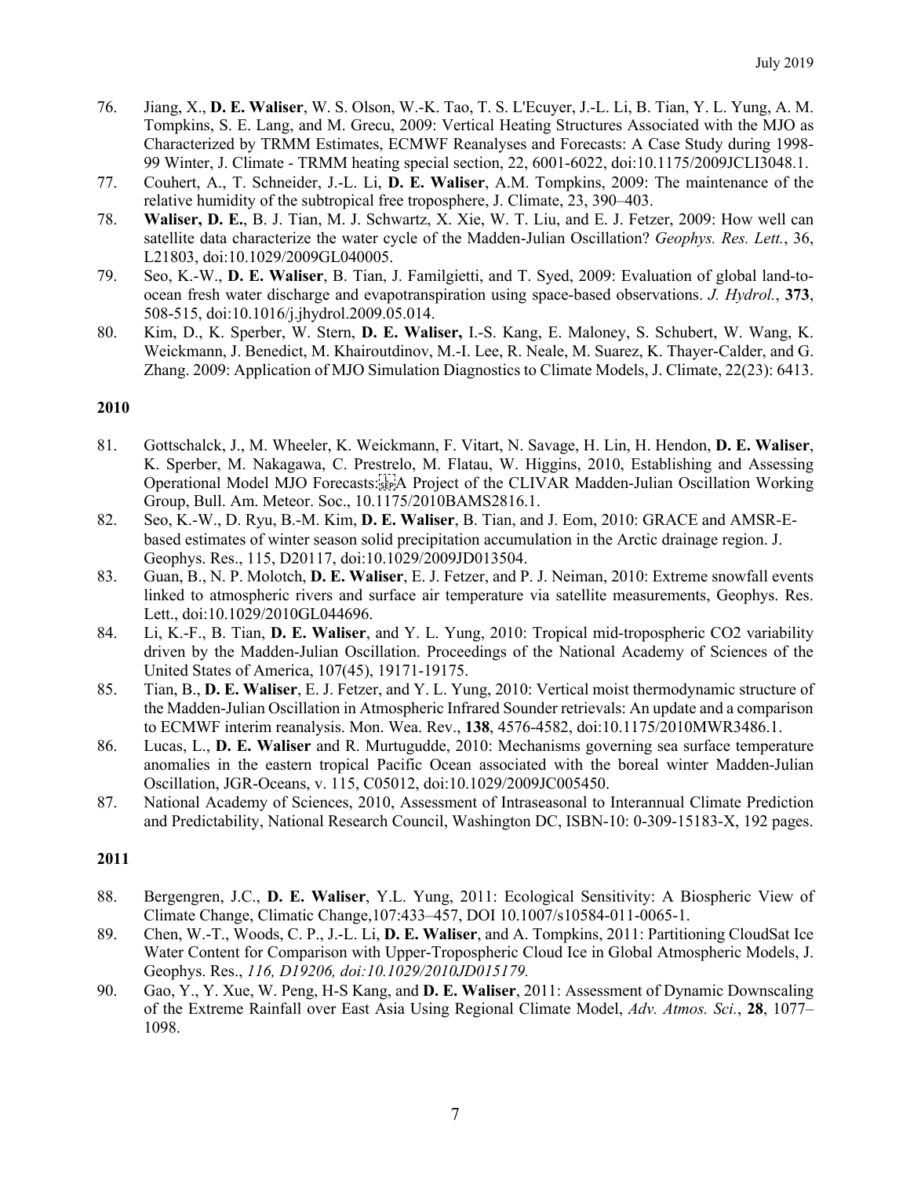76. Jiang, X., **D. E. Waliser**, W. S. Olson, W.-K. Tao, T. S. L'Ecuyer, J.-L. Li, B. Tian, Y. L. Yung, A. M. Tompkins, S. E. Lang, and M. Grecu, 2009: Vertical Heating Structures Associated with the MJO as Characterized by TRMM Estimates, ECMWF Reanalyses and Forecasts: A Case Study during 1998-99 Winter, J. Climate - TRMM heating special section, 22, 6001-6022, doi:10.1175/2009JCLI3048.1.
77. Couhert, A., T. Schneider, J.-L. Li, **D. E. Waliser**, A.M. Tompkins, 2009: The maintenance of the relative humidity of the subtropical free troposphere, J. Climate, 23, 390–403.
78. **Waliser, D. E.**, B. J. Tian, M. J. Schwartz, X. Xie, W. T. Liu, and E. J. Fetzer, 2009: How well can satellite data characterize the water cycle of the Madden-Julian Oscillation? *Geophys. Res. Lett.*, 36, L21803, doi:10.1029/2009GL040005.
79. Seo, K.-W., **D. E. Waliser**, B. Tian, J. Familgietti, and T. Syed, 2009: Evaluation of global land-to-ocean fresh water discharge and evapotranspiration using space-based observations. *J. Hydrol.*, **373**, 508-515, doi:10.1016/j.jhydrol.2009.05.014.
80. Kim, D., K. Sperber, W. Stern, **D. E. Waliser,** I.-S. Kang, E. Maloney, S. Schubert, W. Wang, K. Weickmann, J. Benedict, M. Khairoutdinov, M.-I. Lee, R. Neale, M. Suarez, K. Thayer-Calder, and G. Zhang. 2009: Application of MJO Simulation Diagnostics to Climate Models, J. Climate, 22(23): 6413.

**2010**

81. Gottschalck, J., M. Wheeler, K. Weickmann, F. Vitart, N. Savage, H. Lin, H. Hendon, **D. E. Waliser**, K. Sperber, M. Nakagawa, C. Prestrelo, M. Flatau, W. Higgins, 2010, Establishing and Assessing Operational Model MJO Forecasts: A Project of the CLIVAR Madden-Julian Oscillation Working Group, Bull. Am. Meteor. Soc., 10.1175/2010BAMS2816.1.
82. Seo, K.-W., D. Ryu, B.-M. Kim, **D. E. Waliser**, B. Tian, and J. Eom, 2010: GRACE and AMSR-E-based estimates of winter season solid precipitation accumulation in the Arctic drainage region. J. Geophys. Res., 115, D20117, doi:10.1029/2009JD013504.
83. Guan, B., N. P. Molotch, **D. E. Waliser**, E. J. Fetzer, and P. J. Neiman, 2010: Extreme snowfall events linked to atmospheric rivers and surface air temperature via satellite measurements, Geophys. Res. Lett., doi:10.1029/2010GL044696.
84. Li, K.-F., B. Tian, **D. E. Waliser**, and Y. L. Yung, 2010: Tropical mid-tropospheric CO2 variability driven by the Madden-Julian Oscillation. Proceedings of the National Academy of Sciences of the United States of America, 107(45), 19171-19175.
85. Tian, B., **D. E. Waliser**, E. J. Fetzer, and Y. L. Yung, 2010: Vertical moist thermodynamic structure of the Madden-Julian Oscillation in Atmospheric Infrared Sounder retrievals: An update and a comparison to ECMWF interim reanalysis. Mon. Wea. Rev., **138**, 4576-4582, doi:10.1175/2010MWR3486.1.
86. Lucas, L., **D. E. Waliser** and R. Murtugudde, 2010: Mechanisms governing sea surface temperature anomalies in the eastern tropical Pacific Ocean associated with the boreal winter Madden-Julian Oscillation, JGR-Oceans, v. 115, C05012, doi:10.1029/2009JC005450.
87. National Academy of Sciences, 2010, Assessment of Intraseasonal to Interannual Climate Prediction and Predictability, National Research Council, Washington DC, ISBN-10: 0-309-15183-X, 192 pages.

**2011**

88. Bergengren, J.C., **D. E. Waliser**, Y.L. Yung, 2011: Ecological Sensitivity: A Biospheric View of Climate Change, Climatic Change,107:433–457, DOI 10.1007/s10584-011-0065-1.
89. Chen, W.-T., Woods, C. P., J.-L. Li, **D. E. Waliser**, and A. Tompkins, 2011: Partitioning CloudSat Ice Water Content for Comparison with Upper-Tropospheric Cloud Ice in Global Atmospheric Models, J. Geophys. Res., *116, D19206, doi:10.1029/2010JD015179.*
90. Gao, Y., Y. Xue, W. Peng, H-S Kang, and **D. E. Waliser**, 2011: Assessment of Dynamic Downscaling of the Extreme Rainfall over East Asia Using Regional Climate Model, *Adv. Atmos. Sci.*, **28**, 1077–1098.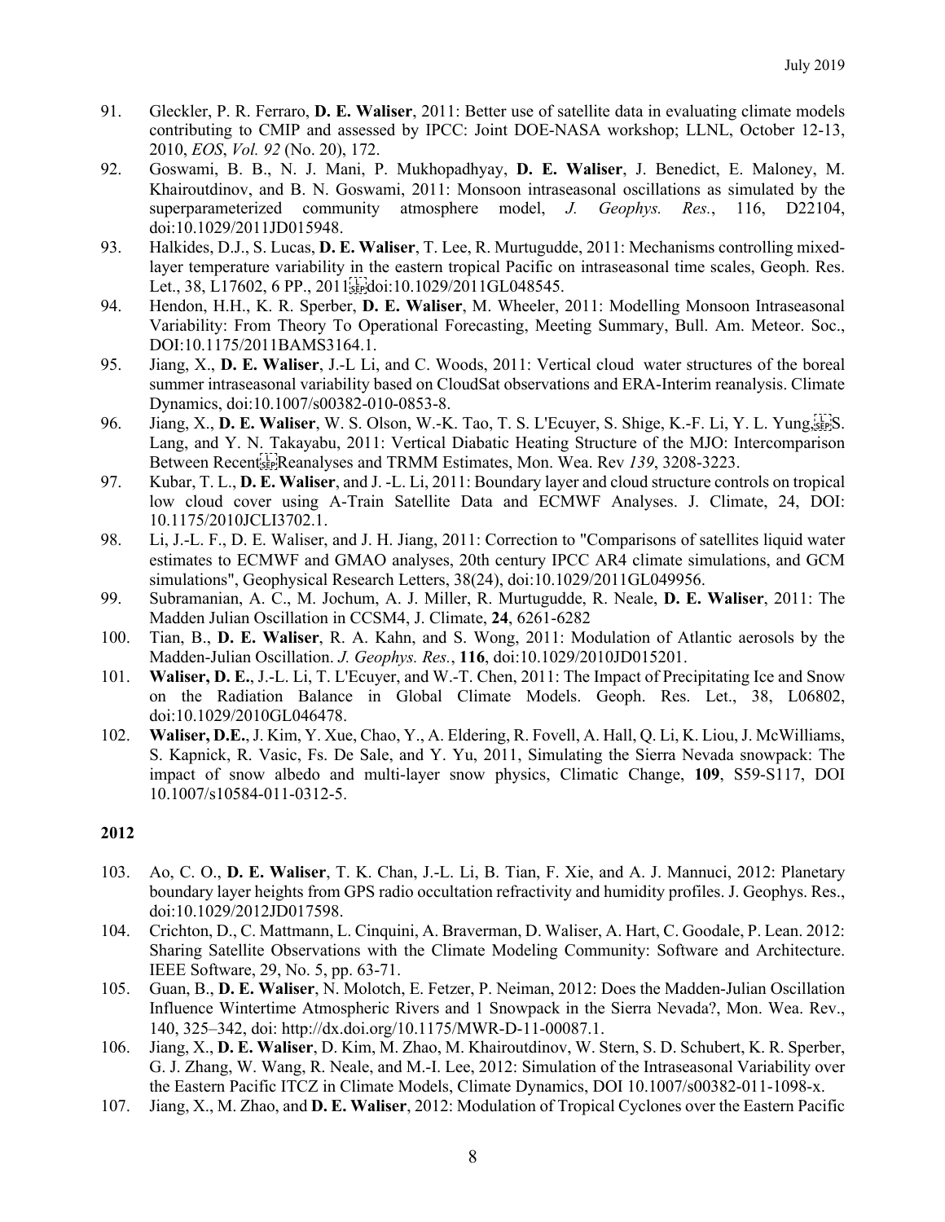91. Gleckler, P. R. Ferraro, **D. E. Waliser**, 2011: Better use of satellite data in evaluating climate models contributing to CMIP and assessed by IPCC: Joint DOE-NASA workshop; LLNL, October 12-13, 2010, *EOS*, *Vol. 92* (No. 20), 172.
92. Goswami, B. B., N. J. Mani, P. Mukhopadhyay, **D. E. Waliser**, J. Benedict, E. Maloney, M. Khairoutdinov, and B. N. Goswami, 2011: Monsoon intraseasonal oscillations as simulated by the superparameterized community atmosphere model, *J. Geophys. Res.*, 116, D22104, doi:10.1029/2011JD015948.
93. Halkides, D.J., S. Lucas, **D. E. Waliser**, T. Lee, R. Murtugudde, 2011: Mechanisms controlling mixed-layer temperature variability in the eastern tropical Pacific on intraseasonal time scales, Geoph. Res. Let., 38, L17602, 6 PP., 2011 doi:10.1029/2011GL048545.
94. Hendon, H.H., K. R. Sperber, **D. E. Waliser**, M. Wheeler, 2011: Modelling Monsoon Intraseasonal Variability: From Theory To Operational Forecasting, Meeting Summary, Bull. Am. Meteor. Soc., DOI:10.1175/2011BAMS3164.1.
95. Jiang, X., **D. E. Waliser**, J.-L Li, and C. Woods, 2011: Vertical cloud water structures of the boreal summer intraseasonal variability based on CloudSat observations and ERA-Interim reanalysis. Climate Dynamics, doi:10.1007/s00382-010-0853-8.
96. Jiang, X., **D. E. Waliser**, W. S. Olson, W.-K. Tao, T. S. L'Ecuyer, S. Shige, K.-F. Li, Y. L. Yung, S. Lang, and Y. N. Takayabu, 2011: Vertical Diabatic Heating Structure of the MJO: Intercomparison Between Recent Reanalyses and TRMM Estimates, Mon. Wea. Rev *139*, 3208-3223.
97. Kubar, T. L., **D. E. Waliser**, and J. -L. Li, 2011: Boundary layer and cloud structure controls on tropical low cloud cover using A-Train Satellite Data and ECMWF Analyses. J. Climate, 24, DOI: 10.1175/2010JCLI3702.1.
98. Li, J.-L. F., D. E. Waliser, and J. H. Jiang, 2011: Correction to "Comparisons of satellites liquid water estimates to ECMWF and GMAO analyses, 20th century IPCC AR4 climate simulations, and GCM simulations", Geophysical Research Letters, 38(24), doi:10.1029/2011GL049956.
99. Subramanian, A. C., M. Jochum, A. J. Miller, R. Murtugudde, R. Neale, **D. E. Waliser**, 2011: The Madden Julian Oscillation in CCSM4, J. Climate, **24**, 6261-6282
100. Tian, B., **D. E. Waliser**, R. A. Kahn, and S. Wong, 2011: Modulation of Atlantic aerosols by the Madden-Julian Oscillation. *J. Geophys. Res.*, **116**, doi:10.1029/2010JD015201.
101. **Waliser, D. E.**, J.-L. Li, T. L'Ecuyer, and W.-T. Chen, 2011: The Impact of Precipitating Ice and Snow on the Radiation Balance in Global Climate Models. Geoph. Res. Let., 38, L06802, doi:10.1029/2010GL046478.
102. **Waliser, D.E.**, J. Kim, Y. Xue, Chao, Y., A. Eldering, R. Fovell, A. Hall, Q. Li, K. Liou, J. McWilliams, S. Kapnick, R. Vasic, Fs. De Sale, and Y. Yu, 2011, Simulating the Sierra Nevada snowpack: The impact of snow albedo and multi-layer snow physics, Climatic Change, **109**, S59-S117, DOI 10.1007/s10584-011-0312-5.

**2012**

103. Ao, C. O., **D. E. Waliser**, T. K. Chan, J.-L. Li, B. Tian, F. Xie, and A. J. Mannuci, 2012: Planetary boundary layer heights from GPS radio occultation refractivity and humidity profiles. J. Geophys. Res., doi:10.1029/2012JD017598.
104. Crichton, D., C. Mattmann, L. Cinquini, A. Braverman, D. Waliser, A. Hart, C. Goodale, P. Lean. 2012: Sharing Satellite Observations with the Climate Modeling Community: Software and Architecture. IEEE Software, 29, No. 5, pp. 63-71.
105. Guan, B., **D. E. Waliser**, N. Molotch, E. Fetzer, P. Neiman, 2012: Does the Madden-Julian Oscillation Influence Wintertime Atmospheric Rivers and 1 Snowpack in the Sierra Nevada?, Mon. Wea. Rev., 140, 325–342, doi: http://dx.doi.org/10.1175/MWR-D-11-00087.1.
106. Jiang, X., **D. E. Waliser**, D. Kim, M. Zhao, M. Khairoutdinov, W. Stern, S. D. Schubert, K. R. Sperber, G. J. Zhang, W. Wang, R. Neale, and M.-I. Lee, 2012: Simulation of the Intraseasonal Variability over the Eastern Pacific ITCZ in Climate Models, Climate Dynamics, DOI 10.1007/s00382-011-1098-x.
107. Jiang, X., M. Zhao, and **D. E. Waliser**, 2012: Modulation of Tropical Cyclones over the Eastern Pacific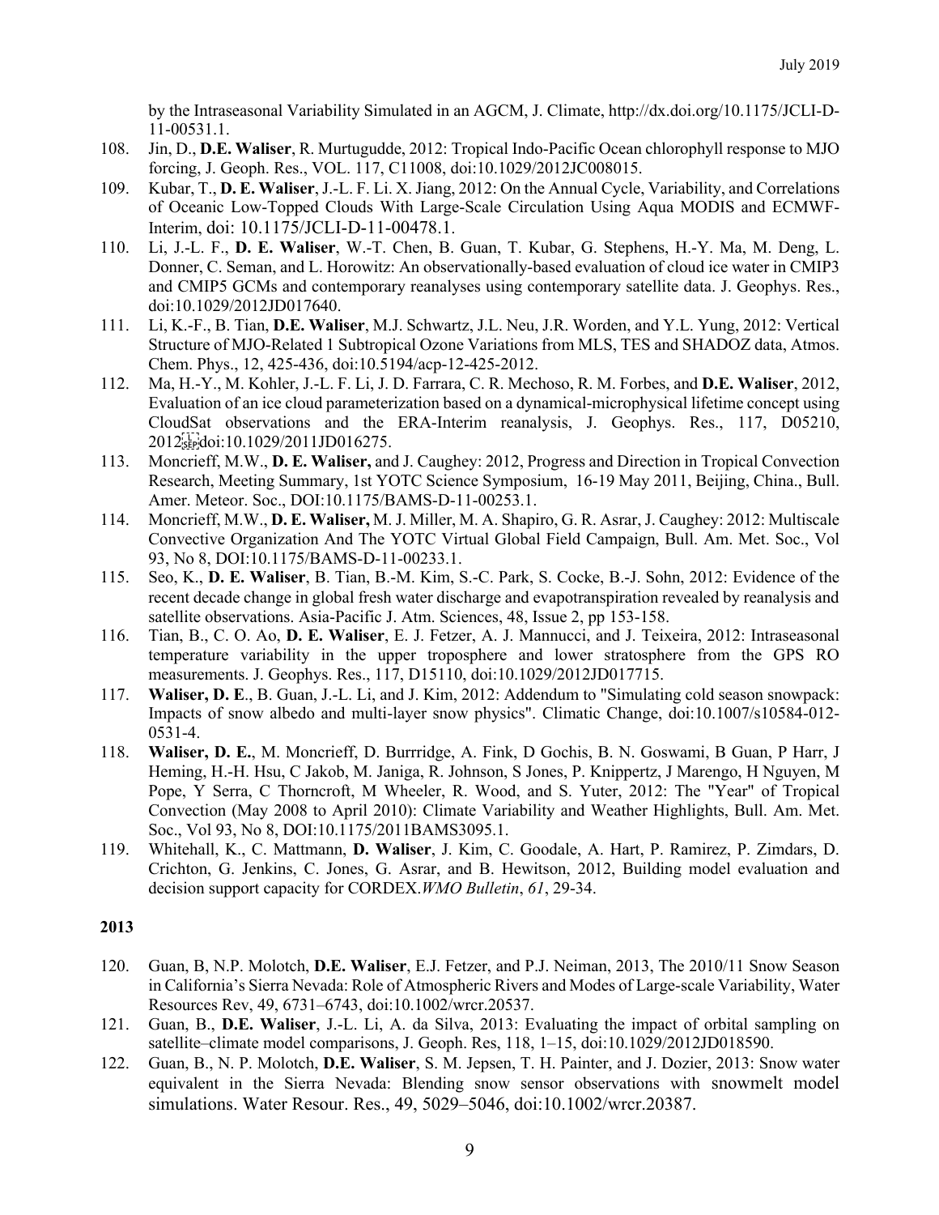by the Intraseasonal Variability Simulated in an AGCM, J. Climate, http://dx.doi.org/10.1175/JCLI-D-11-00531.1.

108. Jin, D., **D.E. Waliser**, R. Murtugudde, 2012: Tropical Indo-Pacific Ocean chlorophyll response to MJO forcing, J. Geoph. Res., VOL. 117, C11008, doi:10.1029/2012JC008015.
109. Kubar, T., **D. E. Waliser**, J.-L. F. Li. X. Jiang, 2012: On the Annual Cycle, Variability, and Correlations of Oceanic Low-Topped Clouds With Large-Scale Circulation Using Aqua MODIS and ECMWF-Interim, doi: 10.1175/JCLI-D-11-00478.1.
110. Li, J.-L. F., **D. E. Waliser**, W.-T. Chen, B. Guan, T. Kubar, G. Stephens, H.-Y. Ma, M. Deng, L. Donner, C. Seman, and L. Horowitz: An observationally-based evaluation of cloud ice water in CMIP3 and CMIP5 GCMs and contemporary reanalyses using contemporary satellite data. J. Geophys. Res., doi:10.1029/2012JD017640.
111. Li, K.-F., B. Tian, **D.E. Waliser**, M.J. Schwartz, J.L. Neu, J.R. Worden, and Y.L. Yung, 2012: Vertical Structure of MJO-Related 1 Subtropical Ozone Variations from MLS, TES and SHADOZ data, Atmos. Chem. Phys., 12, 425-436, doi:10.5194/acp-12-425-2012.
112. Ma, H.-Y., M. Kohler, J.-L. F. Li, J. D. Farrara, C. R. Mechoso, R. M. Forbes, and **D.E. Waliser**, 2012, Evaluation of an ice cloud parameterization based on a dynamical-microphysical lifetime concept using CloudSat observations and the ERA-Interim reanalysis, J. Geophys. Res., 117, D05210, 2012 doi:10.1029/2011JD016275.
113. Moncrieff, M.W., **D. E. Waliser,** and J. Caughey: 2012, Progress and Direction in Tropical Convection Research, Meeting Summary, 1st YOTC Science Symposium, 16-19 May 2011, Beijing, China., Bull. Amer. Meteor. Soc., DOI:10.1175/BAMS-D-11-00253.1.
114. Moncrieff, M.W., **D. E. Waliser,** M. J. Miller, M. A. Shapiro, G. R. Asrar, J. Caughey: 2012: Multiscale Convective Organization And The YOTC Virtual Global Field Campaign, Bull. Am. Met. Soc., Vol 93, No 8, DOI:10.1175/BAMS-D-11-00233.1.
115. Seo, K., **D. E. Waliser**, B. Tian, B.-M. Kim, S.-C. Park, S. Cocke, B.-J. Sohn, 2012: Evidence of the recent decade change in global fresh water discharge and evapotranspiration revealed by reanalysis and satellite observations. Asia-Pacific J. Atm. Sciences, 48, Issue 2, pp 153-158.
116. Tian, B., C. O. Ao, **D. E. Waliser**, E. J. Fetzer, A. J. Mannucci, and J. Teixeira, 2012: Intraseasonal temperature variability in the upper troposphere and lower stratosphere from the GPS RO measurements. J. Geophys. Res., 117, D15110, doi:10.1029/2012JD017715.
117. **Waliser, D. E**., B. Guan, J.-L. Li, and J. Kim, 2012: Addendum to "Simulating cold season snowpack: Impacts of snow albedo and multi-layer snow physics". Climatic Change, doi:10.1007/s10584-012-0531-4.
118. **Waliser, D. E.**, M. Moncrieff, D. Burrridge, A. Fink, D Gochis, B. N. Goswami, B Guan, P Harr, J Heming, H.-H. Hsu, C Jakob, M. Janiga, R. Johnson, S Jones, P. Knippertz, J Marengo, H Nguyen, M Pope, Y Serra, C Thorncroft, M Wheeler, R. Wood, and S. Yuter, 2012: The "Year" of Tropical Convection (May 2008 to April 2010): Climate Variability and Weather Highlights, Bull. Am. Met. Soc., Vol 93, No 8, DOI:10.1175/2011BAMS3095.1.
119. Whitehall, K., C. Mattmann, **D. Waliser**, J. Kim, C. Goodale, A. Hart, P. Ramirez, P. Zimdars, D. Crichton, G. Jenkins, C. Jones, G. Asrar, and B. Hewitson, 2012, Building model evaluation and decision support capacity for CORDEX.*WMO Bulletin*, *61*, 29-34.

**2013**

120. Guan, B, N.P. Molotch, **D.E. Waliser**, E.J. Fetzer, and P.J. Neiman, 2013, The 2010/11 Snow Season in California's Sierra Nevada: Role of Atmospheric Rivers and Modes of Large-scale Variability, Water Resources Rev, 49, 6731–6743, doi:10.1002/wrcr.20537.
121. Guan, B., **D.E. Waliser**, J.-L. Li, A. da Silva, 2013: Evaluating the impact of orbital sampling on satellite–climate model comparisons, J. Geoph. Res, 118, 1–15, doi:10.1029/2012JD018590.
122. Guan, B., N. P. Molotch, **D.E. Waliser**, S. M. Jepsen, T. H. Painter, and J. Dozier, 2013: Snow water equivalent in the Sierra Nevada: Blending snow sensor observations with snowmelt model simulations. Water Resour. Res., 49, 5029–5046, doi:10.1002/wrcr.20387.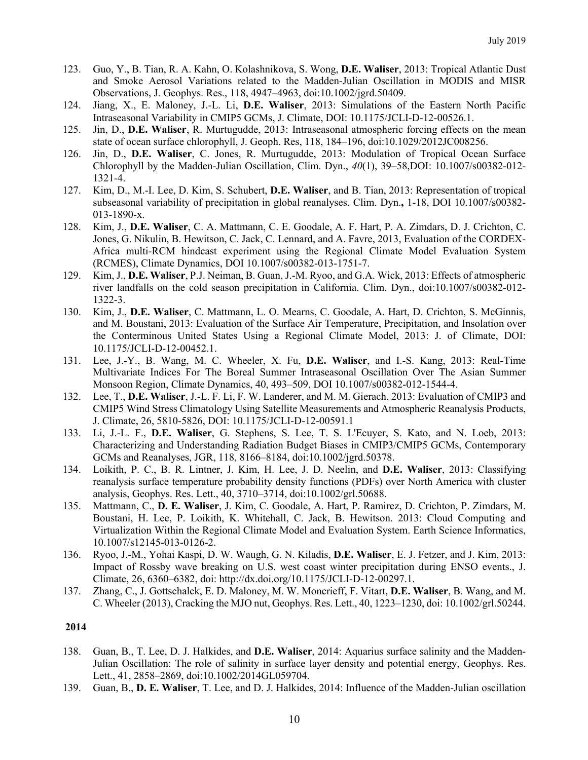123. Guo, Y., B. Tian, R. A. Kahn, O. Kolashnikova, S. Wong, **D.E. Waliser**, 2013: Tropical Atlantic Dust and Smoke Aerosol Variations related to the Madden-Julian Oscillation in MODIS and MISR Observations, J. Geophys. Res., 118, 4947–4963, doi:10.1002/jgrd.50409.
124. Jiang, X., E. Maloney, J.-L. Li, **D.E. Waliser**, 2013: Simulations of the Eastern North Pacific Intraseasonal Variability in CMIP5 GCMs, J. Climate, DOI: 10.1175/JCLI-D-12-00526.1.
125. Jin, D., **D.E. Waliser**, R. Murtugudde, 2013: Intraseasonal atmospheric forcing effects on the mean state of ocean surface chlorophyll, J. Geoph. Res, 118, 184–196, doi:10.1029/2012JC008256.
126. Jin, D., **D.E. Waliser**, C. Jones, R. Murtugudde, 2013: Modulation of Tropical Ocean Surface Chlorophyll by the Madden-Julian Oscillation, Clim. Dyn., *40*(1), 39–58,DOI: 10.1007/s00382-012-1321-4.
127. Kim, D., M.-I. Lee, D. Kim, S. Schubert, **D.E. Waliser**, and B. Tian, 2013: Representation of tropical subseasonal variability of precipitation in global reanalyses. Clim. Dyn**.**, 1-18, DOI 10.1007/s00382-013-1890-x.
128. Kim, J., **D.E. Waliser**, C. A. Mattmann, C. E. Goodale, A. F. Hart, P. A. Zimdars, D. J. Crichton, C. Jones, G. Nikulin, B. Hewitson, C. Jack, C. Lennard, and A. Favre, 2013, Evaluation of the CORDEX-Africa multi-RCM hindcast experiment using the Regional Climate Model Evaluation System (RCMES), Climate Dynamics, DOI 10.1007/s00382-013-1751-7.
129. Kim, J., **D.E. Waliser**, P.J. Neiman, B. Guan, J.-M. Ryoo, and G.A. Wick, 2013: Effects of atmospheric river landfalls on the cold season precipitation in California. Clim. Dyn., doi:10.1007/s00382-012-1322-3.
130. Kim, J., **D.E. Waliser**, C. Mattmann, L. O. Mearns, C. Goodale, A. Hart, D. Crichton, S. McGinnis, and M. Boustani, 2013: Evaluation of the Surface Air Temperature, Precipitation, and Insolation over the Conterminous United States Using a Regional Climate Model, 2013: J. of Climate, DOI: 10.1175/JCLI-D-12-00452.1.
131. Lee, J.-Y., B. Wang, M. C. Wheeler, X. Fu, **D.E. Waliser**, and I.-S. Kang, 2013: Real-Time Multivariate Indices For The Boreal Summer Intraseasonal Oscillation Over The Asian Summer Monsoon Region, Climate Dynamics, 40, 493–509, DOI 10.1007/s00382-012-1544-4.
132. Lee, T., **D.E. Waliser**, J.-L. F. Li, F. W. Landerer, and M. M. Gierach, 2013: Evaluation of CMIP3 and CMIP5 Wind Stress Climatology Using Satellite Measurements and Atmospheric Reanalysis Products, J. Climate, 26, 5810-5826, DOI: 10.1175/JCLI-D-12-00591.1
133. Li, J.-L. F., **D.E. Waliser**, G. Stephens, S. Lee, T. S. L'Ecuyer, S. Kato, and N. Loeb, 2013: Characterizing and Understanding Radiation Budget Biases in CMIP3/CMIP5 GCMs, Contemporary GCMs and Reanalyses, JGR, 118, 8166–8184, doi:10.1002/jgrd.50378.
134. Loikith, P. C., B. R. Lintner, J. Kim, H. Lee, J. D. Neelin, and **D.E. Waliser**, 2013: Classifying reanalysis surface temperature probability density functions (PDFs) over North America with cluster analysis, Geophys. Res. Lett., 40, 3710–3714, doi:10.1002/grl.50688.
135. Mattmann, C., **D. E. Waliser**, J. Kim, C. Goodale, A. Hart, P. Ramirez, D. Crichton, P. Zimdars, M. Boustani, H. Lee, P. Loikith, K. Whitehall, C. Jack, B. Hewitson. 2013: Cloud Computing and Virtualization Within the Regional Climate Model and Evaluation System. Earth Science Informatics, 10.1007/s12145-013-0126-2.
136. Ryoo, J.-M., Yohai Kaspi, D. W. Waugh, G. N. Kiladis, **D.E. Waliser**, E. J. Fetzer, and J. Kim, 2013: Impact of Rossby wave breaking on U.S. west coast winter precipitation during ENSO events., J. Climate, 26, 6360–6382, doi: http://dx.doi.org/10.1175/JCLI-D-12-00297.1.
137. Zhang, C., J. Gottschalck, E. D. Maloney, M. W. Moncrieff, F. Vitart, **D.E. Waliser**, B. Wang, and M. C. Wheeler (2013), Cracking the MJO nut, Geophys. Res. Lett., 40, 1223–1230, doi: 10.1002/grl.50244.

**2014**

138. Guan, B., T. Lee, D. J. Halkides, and **D.E. Waliser**, 2014: Aquarius surface salinity and the Madden-Julian Oscillation: The role of salinity in surface layer density and potential energy, Geophys. Res. Lett., 41, 2858–2869, doi:10.1002/2014GL059704.
139. Guan, B., **D. E. Waliser**, T. Lee, and D. J. Halkides, 2014: Influence of the Madden-Julian oscillation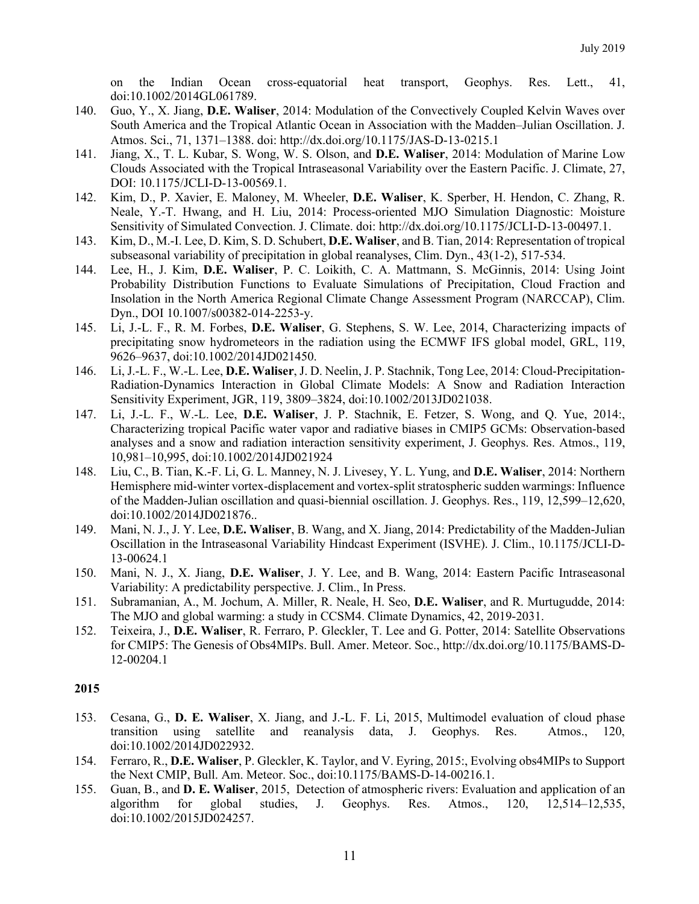on the Indian Ocean cross-equatorial heat transport, Geophys. Res. Lett., 41, doi:10.1002/2014GL061789.

140. Guo, Y., X. Jiang, **D.E. Waliser**, 2014: Modulation of the Convectively Coupled Kelvin Waves over South America and the Tropical Atlantic Ocean in Association with the Madden–Julian Oscillation. J. Atmos. Sci., 71, 1371–1388. doi: http://dx.doi.org/10.1175/JAS-D-13-0215.1
141. Jiang, X., T. L. Kubar, S. Wong, W. S. Olson, and **D.E. Waliser**, 2014: Modulation of Marine Low Clouds Associated with the Tropical Intraseasonal Variability over the Eastern Pacific. J. Climate, 27, DOI: 10.1175/JCLI-D-13-00569.1.
142. Kim, D., P. Xavier, E. Maloney, M. Wheeler, **D.E. Waliser**, K. Sperber, H. Hendon, C. Zhang, R. Neale, Y.-T. Hwang, and H. Liu, 2014: Process-oriented MJO Simulation Diagnostic: Moisture Sensitivity of Simulated Convection. J. Climate. doi: http://dx.doi.org/10.1175/JCLI-D-13-00497.1.
143. Kim, D., M.-I. Lee, D. Kim, S. D. Schubert, **D.E. Waliser**, and B. Tian, 2014: Representation of tropical subseasonal variability of precipitation in global reanalyses, Clim. Dyn., 43(1-2), 517-534.
144. Lee, H., J. Kim, **D.E. Waliser**, P. C. Loikith, C. A. Mattmann, S. McGinnis, 2014: Using Joint Probability Distribution Functions to Evaluate Simulations of Precipitation, Cloud Fraction and Insolation in the North America Regional Climate Change Assessment Program (NARCCAP), Clim. Dyn., DOI 10.1007/s00382-014-2253-y.
145. Li, J.-L. F., R. M. Forbes, **D.E. Waliser**, G. Stephens, S. W. Lee, 2014, Characterizing impacts of precipitating snow hydrometeors in the radiation using the ECMWF IFS global model, GRL, 119, 9626–9637, doi:10.1002/2014JD021450.
146. Li, J.-L. F., W.-L. Lee, **D.E. Waliser**, J. D. Neelin, J. P. Stachnik, Tong Lee, 2014: Cloud-Precipitation-Radiation-Dynamics Interaction in Global Climate Models: A Snow and Radiation Interaction Sensitivity Experiment, JGR, 119, 3809–3824, doi:10.1002/2013JD021038.
147. Li, J.-L. F., W.-L. Lee, **D.E. Waliser**, J. P. Stachnik, E. Fetzer, S. Wong, and Q. Yue, 2014:, Characterizing tropical Pacific water vapor and radiative biases in CMIP5 GCMs: Observation-based analyses and a snow and radiation interaction sensitivity experiment, J. Geophys. Res. Atmos., 119, 10,981–10,995, doi:10.1002/2014JD021924
148. Liu, C., B. Tian, K.-F. Li, G. L. Manney, N. J. Livesey, Y. L. Yung, and **D.E. Waliser**, 2014: Northern Hemisphere mid-winter vortex-displacement and vortex-split stratospheric sudden warmings: Influence of the Madden-Julian oscillation and quasi-biennial oscillation. J. Geophys. Res., 119, 12,599–12,620, doi:10.1002/2014JD021876..
149. Mani, N. J., J. Y. Lee, **D.E. Waliser**, B. Wang, and X. Jiang, 2014: Predictability of the Madden-Julian Oscillation in the Intraseasonal Variability Hindcast Experiment (ISVHE). J. Clim., 10.1175/JCLI-D-13-00624.1
150. Mani, N. J., X. Jiang, **D.E. Waliser**, J. Y. Lee, and B. Wang, 2014: Eastern Pacific Intraseasonal Variability: A predictability perspective. J. Clim., In Press.
151. Subramanian, A., M. Jochum, A. Miller, R. Neale, H. Seo, **D.E. Waliser**, and R. Murtugudde, 2014: The MJO and global warming: a study in CCSM4. Climate Dynamics, 42, 2019-2031.
152. Teixeira, J., **D.E. Waliser**, R. Ferraro, P. Gleckler, T. Lee and G. Potter, 2014: Satellite Observations for CMIP5: The Genesis of Obs4MIPs. Bull. Amer. Meteor. Soc., http://dx.doi.org/10.1175/BAMS-D-12-00204.1

**2015**

153. Cesana, G., **D. E. Waliser**, X. Jiang, and J.-L. F. Li, 2015, Multimodel evaluation of cloud phase transition using satellite and reanalysis data, J. Geophys. Res. Atmos., 120, doi:10.1002/2014JD022932.
154. Ferraro, R., **D.E. Waliser**, P. Gleckler, K. Taylor, and V. Eyring, 2015:, Evolving obs4MIPs to Support the Next CMIP, Bull. Am. Meteor. Soc., doi:10.1175/BAMS-D-14-00216.1.
155. Guan, B., and **D. E. Waliser**, 2015, Detection of atmospheric rivers: Evaluation and application of an algorithm for global studies, J. Geophys. Res. Atmos., 120, 12,514–12,535, doi:10.1002/2015JD024257.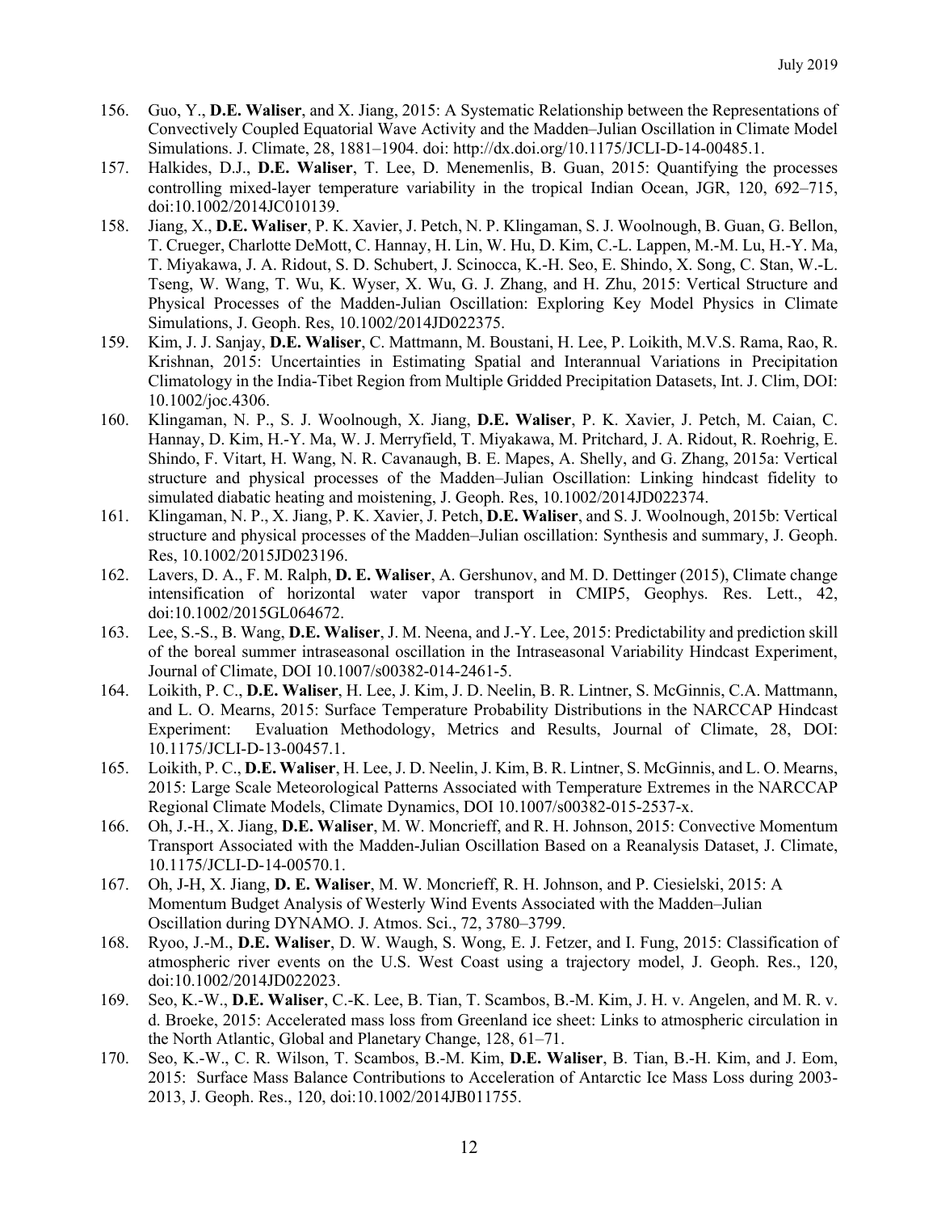156. Guo, Y., **D.E. Waliser**, and X. Jiang, 2015: A Systematic Relationship between the Representations of Convectively Coupled Equatorial Wave Activity and the Madden–Julian Oscillation in Climate Model Simulations. J. Climate, 28, 1881–1904. doi: http://dx.doi.org/10.1175/JCLI-D-14-00485.1.
157. Halkides, D.J., **D.E. Waliser**, T. Lee, D. Menemenlis, B. Guan, 2015: Quantifying the processes controlling mixed-layer temperature variability in the tropical Indian Ocean, JGR, 120, 692–715, doi:10.1002/2014JC010139.
158. Jiang, X., **D.E. Waliser**, P. K. Xavier, J. Petch, N. P. Klingaman, S. J. Woolnough, B. Guan, G. Bellon, T. Crueger, Charlotte DeMott, C. Hannay, H. Lin, W. Hu, D. Kim, C.-L. Lappen, M.-M. Lu, H.-Y. Ma, T. Miyakawa, J. A. Ridout, S. D. Schubert, J. Scinocca, K.-H. Seo, E. Shindo, X. Song, C. Stan, W.-L. Tseng, W. Wang, T. Wu, K. Wyser, X. Wu, G. J. Zhang, and H. Zhu, 2015: Vertical Structure and Physical Processes of the Madden-Julian Oscillation: Exploring Key Model Physics in Climate Simulations, J. Geoph. Res, 10.1002/2014JD022375.
159. Kim, J. J. Sanjay, **D.E. Waliser**, C. Mattmann, M. Boustani, H. Lee, P. Loikith, M.V.S. Rama, Rao, R. Krishnan, 2015: Uncertainties in Estimating Spatial and Interannual Variations in Precipitation Climatology in the India-Tibet Region from Multiple Gridded Precipitation Datasets, Int. J. Clim, DOI: 10.1002/joc.4306.
160. Klingaman, N. P., S. J. Woolnough, X. Jiang, **D.E. Waliser**, P. K. Xavier, J. Petch, M. Caian, C. Hannay, D. Kim, H.-Y. Ma, W. J. Merryfield, T. Miyakawa, M. Pritchard, J. A. Ridout, R. Roehrig, E. Shindo, F. Vitart, H. Wang, N. R. Cavanaugh, B. E. Mapes, A. Shelly, and G. Zhang, 2015a: Vertical structure and physical processes of the Madden–Julian Oscillation: Linking hindcast fidelity to simulated diabatic heating and moistening, J. Geoph. Res, 10.1002/2014JD022374.
161. Klingaman, N. P., X. Jiang, P. K. Xavier, J. Petch, **D.E. Waliser**, and S. J. Woolnough, 2015b: Vertical structure and physical processes of the Madden–Julian oscillation: Synthesis and summary, J. Geoph. Res, 10.1002/2015JD023196.
162. Lavers, D. A., F. M. Ralph, **D. E. Waliser**, A. Gershunov, and M. D. Dettinger (2015), Climate change intensification of horizontal water vapor transport in CMIP5, Geophys. Res. Lett., 42, doi:10.1002/2015GL064672.
163. Lee, S.-S., B. Wang, **D.E. Waliser**, J. M. Neena, and J.-Y. Lee, 2015: Predictability and prediction skill of the boreal summer intraseasonal oscillation in the Intraseasonal Variability Hindcast Experiment, Journal of Climate, DOI 10.1007/s00382-014-2461-5.
164. Loikith, P. C., **D.E. Waliser**, H. Lee, J. Kim, J. D. Neelin, B. R. Lintner, S. McGinnis, C.A. Mattmann, and L. O. Mearns, 2015: Surface Temperature Probability Distributions in the NARCCAP Hindcast Experiment: Evaluation Methodology, Metrics and Results, Journal of Climate, 28, DOI: 10.1175/JCLI-D-13-00457.1.
165. Loikith, P. C., **D.E. Waliser**, H. Lee, J. D. Neelin, J. Kim, B. R. Lintner, S. McGinnis, and L. O. Mearns, 2015: Large Scale Meteorological Patterns Associated with Temperature Extremes in the NARCCAP Regional Climate Models, Climate Dynamics, DOI 10.1007/s00382-015-2537-x.
166. Oh, J.-H., X. Jiang, **D.E. Waliser**, M. W. Moncrieff, and R. H. Johnson, 2015: Convective Momentum Transport Associated with the Madden-Julian Oscillation Based on a Reanalysis Dataset, J. Climate, 10.1175/JCLI-D-14-00570.1.
167. Oh, J-H, X. Jiang, **D. E. Waliser**, M. W. Moncrieff, R. H. Johnson, and P. Ciesielski, 2015: A Momentum Budget Analysis of Westerly Wind Events Associated with the Madden–Julian Oscillation during DYNAMO. J. Atmos. Sci., 72, 3780–3799.
168. Ryoo, J.-M., **D.E. Waliser**, D. W. Waugh, S. Wong, E. J. Fetzer, and I. Fung, 2015: Classification of atmospheric river events on the U.S. West Coast using a trajectory model, J. Geoph. Res., 120, doi:10.1002/2014JD022023.
169. Seo, K.-W., **D.E. Waliser**, C.-K. Lee, B. Tian, T. Scambos, B.-M. Kim, J. H. v. Angelen, and M. R. v. d. Broeke, 2015: Accelerated mass loss from Greenland ice sheet: Links to atmospheric circulation in the North Atlantic, Global and Planetary Change, 128, 61–71.
170. Seo, K.-W., C. R. Wilson, T. Scambos, B.-M. Kim, **D.E. Waliser**, B. Tian, B.-H. Kim, and J. Eom, 2015: Surface Mass Balance Contributions to Acceleration of Antarctic Ice Mass Loss during 2003-2013, J. Geoph. Res., 120, doi:10.1002/2014JB011755.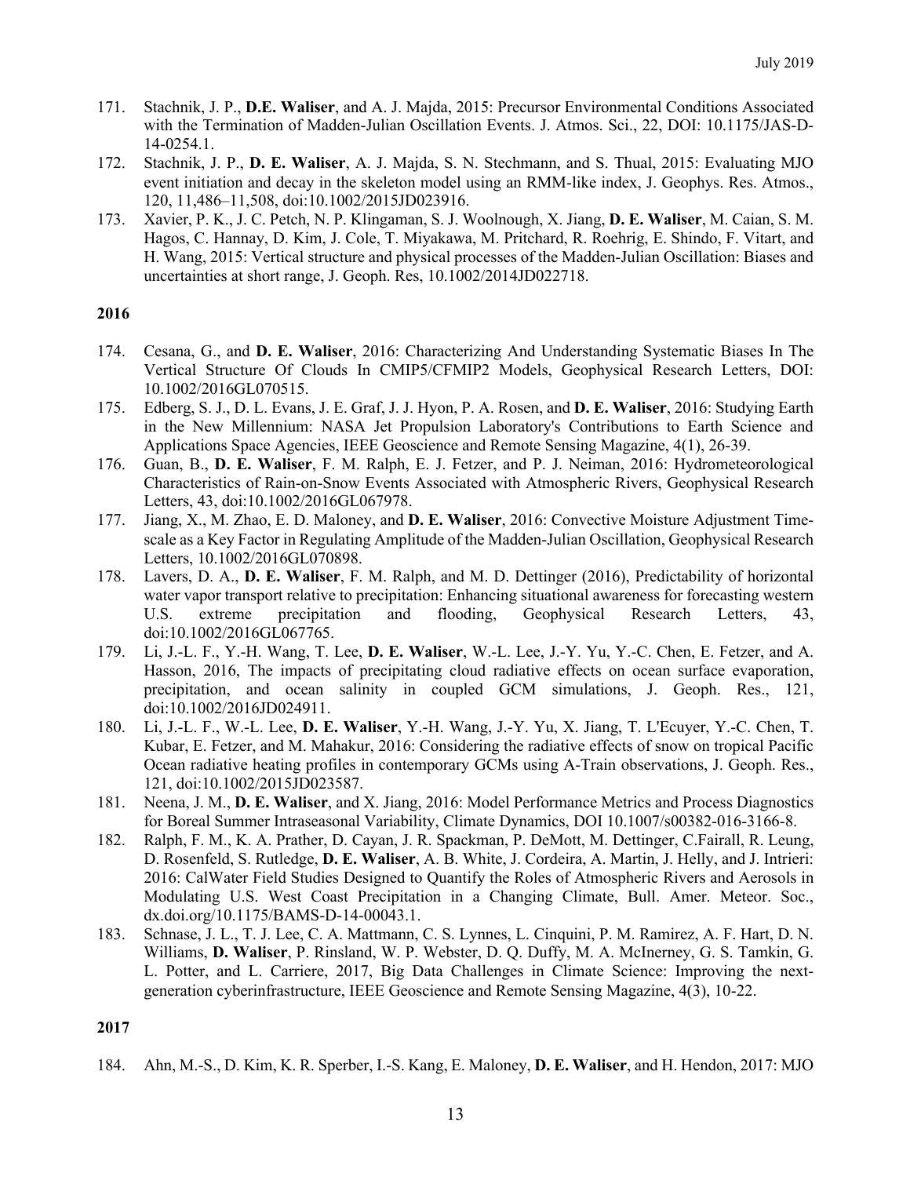171. Stachnik, J. P., **D.E. Waliser**, and A. J. Majda, 2015: Precursor Environmental Conditions Associated with the Termination of Madden-Julian Oscillation Events. J. Atmos. Sci., 22, DOI: 10.1175/JAS-D-14-0254.1.
172. Stachnik, J. P., **D. E. Waliser**, A. J. Majda, S. N. Stechmann, and S. Thual, 2015: Evaluating MJO event initiation and decay in the skeleton model using an RMM-like index, J. Geophys. Res. Atmos., 120, 11,486–11,508, doi:10.1002/2015JD023916.
173. Xavier, P. K., J. C. Petch, N. P. Klingaman, S. J. Woolnough, X. Jiang, **D. E. Waliser**, M. Caian, S. M. Hagos, C. Hannay, D. Kim, J. Cole, T. Miyakawa, M. Pritchard, R. Roehrig, E. Shindo, F. Vitart, and H. Wang, 2015: Vertical structure and physical processes of the Madden-Julian Oscillation: Biases and uncertainties at short range, J. Geoph. Res, 10.1002/2014JD022718.

**2016**

174. Cesana, G., and **D. E. Waliser**, 2016: Characterizing And Understanding Systematic Biases In The Vertical Structure Of Clouds In CMIP5/CFMIP2 Models, Geophysical Research Letters, DOI: 10.1002/2016GL070515.
175. Edberg, S. J., D. L. Evans, J. E. Graf, J. J. Hyon, P. A. Rosen, and **D. E. Waliser**, 2016: Studying Earth in the New Millennium: NASA Jet Propulsion Laboratory's Contributions to Earth Science and Applications Space Agencies, IEEE Geoscience and Remote Sensing Magazine, 4(1), 26-39.
176. Guan, B., **D. E. Waliser**, F. M. Ralph, E. J. Fetzer, and P. J. Neiman, 2016: Hydrometeorological Characteristics of Rain-on-Snow Events Associated with Atmospheric Rivers, Geophysical Research Letters, 43, doi:10.1002/2016GL067978.
177. Jiang, X., M. Zhao, E. D. Maloney, and **D. E. Waliser**, 2016: Convective Moisture Adjustment Time-scale as a Key Factor in Regulating Amplitude of the Madden-Julian Oscillation, Geophysical Research Letters, 10.1002/2016GL070898.
178. Lavers, D. A., **D. E. Waliser**, F. M. Ralph, and M. D. Dettinger (2016), Predictability of horizontal water vapor transport relative to precipitation: Enhancing situational awareness for forecasting western U.S. extreme precipitation and flooding, Geophysical Research Letters, 43, doi:10.1002/2016GL067765.
179. Li, J.-L. F., Y.-H. Wang, T. Lee, **D. E. Waliser**, W.-L. Lee, J.-Y. Yu, Y.-C. Chen, E. Fetzer, and A. Hasson, 2016, The impacts of precipitating cloud radiative effects on ocean surface evaporation, precipitation, and ocean salinity in coupled GCM simulations, J. Geoph. Res., 121, doi:10.1002/2016JD024911.
180. Li, J.-L. F., W.-L. Lee, **D. E. Waliser**, Y.-H. Wang, J.-Y. Yu, X. Jiang, T. L'Ecuyer, Y.-C. Chen, T. Kubar, E. Fetzer, and M. Mahakur, 2016: Considering the radiative effects of snow on tropical Pacific Ocean radiative heating profiles in contemporary GCMs using A-Train observations, J. Geoph. Res., 121, doi:10.1002/2015JD023587.
181. Neena, J. M., **D. E. Waliser**, and X. Jiang, 2016: Model Performance Metrics and Process Diagnostics for Boreal Summer Intraseasonal Variability, Climate Dynamics, DOI 10.1007/s00382-016-3166-8.
182. Ralph, F. M., K. A. Prather, D. Cayan, J. R. Spackman, P. DeMott, M. Dettinger, C.Fairall, R. Leung, D. Rosenfeld, S. Rutledge, **D. E. Waliser**, A. B. White, J. Cordeira, A. Martin, J. Helly, and J. Intrieri: 2016: CalWater Field Studies Designed to Quantify the Roles of Atmospheric Rivers and Aerosols in Modulating U.S. West Coast Precipitation in a Changing Climate, Bull. Amer. Meteor. Soc., dx.doi.org/10.1175/BAMS-D-14-00043.1.
183. Schnase, J. L., T. J. Lee, C. A. Mattmann, C. S. Lynnes, L. Cinquini, P. M. Ramirez, A. F. Hart, D. N. Williams, **D. Waliser**, P. Rinsland, W. P. Webster, D. Q. Duffy, M. A. McInerney, G. S. Tamkin, G. L. Potter, and L. Carriere, 2017, Big Data Challenges in Climate Science: Improving the next-generation cyberinfrastructure, IEEE Geoscience and Remote Sensing Magazine, 4(3), 10-22.

**2017**

184. Ahn, M.-S., D. Kim, K. R. Sperber, I.-S. Kang, E. Maloney, **D. E. Waliser**, and H. Hendon, 2017: MJO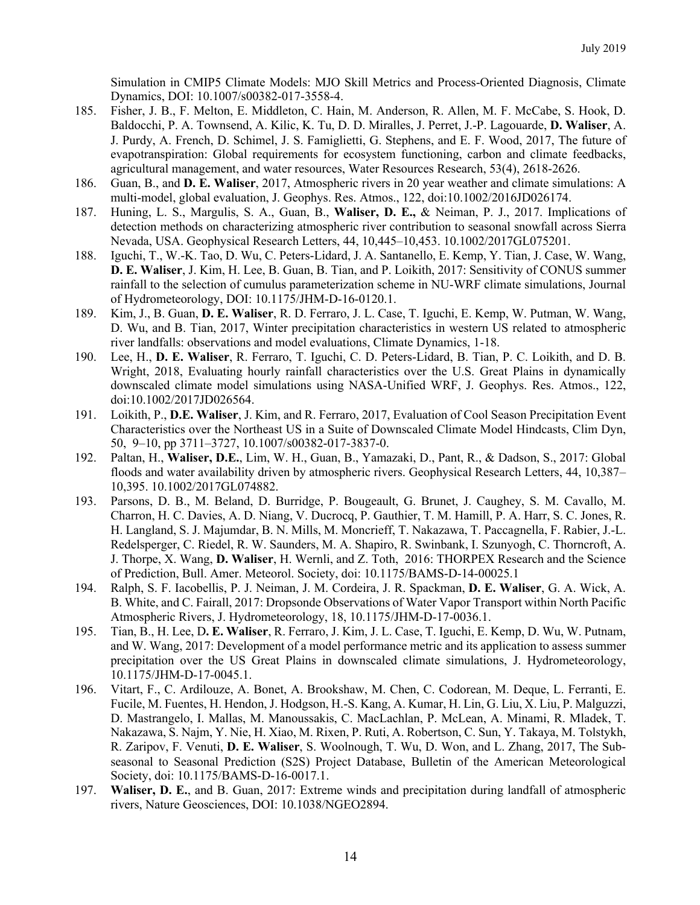Simulation in CMIP5 Climate Models: MJO Skill Metrics and Process-Oriented Diagnosis, Climate Dynamics, DOI: 10.1007/s00382-017-3558-4.

185. Fisher, J. B., F. Melton, E. Middleton, C. Hain, M. Anderson, R. Allen, M. F. McCabe, S. Hook, D. Baldocchi, P. A. Townsend, A. Kilic, K. Tu, D. D. Miralles, J. Perret, J.-P. Lagouarde, **D. Waliser**, A. J. Purdy, A. French, D. Schimel, J. S. Famiglietti, G. Stephens, and E. F. Wood, 2017, The future of evapotranspiration: Global requirements for ecosystem functioning, carbon and climate feedbacks, agricultural management, and water resources, Water Resources Research, 53(4), 2618-2626.
186. Guan, B., and **D. E. Waliser**, 2017, Atmospheric rivers in 20 year weather and climate simulations: A multi-model, global evaluation, J. Geophys. Res. Atmos., 122, doi:10.1002/2016JD026174.
187. Huning, L. S., Margulis, S. A., Guan, B., **Waliser, D. E.,** & Neiman, P. J., 2017. Implications of detection methods on characterizing atmospheric river contribution to seasonal snowfall across Sierra Nevada, USA. Geophysical Research Letters, 44, 10,445–10,453. 10.1002/2017GL075201.
188. Iguchi, T., W.-K. Tao, D. Wu, C. Peters-Lidard, J. A. Santanello, E. Kemp, Y. Tian, J. Case, W. Wang, **D. E. Waliser**, J. Kim, H. Lee, B. Guan, B. Tian, and P. Loikith, 2017: Sensitivity of CONUS summer rainfall to the selection of cumulus parameterization scheme in NU-WRF climate simulations, Journal of Hydrometeorology, DOI: 10.1175/JHM-D-16-0120.1.
189. Kim, J., B. Guan, **D. E. Waliser**, R. D. Ferraro, J. L. Case, T. Iguchi, E. Kemp, W. Putman, W. Wang, D. Wu, and B. Tian, 2017, Winter precipitation characteristics in western US related to atmospheric river landfalls: observations and model evaluations, Climate Dynamics, 1-18.
190. Lee, H., **D. E. Waliser**, R. Ferraro, T. Iguchi, C. D. Peters-Lidard, B. Tian, P. C. Loikith, and D. B. Wright, 2018, Evaluating hourly rainfall characteristics over the U.S. Great Plains in dynamically downscaled climate model simulations using NASA-Unified WRF, J. Geophys. Res. Atmos., 122, doi:10.1002/2017JD026564.
191. Loikith, P., **D.E. Waliser**, J. Kim, and R. Ferraro, 2017, Evaluation of Cool Season Precipitation Event Characteristics over the Northeast US in a Suite of Downscaled Climate Model Hindcasts, Clim Dyn, 50, 9–10, pp 3711–3727, 10.1007/s00382-017-3837-0.
192. Paltan, H., **Waliser, D.E.**, Lim, W. H., Guan, B., Yamazaki, D., Pant, R., & Dadson, S., 2017: Global floods and water availability driven by atmospheric rivers. Geophysical Research Letters, 44, 10,387–10,395. 10.1002/2017GL074882.
193. Parsons, D. B., M. Beland, D. Burridge, P. Bougeault, G. Brunet, J. Caughey, S. M. Cavallo, M. Charron, H. C. Davies, A. D. Niang, V. Ducrocq, P. Gauthier, T. M. Hamill, P. A. Harr, S. C. Jones, R. H. Langland, S. J. Majumdar, B. N. Mills, M. Moncrieff, T. Nakazawa, T. Paccagnella, F. Rabier, J.-L. Redelsperger, C. Riedel, R. W. Saunders, M. A. Shapiro, R. Swinbank, I. Szunyogh, C. Thorncroft, A. J. Thorpe, X. Wang, **D. Waliser**, H. Wernli, and Z. Toth, 2016: THORPEX Research and the Science of Prediction, Bull. Amer. Meteorol. Society, doi: 10.1175/BAMS-D-14-00025.1
194. Ralph, S. F. Iacobellis, P. J. Neiman, J. M. Cordeira, J. R. Spackman, **D. E. Waliser**, G. A. Wick, A. B. White, and C. Fairall, 2017: Dropsonde Observations of Water Vapor Transport within North Pacific Atmospheric Rivers, J. Hydrometeorology, 18, 10.1175/JHM-D-17-0036.1.
195. Tian, B., H. Lee, D**. E. Waliser**, R. Ferraro, J. Kim, J. L. Case, T. Iguchi, E. Kemp, D. Wu, W. Putnam, and W. Wang, 2017: Development of a model performance metric and its application to assess summer precipitation over the US Great Plains in downscaled climate simulations, J. Hydrometeorology, 10.1175/JHM-D-17-0045.1.
196. Vitart, F., C. Ardilouze, A. Bonet, A. Brookshaw, M. Chen, C. Codorean, M. Deque, L. Ferranti, E. Fucile, M. Fuentes, H. Hendon, J. Hodgson, H.-S. Kang, A. Kumar, H. Lin, G. Liu, X. Liu, P. Malguzzi, D. Mastrangelo, I. Mallas, M. Manoussakis, C. MacLachlan, P. McLean, A. Minami, R. Mladek, T. Nakazawa, S. Najm, Y. Nie, H. Xiao, M. Rixen, P. Ruti, A. Robertson, C. Sun, Y. Takaya, M. Tolstykh, R. Zaripov, F. Venuti, **D. E. Waliser**, S. Woolnough, T. Wu, D. Won, and L. Zhang, 2017, The Sub-seasonal to Seasonal Prediction (S2S) Project Database, Bulletin of the American Meteorological Society, doi: 10.1175/BAMS-D-16-0017.1.
197. **Waliser, D. E.**, and B. Guan, 2017: Extreme winds and precipitation during landfall of atmospheric rivers, Nature Geosciences, DOI: 10.1038/NGEO2894.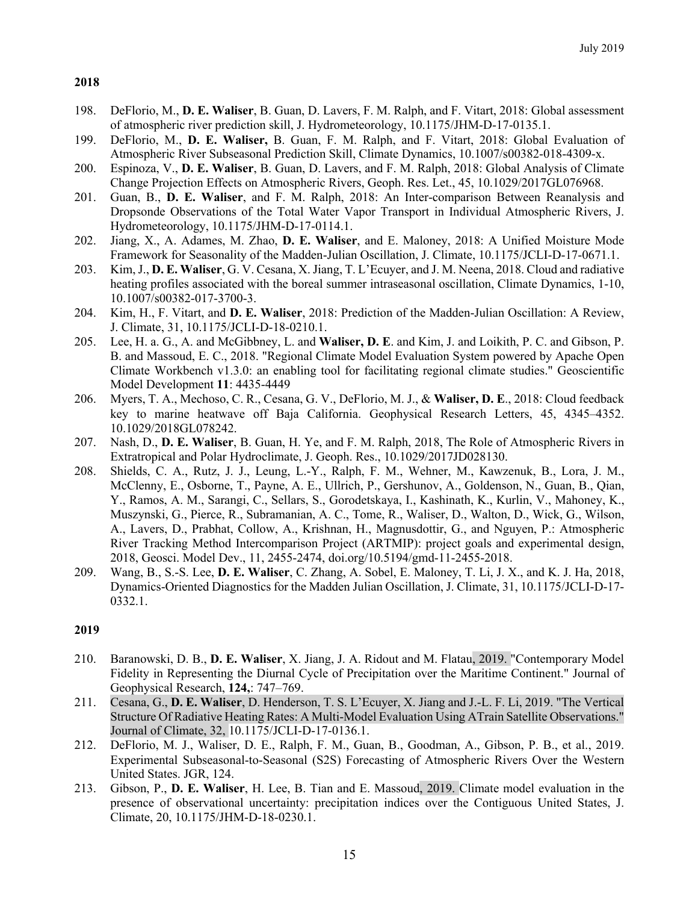**2018**

198. DeFlorio, M., **D. E. Waliser**, B. Guan, D. Lavers, F. M. Ralph, and F. Vitart, 2018: Global assessment of atmospheric river prediction skill, J. Hydrometeorology, 10.1175/JHM-D-17-0135.1.
199. DeFlorio, M., **D. E. Waliser,** B. Guan, F. M. Ralph, and F. Vitart, 2018: Global Evaluation of Atmospheric River Subseasonal Prediction Skill, Climate Dynamics, 10.1007/s00382-018-4309-x.
200. Espinoza, V., **D. E. Waliser**, B. Guan, D. Lavers, and F. M. Ralph, 2018: Global Analysis of Climate Change Projection Effects on Atmospheric Rivers, Geoph. Res. Let., 45, 10.1029/2017GL076968.
201. Guan, B., **D. E. Waliser**, and F. M. Ralph, 2018: An Inter-comparison Between Reanalysis and Dropsonde Observations of the Total Water Vapor Transport in Individual Atmospheric Rivers, J. Hydrometeorology, 10.1175/JHM-D-17-0114.1.
202. Jiang, X., A. Adames, M. Zhao, **D. E. Waliser**, and E. Maloney, 2018: A Unified Moisture Mode Framework for Seasonality of the Madden-Julian Oscillation, J. Climate, 10.1175/JCLI-D-17-0671.1.
203. Kim, J., **D. E. Waliser**, G. V. Cesana, X. Jiang, T. L'Ecuyer, and J. M. Neena, 2018. Cloud and radiative heating profiles associated with the boreal summer intraseasonal oscillation, Climate Dynamics, 1-10, 10.1007/s00382-017-3700-3.
204. Kim, H., F. Vitart, and **D. E. Waliser**, 2018: Prediction of the Madden-Julian Oscillation: A Review, J. Climate, 31, 10.1175/JCLI-D-18-0210.1.
205. Lee, H. a. G., A. and McGibbney, L. and **Waliser, D. E**. and Kim, J. and Loikith, P. C. and Gibson, P. B. and Massoud, E. C., 2018. "Regional Climate Model Evaluation System powered by Apache Open Climate Workbench v1.3.0: an enabling tool for facilitating regional climate studies." Geoscientific Model Development **11**: 4435-4449
206. Myers, T. A., Mechoso, C. R., Cesana, G. V., DeFlorio, M. J., & **Waliser, D. E**., 2018: Cloud feedback key to marine heatwave off Baja California. Geophysical Research Letters, 45, 4345–4352. 10.1029/2018GL078242.
207. Nash, D., **D. E. Waliser**, B. Guan, H. Ye, and F. M. Ralph, 2018, The Role of Atmospheric Rivers in Extratropical and Polar Hydroclimate, J. Geoph. Res., 10.1029/2017JD028130.
208. Shields, C. A., Rutz, J. J., Leung, L.-Y., Ralph, F. M., Wehner, M., Kawzenuk, B., Lora, J. M., McClenny, E., Osborne, T., Payne, A. E., Ullrich, P., Gershunov, A., Goldenson, N., Guan, B., Qian, Y., Ramos, A. M., Sarangi, C., Sellars, S., Gorodetskaya, I., Kashinath, K., Kurlin, V., Mahoney, K., Muszynski, G., Pierce, R., Subramanian, A. C., Tome, R., Waliser, D., Walton, D., Wick, G., Wilson, A., Lavers, D., Prabhat, Collow, A., Krishnan, H., Magnusdottir, G., and Nguyen, P.: Atmospheric River Tracking Method Intercomparison Project (ARTMIP): project goals and experimental design, 2018, Geosci. Model Dev., 11, 2455-2474, doi.org/10.5194/gmd-11-2455-2018.
209. Wang, B., S.-S. Lee, **D. E. Waliser**, C. Zhang, A. Sobel, E. Maloney, T. Li, J. X., and K. J. Ha, 2018, Dynamics-Oriented Diagnostics for the Madden Julian Oscillation, J. Climate, 31, 10.1175/JCLI-D-17-0332.1.

**2019**

210. Baranowski, D. B., **D. E. Waliser**, X. Jiang, J. A. Ridout and M. Flatau, 2019. "Contemporary Model Fidelity in Representing the Diurnal Cycle of Precipitation over the Maritime Continent." Journal of Geophysical Research, **124**,: 747–769.
211. Cesana, G., **D. E. Waliser**, D. Henderson, T. S. L'Ecuyer, X. Jiang and J.-L. F. Li, 2019. "The Vertical Structure Of Radiative Heating Rates: A Multi-Model Evaluation Using ATrain Satellite Observations." Journal of Climate, 32, 10.1175/JCLI-D-17-0136.1.
212. DeFlorio, M. J., Waliser, D. E., Ralph, F. M., Guan, B., Goodman, A., Gibson, P. B., et al., 2019. Experimental Subseasonal-to-Seasonal (S2S) Forecasting of Atmospheric Rivers Over the Western United States. JGR, 124.
213. Gibson, P., **D. E. Waliser**, H. Lee, B. Tian and E. Massoud, 2019. Climate model evaluation in the presence of observational uncertainty: precipitation indices over the Contiguous United States, J. Climate, 20, 10.1175/JHM-D-18-0230.1.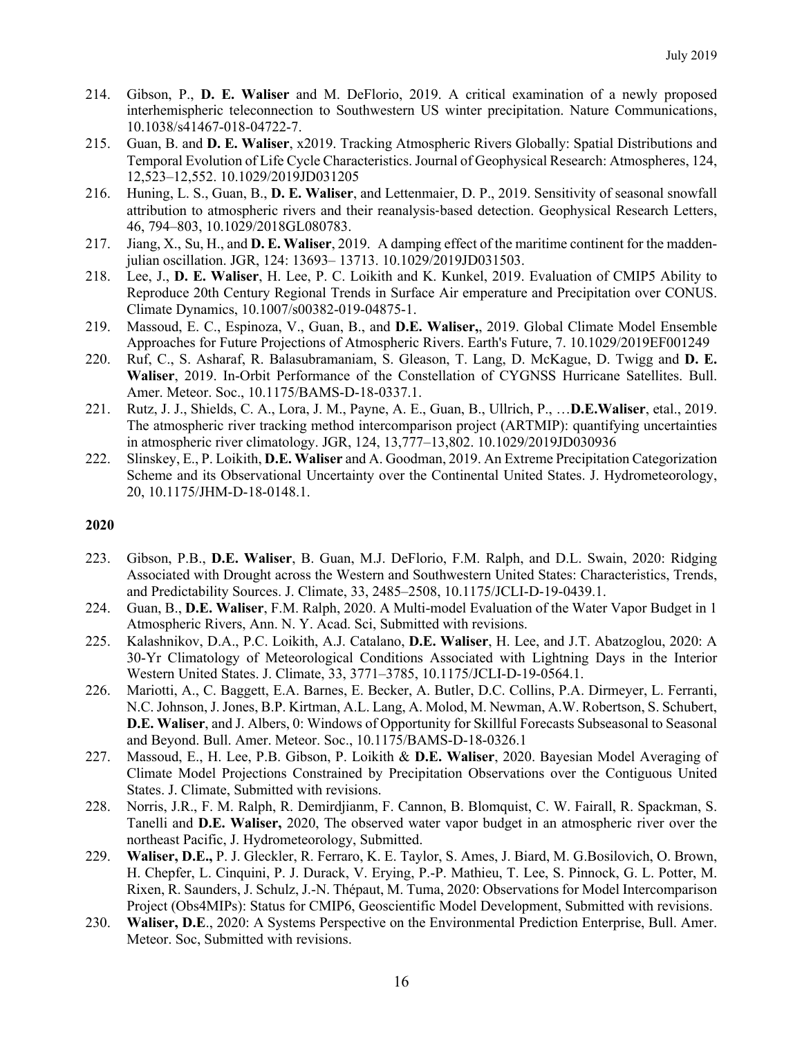214. Gibson, P., **D. E. Waliser** and M. DeFlorio, 2019. A critical examination of a newly proposed interhemispheric teleconnection to Southwestern US winter precipitation. Nature Communications, 10.1038/s41467-018-04722-7.
215. Guan, B. and **D. E. Waliser**, x2019. Tracking Atmospheric Rivers Globally: Spatial Distributions and Temporal Evolution of Life Cycle Characteristics. Journal of Geophysical Research: Atmospheres, 124, 12,523–12,552. 10.1029/2019JD031205
216. Huning, L. S., Guan, B., **D. E. Waliser**, and Lettenmaier, D. P., 2019. Sensitivity of seasonal snowfall attribution to atmospheric rivers and their reanalysis-based detection. Geophysical Research Letters, 46, 794–803, 10.1029/2018GL080783.
217. Jiang, X., Su, H., and **D. E. Waliser**, 2019. A damping effect of the maritime continent for the madden-julian oscillation. JGR, 124: 13693– 13713. 10.1029/2019JD031503.
218. Lee, J., **D. E. Waliser**, H. Lee, P. C. Loikith and K. Kunkel, 2019. Evaluation of CMIP5 Ability to Reproduce 20th Century Regional Trends in Surface Air emperature and Precipitation over CONUS. Climate Dynamics, 10.1007/s00382-019-04875-1.
219. Massoud, E. C., Espinoza, V., Guan, B., and **D.E. Waliser,**, 2019. Global Climate Model Ensemble Approaches for Future Projections of Atmospheric Rivers. Earth's Future, 7. 10.1029/2019EF001249
220. Ruf, C., S. Asharaf, R. Balasubramaniam, S. Gleason, T. Lang, D. McKague, D. Twigg and **D. E. Waliser**, 2019. In-Orbit Performance of the Constellation of CYGNSS Hurricane Satellites. Bull. Amer. Meteor. Soc., 10.1175/BAMS-D-18-0337.1.
221. Rutz, J. J., Shields, C. A., Lora, J. M., Payne, A. E., Guan, B., Ullrich, P., …**D.E.Waliser**, etal., 2019. The atmospheric river tracking method intercomparison project (ARTMIP): quantifying uncertainties in atmospheric river climatology. JGR, 124, 13,777–13,802. 10.1029/2019JD030936
222. Slinskey, E., P. Loikith, **D.E. Waliser** and A. Goodman, 2019. An Extreme Precipitation Categorization Scheme and its Observational Uncertainty over the Continental United States. J. Hydrometeorology, 20, 10.1175/JHM-D-18-0148.1.

**2020**

223. Gibson, P.B., **D.E. Waliser**, B. Guan, M.J. DeFlorio, F.M. Ralph, and D.L. Swain, 2020: Ridging Associated with Drought across the Western and Southwestern United States: Characteristics, Trends, and Predictability Sources. J. Climate, 33, 2485–2508, 10.1175/JCLI-D-19-0439.1.
224. Guan, B., **D.E. Waliser**, F.M. Ralph, 2020. A Multi-model Evaluation of the Water Vapor Budget in 1 Atmospheric Rivers, Ann. N. Y. Acad. Sci, Submitted with revisions.
225. Kalashnikov, D.A., P.C. Loikith, A.J. Catalano, **D.E. Waliser**, H. Lee, and J.T. Abatzoglou, 2020: A 30-Yr Climatology of Meteorological Conditions Associated with Lightning Days in the Interior Western United States. J. Climate, 33, 3771–3785, 10.1175/JCLI-D-19-0564.1.
226. Mariotti, A., C. Baggett, E.A. Barnes, E. Becker, A. Butler, D.C. Collins, P.A. Dirmeyer, L. Ferranti, N.C. Johnson, J. Jones, B.P. Kirtman, A.L. Lang, A. Molod, M. Newman, A.W. Robertson, S. Schubert, **D.E. Waliser**, and J. Albers, 0: Windows of Opportunity for Skillful Forecasts Subseasonal to Seasonal and Beyond. Bull. Amer. Meteor. Soc., 10.1175/BAMS-D-18-0326.1
227. Massoud, E., H. Lee, P.B. Gibson, P. Loikith & **D.E. Waliser**, 2020. Bayesian Model Averaging of Climate Model Projections Constrained by Precipitation Observations over the Contiguous United States. J. Climate, Submitted with revisions.
228. Norris, J.R., F. M. Ralph, R. Demirdjianm, F. Cannon, B. Blomquist, C. W. Fairall, R. Spackman, S. Tanelli and **D.E. Waliser,** 2020, The observed water vapor budget in an atmospheric river over the northeast Pacific, J. Hydrometeorology, Submitted.
229. **Waliser, D.E.,** P. J. Gleckler, R. Ferraro, K. E. Taylor, S. Ames, J. Biard, M. G.Bosilovich, O. Brown, H. Chepfer, L. Cinquini, P. J. Durack, V. Erying, P.-P. Mathieu, T. Lee, S. Pinnock, G. L. Potter, M. Rixen, R. Saunders, J. Schulz, J.-N. Thépaut, M. Tuma, 2020: Observations for Model Intercomparison Project (Obs4MIPs): Status for CMIP6, Geoscientific Model Development, Submitted with revisions.
230. **Waliser, D.E**., 2020: A Systems Perspective on the Environmental Prediction Enterprise, Bull. Amer. Meteor. Soc, Submitted with revisions.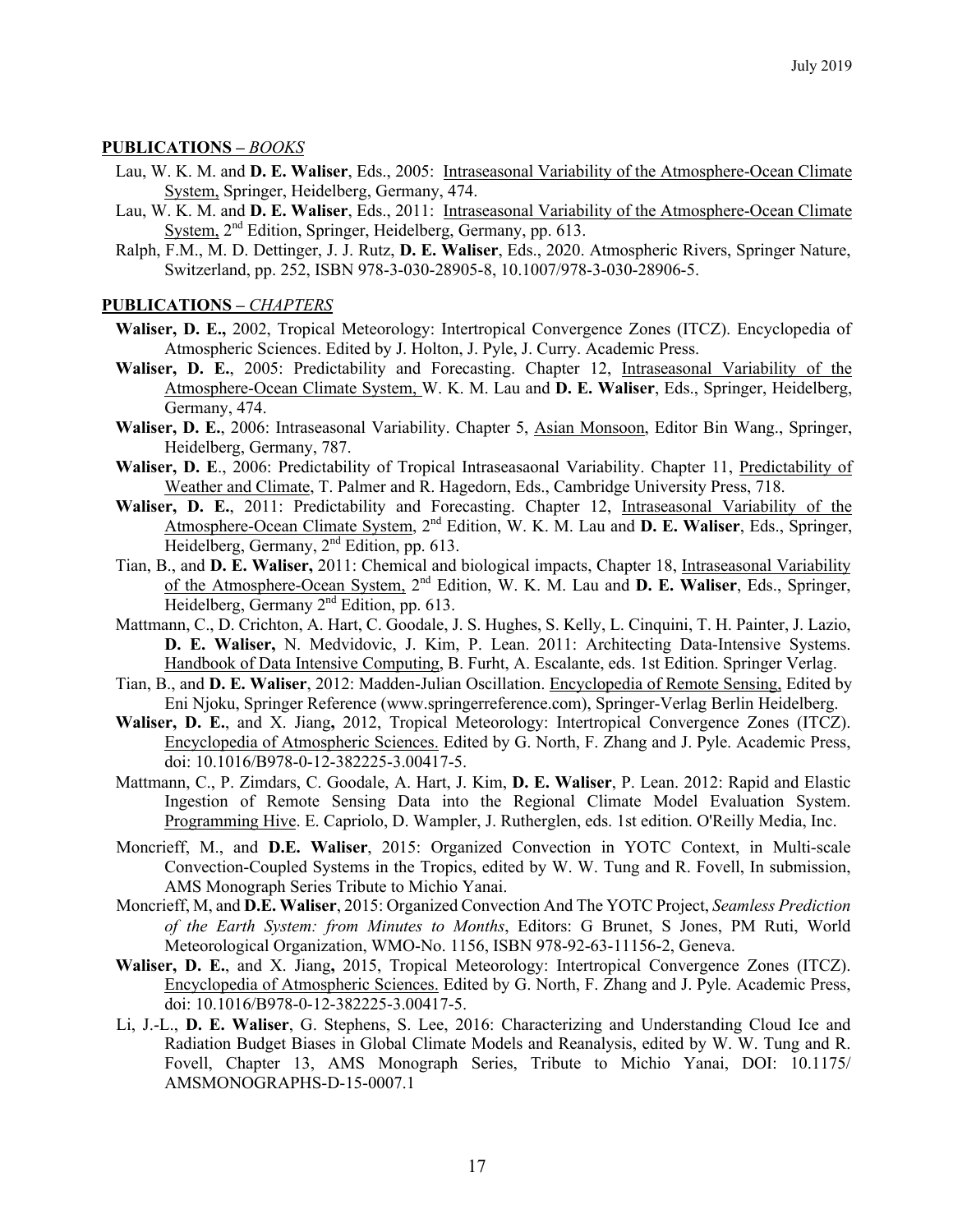**PUBLICATIONS –** ***BOOKS***

- Lau, W. K. M. and **D. E. Waliser**, Eds., 2005: Intraseasonal Variability of the Atmosphere-Ocean Climate System, Springer, Heidelberg, Germany, 474.
- Lau, W. K. M. and **D. E. Waliser**, Eds., 2011: Intraseasonal Variability of the Atmosphere-Ocean Climate System, 2nd Edition, Springer, Heidelberg, Germany, pp. 613.
- Ralph, F.M., M. D. Dettinger, J. J. Rutz, **D. E. Waliser**, Eds., 2020. Atmospheric Rivers, Springer Nature, Switzerland, pp. 252, ISBN 978-3-030-28905-8, 10.1007/978-3-030-28906-5.

**PUBLICATIONS –** ***CHAPTERS***

- **Waliser, D. E.,** 2002, Tropical Meteorology: Intertropical Convergence Zones (ITCZ). Encyclopedia of Atmospheric Sciences. Edited by J. Holton, J. Pyle, J. Curry. Academic Press.
- **Waliser, D. E.**, 2005: Predictability and Forecasting. Chapter 12, Intraseasonal Variability of the Atmosphere-Ocean Climate System, W. K. M. Lau and **D. E. Waliser**, Eds., Springer, Heidelberg, Germany, 474.
- **Waliser, D. E.**, 2006: Intraseasonal Variability. Chapter 5, Asian Monsoon, Editor Bin Wang., Springer, Heidelberg, Germany, 787.
- **Waliser, D. E**., 2006: Predictability of Tropical Intraseasaonal Variability. Chapter 11, Predictability of Weather and Climate, T. Palmer and R. Hagedorn, Eds., Cambridge University Press, 718.
- **Waliser, D. E.**, 2011: Predictability and Forecasting. Chapter 12, Intraseasonal Variability of the Atmosphere-Ocean Climate System, 2nd Edition, W. K. M. Lau and **D. E. Waliser**, Eds., Springer, Heidelberg, Germany, 2nd Edition, pp. 613.
- Tian, B., and **D. E. Waliser,** 2011: Chemical and biological impacts, Chapter 18, Intraseasonal Variability of the Atmosphere-Ocean System, 2nd Edition, W. K. M. Lau and **D. E. Waliser**, Eds., Springer, Heidelberg, Germany 2nd Edition, pp. 613.
- Mattmann, C., D. Crichton, A. Hart, C. Goodale, J. S. Hughes, S. Kelly, L. Cinquini, T. H. Painter, J. Lazio, **D. E. Waliser,** N. Medvidovic, J. Kim, P. Lean. 2011: Architecting Data-Intensive Systems. Handbook of Data Intensive Computing, B. Furht, A. Escalante, eds. 1st Edition. Springer Verlag.
- Tian, B., and **D. E. Waliser**, 2012: Madden-Julian Oscillation. Encyclopedia of Remote Sensing, Edited by Eni Njoku, Springer Reference (www.springerreference.com), Springer-Verlag Berlin Heidelberg.
- **Waliser, D. E.**, and X. Jiang**,** 2012, Tropical Meteorology: Intertropical Convergence Zones (ITCZ). Encyclopedia of Atmospheric Sciences. Edited by G. North, F. Zhang and J. Pyle. Academic Press, doi: 10.1016/B978-0-12-382225-3.00417-5.
- Mattmann, C., P. Zimdars, C. Goodale, A. Hart, J. Kim, **D. E. Waliser**, P. Lean. 2012: Rapid and Elastic Ingestion of Remote Sensing Data into the Regional Climate Model Evaluation System. Programming Hive. E. Capriolo, D. Wampler, J. Rutherglen, eds. 1st edition. O'Reilly Media, Inc.
- Moncrieff, M., and **D.E. Waliser**, 2015: Organized Convection in YOTC Context, in Multi-scale Convection-Coupled Systems in the Tropics, edited by W. W. Tung and R. Fovell, In submission, AMS Monograph Series Tribute to Michio Yanai.
- Moncrieff, M, and **D.E. Waliser**, 2015: Organized Convection And The YOTC Project, *Seamless Prediction of the Earth System: from Minutes to Months*, Editors: G Brunet, S Jones, PM Ruti, World Meteorological Organization, WMO-No. 1156, ISBN 978-92-63-11156-2, Geneva.
- **Waliser, D. E.**, and X. Jiang**,** 2015, Tropical Meteorology: Intertropical Convergence Zones (ITCZ). Encyclopedia of Atmospheric Sciences. Edited by G. North, F. Zhang and J. Pyle. Academic Press, doi: 10.1016/B978-0-12-382225-3.00417-5.
- Li, J.-L., **D. E. Waliser**, G. Stephens, S. Lee, 2016: Characterizing and Understanding Cloud Ice and Radiation Budget Biases in Global Climate Models and Reanalysis, edited by W. W. Tung and R. Fovell, Chapter 13, AMS Monograph Series, Tribute to Michio Yanai, DOI: 10.1175/ AMSMONOGRAPHS-D-15-0007.1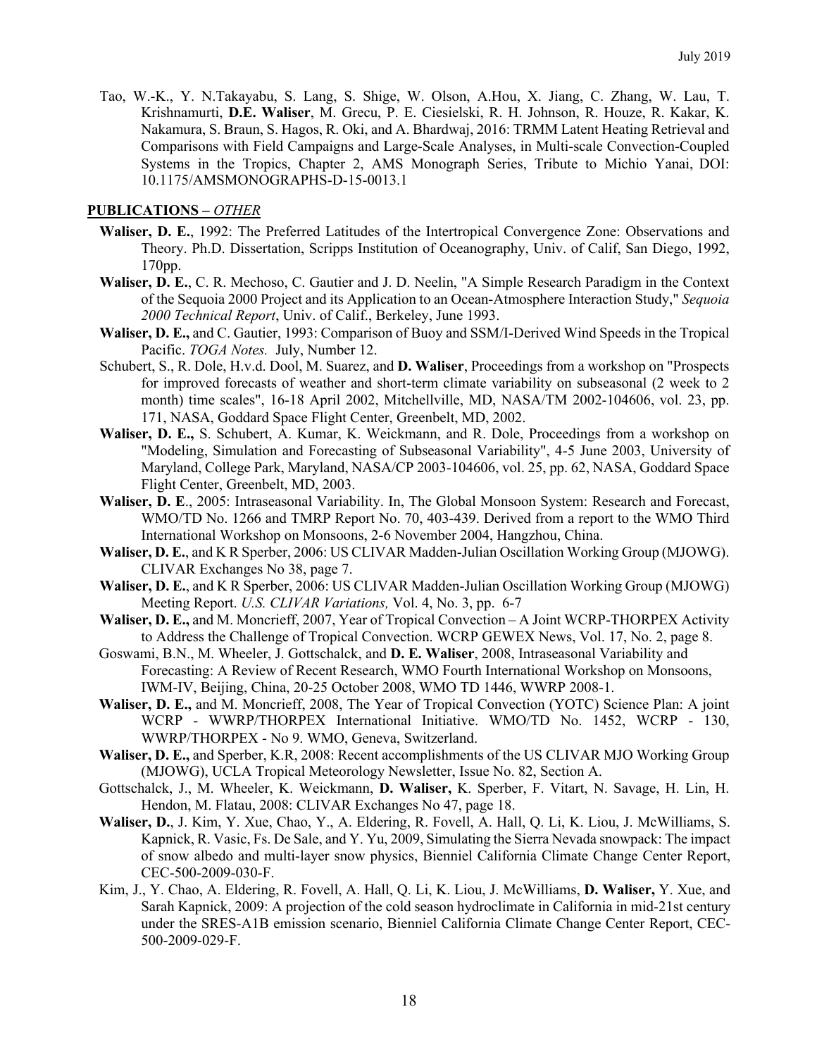Tao, W.-K., Y. N.Takayabu, S. Lang, S. Shige, W. Olson, A.Hou, X. Jiang, C. Zhang, W. Lau, T. Krishnamurti, **D.E. Waliser**, M. Grecu, P. E. Ciesielski, R. H. Johnson, R. Houze, R. Kakar, K. Nakamura, S. Braun, S. Hagos, R. Oki, and A. Bhardwaj, 2016: TRMM Latent Heating Retrieval and Comparisons with Field Campaigns and Large-Scale Analyses, in Multi-scale Convection-Coupled Systems in the Tropics, Chapter 2, AMS Monograph Series, Tribute to Michio Yanai, DOI: 10.1175/AMSMONOGRAPHS-D-15-0013.1

**PUBLICATIONS –** ***OTHER***

**Waliser, D. E.**, 1992: The Preferred Latitudes of the Intertropical Convergence Zone: Observations and Theory. Ph.D. Dissertation, Scripps Institution of Oceanography, Univ. of Calif, San Diego, 1992, 170pp.

**Waliser, D. E.**, C. R. Mechoso, C. Gautier and J. D. Neelin, "A Simple Research Paradigm in the Context of the Sequoia 2000 Project and its Application to an Ocean-Atmosphere Interaction Study," *Sequoia 2000 Technical Report*, Univ. of Calif., Berkeley, June 1993.

**Waliser, D. E.,** and C. Gautier, 1993: Comparison of Buoy and SSM/I-Derived Wind Speeds in the Tropical Pacific. *TOGA Notes.* July, Number 12.

Schubert, S., R. Dole, H.v.d. Dool, M. Suarez, and **D. Waliser**, Proceedings from a workshop on "Prospects for improved forecasts of weather and short-term climate variability on subseasonal (2 week to 2 month) time scales", 16-18 April 2002, Mitchellville, MD, NASA/TM 2002-104606, vol. 23, pp. 171, NASA, Goddard Space Flight Center, Greenbelt, MD, 2002.

**Waliser, D. E.,** S. Schubert, A. Kumar, K. Weickmann, and R. Dole, Proceedings from a workshop on "Modeling, Simulation and Forecasting of Subseasonal Variability", 4-5 June 2003, University of Maryland, College Park, Maryland, NASA/CP 2003-104606, vol. 25, pp. 62, NASA, Goddard Space Flight Center, Greenbelt, MD, 2003.

**Waliser, D. E**., 2005: Intraseasonal Variability. In, The Global Monsoon System: Research and Forecast, WMO/TD No. 1266 and TMRP Report No. 70, 403-439. Derived from a report to the WMO Third International Workshop on Monsoons, 2-6 November 2004, Hangzhou, China.

**Waliser, D. E.**, and K R Sperber, 2006: US CLIVAR Madden-Julian Oscillation Working Group (MJOWG). CLIVAR Exchanges No 38, page 7.

**Waliser, D. E.**, and K R Sperber, 2006: US CLIVAR Madden-Julian Oscillation Working Group (MJOWG) Meeting Report. *U.S. CLIVAR Variations,* Vol. 4, No. 3, pp. 6-7

**Waliser, D. E.,** and M. Moncrieff, 2007, Year of Tropical Convection – A Joint WCRP-THORPEX Activity to Address the Challenge of Tropical Convection. WCRP GEWEX News, Vol. 17, No. 2, page 8.

Goswami, B.N., M. Wheeler, J. Gottschalck, and **D. E. Waliser**, 2008, Intraseasonal Variability and Forecasting: A Review of Recent Research, WMO Fourth International Workshop on Monsoons, IWM-IV, Beijing, China, 20-25 October 2008, WMO TD 1446, WWRP 2008-1.

**Waliser, D. E.,** and M. Moncrieff, 2008, The Year of Tropical Convection (YOTC) Science Plan: A joint WCRP - WWRP/THORPEX International Initiative. WMO/TD No. 1452, WCRP - 130, WWRP/THORPEX - No 9. WMO, Geneva, Switzerland.

**Waliser, D. E.,** and Sperber, K.R, 2008: Recent accomplishments of the US CLIVAR MJO Working Group (MJOWG), UCLA Tropical Meteorology Newsletter, Issue No. 82, Section A.

Gottschalck, J., M. Wheeler, K. Weickmann, **D. Waliser,** K. Sperber, F. Vitart, N. Savage, H. Lin, H. Hendon, M. Flatau, 2008: CLIVAR Exchanges No 47, page 18.

**Waliser, D.**, J. Kim, Y. Xue, Chao, Y., A. Eldering, R. Fovell, A. Hall, Q. Li, K. Liou, J. McWilliams, S. Kapnick, R. Vasic, Fs. De Sale, and Y. Yu, 2009, Simulating the Sierra Nevada snowpack: The impact of snow albedo and multi-layer snow physics, Bienniel California Climate Change Center Report, CEC-500-2009-030-F.

Kim, J., Y. Chao, A. Eldering, R. Fovell, A. Hall, Q. Li, K. Liou, J. McWilliams, **D. Waliser,** Y. Xue, and Sarah Kapnick, 2009: A projection of the cold season hydroclimate in California in mid-21st century under the SRES-A1B emission scenario, Bienniel California Climate Change Center Report, CEC-500-2009-029-F.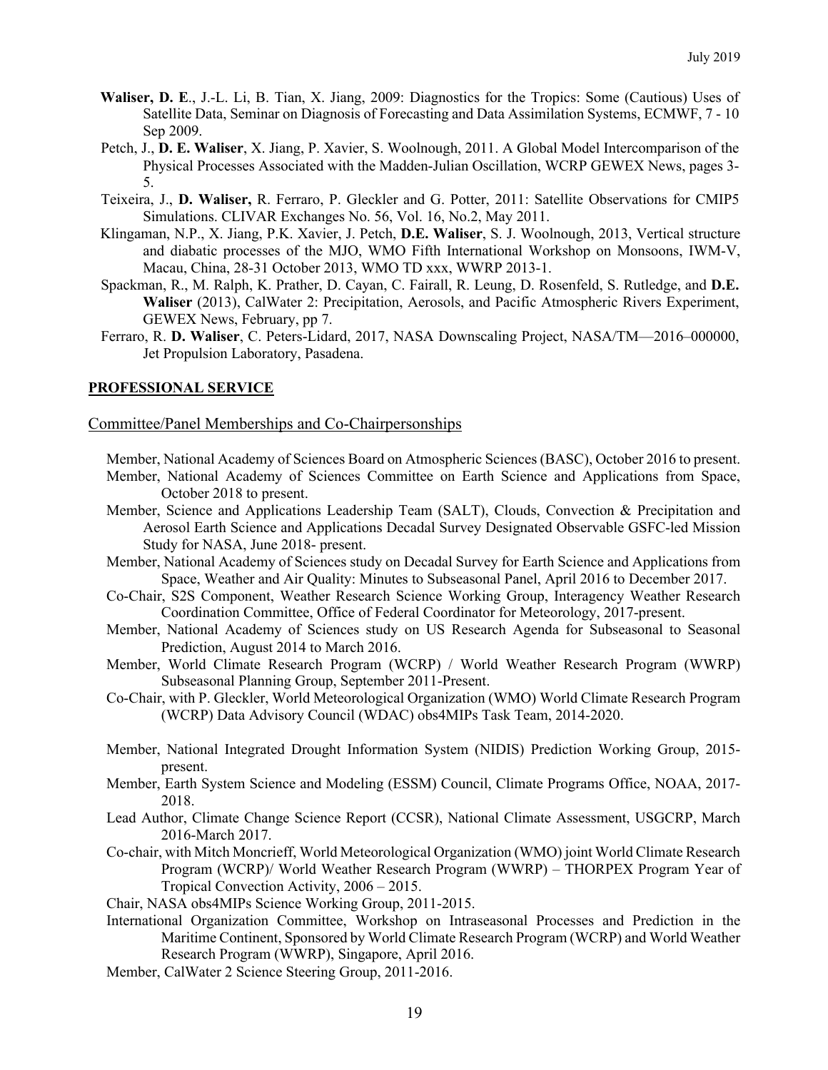**Waliser, D. E**., J.-L. Li, B. Tian, X. Jiang, 2009: Diagnostics for the Tropics: Some (Cautious) Uses of Satellite Data, Seminar on Diagnosis of Forecasting and Data Assimilation Systems, ECMWF, 7 - 10 Sep 2009.

Petch, J., **D. E. Waliser**, X. Jiang, P. Xavier, S. Woolnough, 2011. A Global Model Intercomparison of the Physical Processes Associated with the Madden-Julian Oscillation, WCRP GEWEX News, pages 3-5.

Teixeira, J., **D. Waliser,** R. Ferraro, P. Gleckler and G. Potter, 2011: Satellite Observations for CMIP5 Simulations. CLIVAR Exchanges No. 56, Vol. 16, No.2, May 2011.

Klingaman, N.P., X. Jiang, P.K. Xavier, J. Petch, **D.E. Waliser**, S. J. Woolnough, 2013, Vertical structure and diabatic processes of the MJO, WMO Fifth International Workshop on Monsoons, IWM-V, Macau, China, 28-31 October 2013, WMO TD xxx, WWRP 2013-1.

Spackman, R., M. Ralph, K. Prather, D. Cayan, C. Fairall, R. Leung, D. Rosenfeld, S. Rutledge, and **D.E. Waliser** (2013), CalWater 2: Precipitation, Aerosols, and Pacific Atmospheric Rivers Experiment, GEWEX News, February, pp 7.

Ferraro, R. **D. Waliser**, C. Peters-Lidard, 2017, NASA Downscaling Project, NASA/TM—2016–000000, Jet Propulsion Laboratory, Pasadena.

## PROFESSIONAL SERVICE

### Committee/Panel Memberships and Co-Chairpersonships

Member, National Academy of Sciences Board on Atmospheric Sciences (BASC), October 2016 to present.

Member, National Academy of Sciences Committee on Earth Science and Applications from Space, October 2018 to present.

Member, Science and Applications Leadership Team (SALT), Clouds, Convection & Precipitation and Aerosol Earth Science and Applications Decadal Survey Designated Observable GSFC-led Mission Study for NASA, June 2018- present.

Member, National Academy of Sciences study on Decadal Survey for Earth Science and Applications from Space, Weather and Air Quality: Minutes to Subseasonal Panel, April 2016 to December 2017.

Co-Chair, S2S Component, Weather Research Science Working Group, Interagency Weather Research Coordination Committee, Office of Federal Coordinator for Meteorology, 2017-present.

Member, National Academy of Sciences study on US Research Agenda for Subseasonal to Seasonal Prediction, August 2014 to March 2016.

Member, World Climate Research Program (WCRP) / World Weather Research Program (WWRP) Subseasonal Planning Group, September 2011-Present.

Co-Chair, with P. Gleckler, World Meteorological Organization (WMO) World Climate Research Program (WCRP) Data Advisory Council (WDAC) obs4MIPs Task Team, 2014-2020.

Member, National Integrated Drought Information System (NIDIS) Prediction Working Group, 2015-present.

Member, Earth System Science and Modeling (ESSM) Council, Climate Programs Office, NOAA, 2017-2018.

Lead Author, Climate Change Science Report (CCSR), National Climate Assessment, USGCRP, March 2016-March 2017.

Co-chair, with Mitch Moncrieff, World Meteorological Organization (WMO) joint World Climate Research Program (WCRP)/ World Weather Research Program (WWRP) – THORPEX Program Year of Tropical Convection Activity, 2006 – 2015.

Chair, NASA obs4MIPs Science Working Group, 2011-2015.

International Organization Committee, Workshop on Intraseasonal Processes and Prediction in the Maritime Continent, Sponsored by World Climate Research Program (WCRP) and World Weather Research Program (WWRP), Singapore, April 2016.

Member, CalWater 2 Science Steering Group, 2011-2016.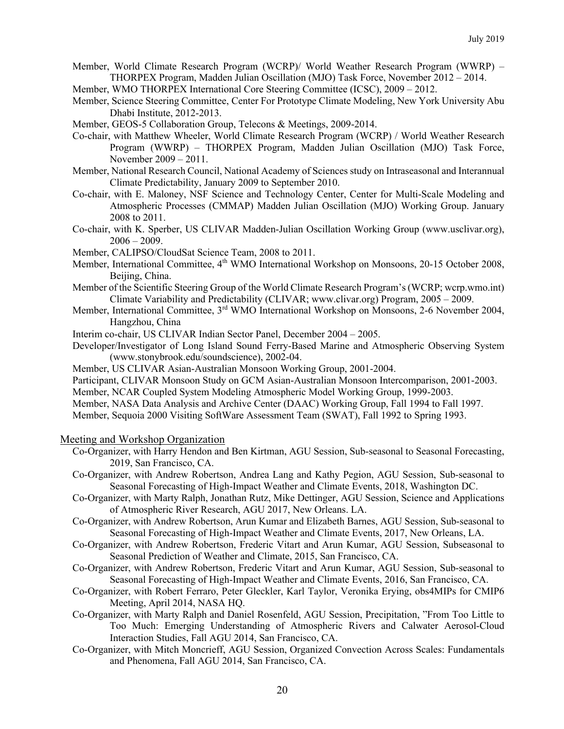- Member, World Climate Research Program (WCRP)/ World Weather Research Program (WWRP) – THORPEX Program, Madden Julian Oscillation (MJO) Task Force, November 2012 – 2014.
- Member, WMO THORPEX International Core Steering Committee (ICSC), 2009 – 2012.
- Member, Science Steering Committee, Center For Prototype Climate Modeling, New York University Abu Dhabi Institute, 2012-2013.
- Member, GEOS-5 Collaboration Group, Telecons & Meetings, 2009-2014.
- Co-chair, with Matthew Wheeler, World Climate Research Program (WCRP) / World Weather Research Program (WWRP) – THORPEX Program, Madden Julian Oscillation (MJO) Task Force, November 2009 – 2011.
- Member, National Research Council, National Academy of Sciences study on Intraseasonal and Interannual Climate Predictability, January 2009 to September 2010.
- Co-chair, with E. Maloney, NSF Science and Technology Center, Center for Multi-Scale Modeling and Atmospheric Processes (CMMAP) Madden Julian Oscillation (MJO) Working Group. January 2008 to 2011.
- Co-chair, with K. Sperber, US CLIVAR Madden-Julian Oscillation Working Group (www.usclivar.org), 2006 – 2009.
- Member, CALIPSO/CloudSat Science Team, 2008 to 2011.
- Member, International Committee, 4th WMO International Workshop on Monsoons, 20-15 October 2008, Beijing, China.
- Member of the Scientific Steering Group of the World Climate Research Program's (WCRP; wcrp.wmo.int) Climate Variability and Predictability (CLIVAR; www.clivar.org) Program, 2005 – 2009.
- Member, International Committee, 3rd WMO International Workshop on Monsoons, 2-6 November 2004, Hangzhou, China
- Interim co-chair, US CLIVAR Indian Sector Panel, December 2004 – 2005.
- Developer/Investigator of Long Island Sound Ferry-Based Marine and Atmospheric Observing System (www.stonybrook.edu/soundscience), 2002-04.
- Member, US CLIVAR Asian-Australian Monsoon Working Group, 2001-2004.
- Participant, CLIVAR Monsoon Study on GCM Asian-Australian Monsoon Intercomparison, 2001-2003.
- Member, NCAR Coupled System Modeling Atmospheric Model Working Group, 1999-2003.
- Member, NASA Data Analysis and Archive Center (DAAC) Working Group, Fall 1994 to Fall 1997.
- Member, Sequoia 2000 Visiting SoftWare Assessment Team (SWAT), Fall 1992 to Spring 1993.

## Meeting and Workshop Organization

- Co-Organizer, with Harry Hendon and Ben Kirtman, AGU Session, Sub-seasonal to Seasonal Forecasting, 2019, San Francisco, CA.
- Co-Organizer, with Andrew Robertson, Andrea Lang and Kathy Pegion, AGU Session, Sub-seasonal to Seasonal Forecasting of High-Impact Weather and Climate Events, 2018, Washington DC.
- Co-Organizer, with Marty Ralph, Jonathan Rutz, Mike Dettinger, AGU Session, Science and Applications of Atmospheric River Research, AGU 2017, New Orleans. LA.
- Co-Organizer, with Andrew Robertson, Arun Kumar and Elizabeth Barnes, AGU Session, Sub-seasonal to Seasonal Forecasting of High-Impact Weather and Climate Events, 2017, New Orleans, LA.
- Co-Organizer, with Andrew Robertson, Frederic Vitart and Arun Kumar, AGU Session, Subseasonal to Seasonal Prediction of Weather and Climate, 2015, San Francisco, CA.
- Co-Organizer, with Andrew Robertson, Frederic Vitart and Arun Kumar, AGU Session, Sub-seasonal to Seasonal Forecasting of High-Impact Weather and Climate Events, 2016, San Francisco, CA.
- Co-Organizer, with Robert Ferraro, Peter Gleckler, Karl Taylor, Veronika Erying, obs4MIPs for CMIP6 Meeting, April 2014, NASA HQ.
- Co-Organizer, with Marty Ralph and Daniel Rosenfeld, AGU Session, Precipitation, "From Too Little to Too Much: Emerging Understanding of Atmospheric Rivers and Calwater Aerosol-Cloud Interaction Studies, Fall AGU 2014, San Francisco, CA.
- Co-Organizer, with Mitch Moncrieff, AGU Session, Organized Convection Across Scales: Fundamentals and Phenomena, Fall AGU 2014, San Francisco, CA.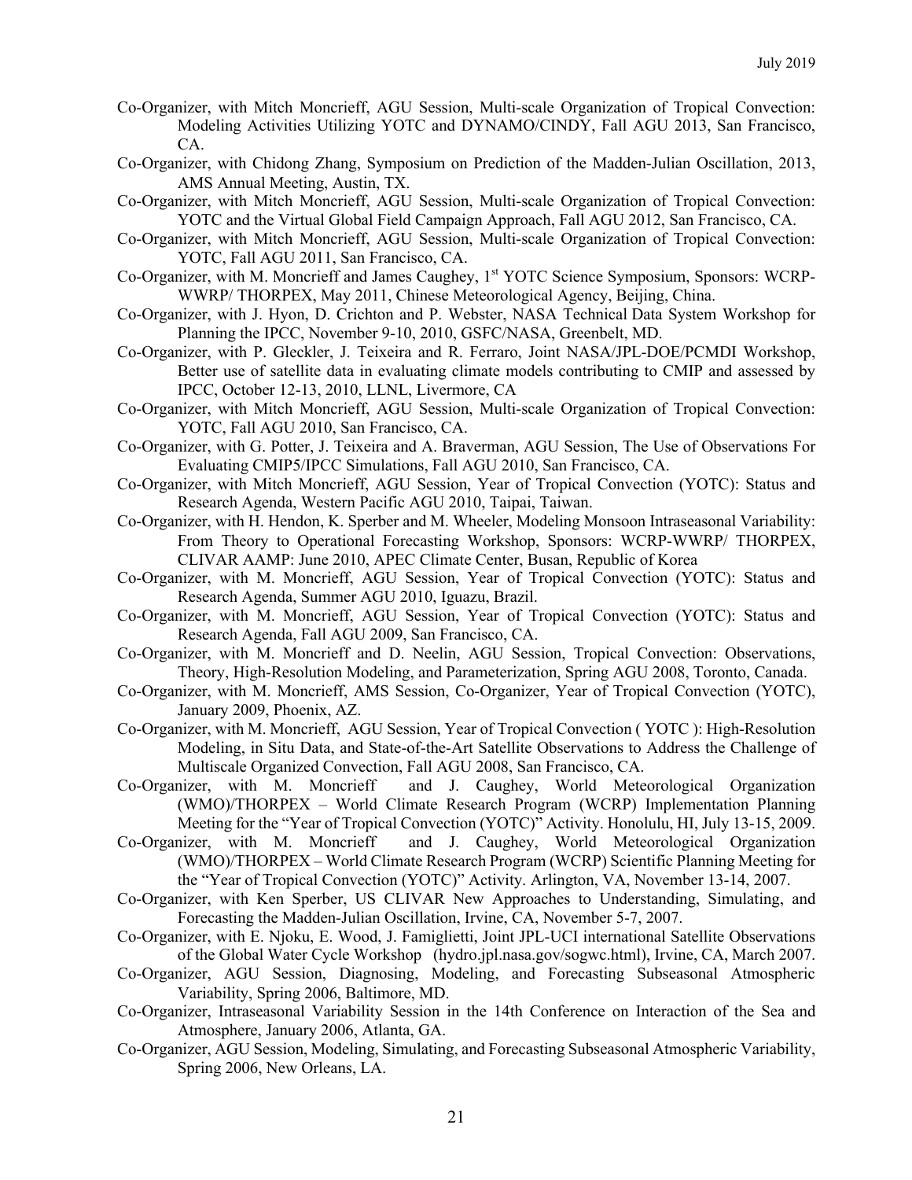Co-Organizer, with Mitch Moncrieff, AGU Session, Multi-scale Organization of Tropical Convection: Modeling Activities Utilizing YOTC and DYNAMO/CINDY, Fall AGU 2013, San Francisco, CA.

Co-Organizer, with Chidong Zhang, Symposium on Prediction of the Madden-Julian Oscillation, 2013, AMS Annual Meeting, Austin, TX.

Co-Organizer, with Mitch Moncrieff, AGU Session, Multi-scale Organization of Tropical Convection: YOTC and the Virtual Global Field Campaign Approach, Fall AGU 2012, San Francisco, CA.

Co-Organizer, with Mitch Moncrieff, AGU Session, Multi-scale Organization of Tropical Convection: YOTC, Fall AGU 2011, San Francisco, CA.

Co-Organizer, with M. Moncrieff and James Caughey, 1st YOTC Science Symposium, Sponsors: WCRP-WWRP/ THORPEX, May 2011, Chinese Meteorological Agency, Beijing, China.

Co-Organizer, with J. Hyon, D. Crichton and P. Webster, NASA Technical Data System Workshop for Planning the IPCC, November 9-10, 2010, GSFC/NASA, Greenbelt, MD.

Co-Organizer, with P. Gleckler, J. Teixeira and R. Ferraro, Joint NASA/JPL-DOE/PCMDI Workshop, Better use of satellite data in evaluating climate models contributing to CMIP and assessed by IPCC, October 12-13, 2010, LLNL, Livermore, CA

Co-Organizer, with Mitch Moncrieff, AGU Session, Multi-scale Organization of Tropical Convection: YOTC, Fall AGU 2010, San Francisco, CA.

Co-Organizer, with G. Potter, J. Teixeira and A. Braverman, AGU Session, The Use of Observations For Evaluating CMIP5/IPCC Simulations, Fall AGU 2010, San Francisco, CA.

Co-Organizer, with Mitch Moncrieff, AGU Session, Year of Tropical Convection (YOTC): Status and Research Agenda, Western Pacific AGU 2010, Taipai, Taiwan.

Co-Organizer, with H. Hendon, K. Sperber and M. Wheeler, Modeling Monsoon Intraseasonal Variability: From Theory to Operational Forecasting Workshop, Sponsors: WCRP-WWRP/ THORPEX, CLIVAR AAMP: June 2010, APEC Climate Center, Busan, Republic of Korea

Co-Organizer, with M. Moncrieff, AGU Session, Year of Tropical Convection (YOTC): Status and Research Agenda, Summer AGU 2010, Iguazu, Brazil.

Co-Organizer, with M. Moncrieff, AGU Session, Year of Tropical Convection (YOTC): Status and Research Agenda, Fall AGU 2009, San Francisco, CA.

Co-Organizer, with M. Moncrieff and D. Neelin, AGU Session, Tropical Convection: Observations, Theory, High-Resolution Modeling, and Parameterization, Spring AGU 2008, Toronto, Canada.

Co-Organizer, with M. Moncrieff, AMS Session, Co-Organizer, Year of Tropical Convection (YOTC), January 2009, Phoenix, AZ.

Co-Organizer, with M. Moncrieff, AGU Session, Year of Tropical Convection ( YOTC ): High-Resolution Modeling, in Situ Data, and State-of-the-Art Satellite Observations to Address the Challenge of Multiscale Organized Convection, Fall AGU 2008, San Francisco, CA.

Co-Organizer, with M. Moncrieff and J. Caughey, World Meteorological Organization (WMO)/THORPEX – World Climate Research Program (WCRP) Implementation Planning Meeting for the "Year of Tropical Convection (YOTC)" Activity. Honolulu, HI, July 13-15, 2009.

Co-Organizer, with M. Moncrieff and J. Caughey, World Meteorological Organization (WMO)/THORPEX – World Climate Research Program (WCRP) Scientific Planning Meeting for the "Year of Tropical Convection (YOTC)" Activity. Arlington, VA, November 13-14, 2007.

Co-Organizer, with Ken Sperber, US CLIVAR New Approaches to Understanding, Simulating, and Forecasting the Madden-Julian Oscillation, Irvine, CA, November 5-7, 2007.

Co-Organizer, with E. Njoku, E. Wood, J. Famiglietti, Joint JPL-UCI international Satellite Observations of the Global Water Cycle Workshop (hydro.jpl.nasa.gov/sogwc.html), Irvine, CA, March 2007.

Co-Organizer, AGU Session, Diagnosing, Modeling, and Forecasting Subseasonal Atmospheric Variability, Spring 2006, Baltimore, MD.

Co-Organizer, Intraseasonal Variability Session in the 14th Conference on Interaction of the Sea and Atmosphere, January 2006, Atlanta, GA.

Co-Organizer, AGU Session, Modeling, Simulating, and Forecasting Subseasonal Atmospheric Variability, Spring 2006, New Orleans, LA.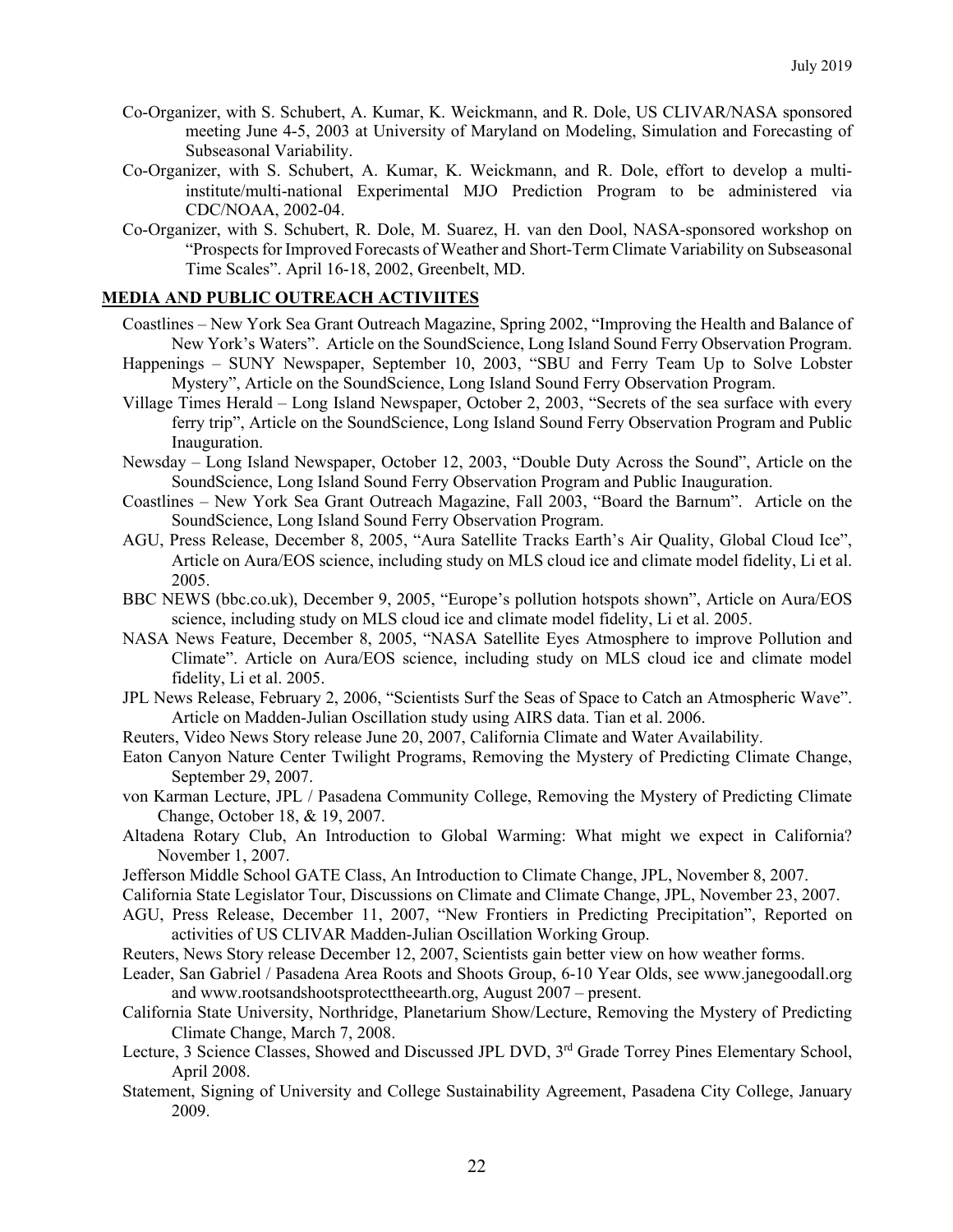Co-Organizer, with S. Schubert, A. Kumar, K. Weickmann, and R. Dole, US CLIVAR/NASA sponsored meeting June 4-5, 2003 at University of Maryland on Modeling, Simulation and Forecasting of Subseasonal Variability.

Co-Organizer, with S. Schubert, A. Kumar, K. Weickmann, and R. Dole, effort to develop a multi-institute/multi-national Experimental MJO Prediction Program to be administered via CDC/NOAA, 2002-04.

Co-Organizer, with S. Schubert, R. Dole, M. Suarez, H. van den Dool, NASA-sponsored workshop on "Prospects for Improved Forecasts of Weather and Short-Term Climate Variability on Subseasonal Time Scales". April 16-18, 2002, Greenbelt, MD.

## MEDIA AND PUBLIC OUTREACH ACTIVIITES

Coastlines – New York Sea Grant Outreach Magazine, Spring 2002, "Improving the Health and Balance of New York's Waters". Article on the SoundScience, Long Island Sound Ferry Observation Program.

Happenings – SUNY Newspaper, September 10, 2003, "SBU and Ferry Team Up to Solve Lobster Mystery", Article on the SoundScience, Long Island Sound Ferry Observation Program.

Village Times Herald – Long Island Newspaper, October 2, 2003, "Secrets of the sea surface with every ferry trip", Article on the SoundScience, Long Island Sound Ferry Observation Program and Public Inauguration.

Newsday – Long Island Newspaper, October 12, 2003, "Double Duty Across the Sound", Article on the SoundScience, Long Island Sound Ferry Observation Program and Public Inauguration.

Coastlines – New York Sea Grant Outreach Magazine, Fall 2003, "Board the Barnum". Article on the SoundScience, Long Island Sound Ferry Observation Program.

AGU, Press Release, December 8, 2005, "Aura Satellite Tracks Earth's Air Quality, Global Cloud Ice", Article on Aura/EOS science, including study on MLS cloud ice and climate model fidelity, Li et al. 2005.

BBC NEWS (bbc.co.uk), December 9, 2005, "Europe's pollution hotspots shown", Article on Aura/EOS science, including study on MLS cloud ice and climate model fidelity, Li et al. 2005.

NASA News Feature, December 8, 2005, "NASA Satellite Eyes Atmosphere to improve Pollution and Climate". Article on Aura/EOS science, including study on MLS cloud ice and climate model fidelity, Li et al. 2005.

JPL News Release, February 2, 2006, "Scientists Surf the Seas of Space to Catch an Atmospheric Wave". Article on Madden-Julian Oscillation study using AIRS data. Tian et al. 2006.

Reuters, Video News Story release June 20, 2007, California Climate and Water Availability.

Eaton Canyon Nature Center Twilight Programs, Removing the Mystery of Predicting Climate Change, September 29, 2007.

von Karman Lecture, JPL / Pasadena Community College, Removing the Mystery of Predicting Climate Change, October 18, & 19, 2007.

Altadena Rotary Club, An Introduction to Global Warming: What might we expect in California? November 1, 2007.

Jefferson Middle School GATE Class, An Introduction to Climate Change, JPL, November 8, 2007.

California State Legislator Tour, Discussions on Climate and Climate Change, JPL, November 23, 2007.

AGU, Press Release, December 11, 2007, "New Frontiers in Predicting Precipitation", Reported on activities of US CLIVAR Madden-Julian Oscillation Working Group.

Reuters, News Story release December 12, 2007, Scientists gain better view on how weather forms.

Leader, San Gabriel / Pasadena Area Roots and Shoots Group, 6-10 Year Olds, see www.janegoodall.org and www.rootsandshootsprotecttheearth.org, August 2007 – present.

California State University, Northridge, Planetarium Show/Lecture, Removing the Mystery of Predicting Climate Change, March 7, 2008.

Lecture, 3 Science Classes, Showed and Discussed JPL DVD, 3rd Grade Torrey Pines Elementary School, April 2008.

Statement, Signing of University and College Sustainability Agreement, Pasadena City College, January 2009.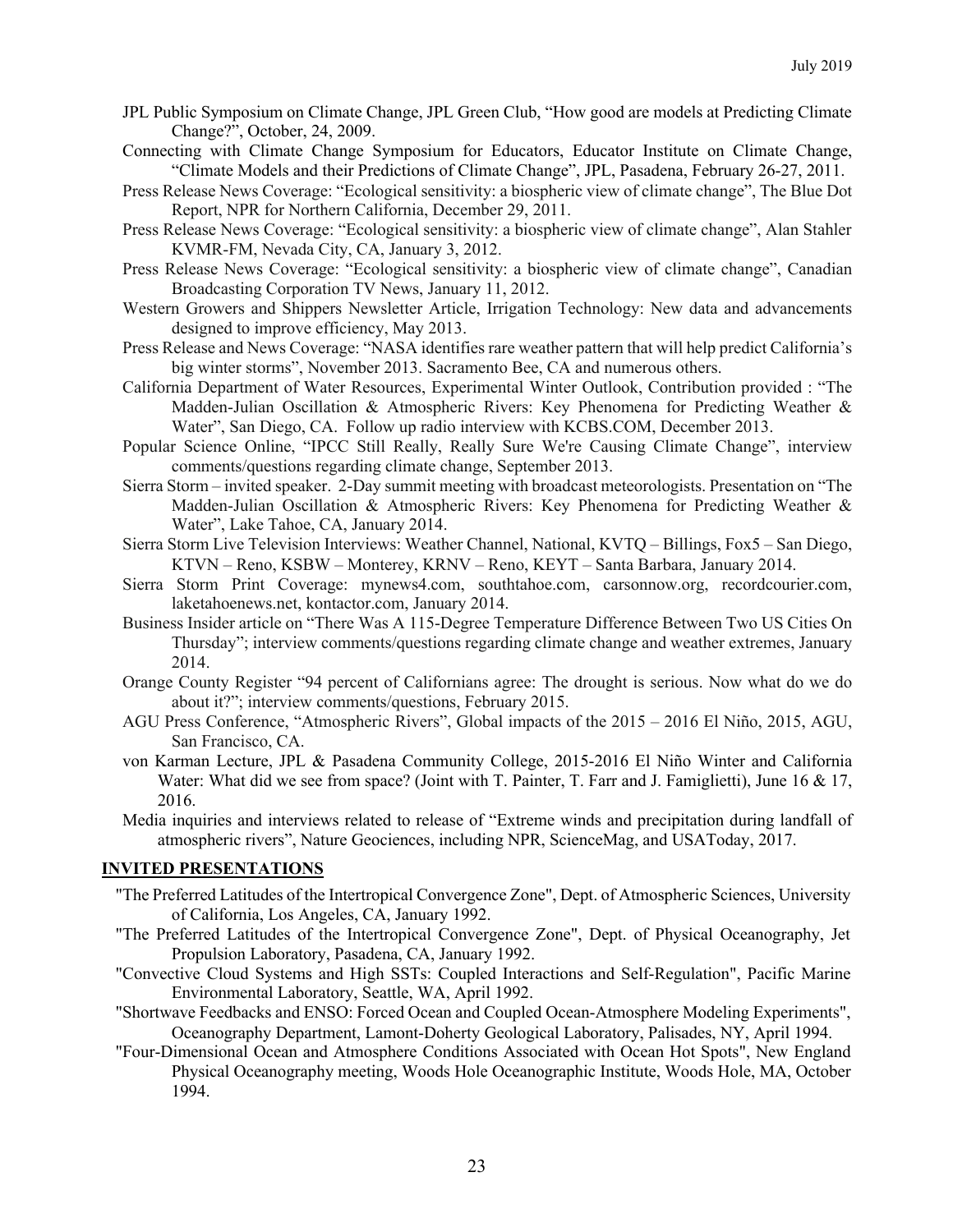JPL Public Symposium on Climate Change, JPL Green Club, "How good are models at Predicting Climate Change?", October, 24, 2009.

Connecting with Climate Change Symposium for Educators, Educator Institute on Climate Change, "Climate Models and their Predictions of Climate Change", JPL, Pasadena, February 26-27, 2011.

Press Release News Coverage: "Ecological sensitivity: a biospheric view of climate change", The Blue Dot Report, NPR for Northern California, December 29, 2011.

Press Release News Coverage: "Ecological sensitivity: a biospheric view of climate change", Alan Stahler KVMR-FM, Nevada City, CA, January 3, 2012.

Press Release News Coverage: "Ecological sensitivity: a biospheric view of climate change", Canadian Broadcasting Corporation TV News, January 11, 2012.

Western Growers and Shippers Newsletter Article, Irrigation Technology: New data and advancements designed to improve efficiency, May 2013.

Press Release and News Coverage: "NASA identifies rare weather pattern that will help predict California's big winter storms", November 2013. Sacramento Bee, CA and numerous others.

California Department of Water Resources, Experimental Winter Outlook, Contribution provided : "The Madden-Julian Oscillation & Atmospheric Rivers: Key Phenomena for Predicting Weather & Water", San Diego, CA. Follow up radio interview with KCBS.COM, December 2013.

Popular Science Online, "IPCC Still Really, Really Sure We're Causing Climate Change", interview comments/questions regarding climate change, September 2013.

Sierra Storm – invited speaker. 2-Day summit meeting with broadcast meteorologists. Presentation on "The Madden-Julian Oscillation & Atmospheric Rivers: Key Phenomena for Predicting Weather & Water", Lake Tahoe, CA, January 2014.

Sierra Storm Live Television Interviews: Weather Channel, National, KVTQ – Billings, Fox5 – San Diego, KTVN – Reno, KSBW – Monterey, KRNV – Reno, KEYT – Santa Barbara, January 2014.

Sierra Storm Print Coverage: mynews4.com, southtahoe.com, carsonnow.org, recordcourier.com, laketahoenews.net, kontactor.com, January 2014.

Business Insider article on "There Was A 115-Degree Temperature Difference Between Two US Cities On Thursday"; interview comments/questions regarding climate change and weather extremes, January 2014.

Orange County Register "94 percent of Californians agree: The drought is serious. Now what do we do about it?"; interview comments/questions, February 2015.

AGU Press Conference, "Atmospheric Rivers", Global impacts of the 2015 – 2016 El Niño, 2015, AGU, San Francisco, CA.

von Karman Lecture, JPL & Pasadena Community College, 2015-2016 El Niño Winter and California Water: What did we see from space? (Joint with T. Painter, T. Farr and J. Famiglietti), June 16 & 17, 2016.

Media inquiries and interviews related to release of "Extreme winds and precipitation during landfall of atmospheric rivers", Nature Geociences, including NPR, ScienceMag, and USAToday, 2017.

## INVITED PRESENTATIONS

"The Preferred Latitudes of the Intertropical Convergence Zone", Dept. of Atmospheric Sciences, University of California, Los Angeles, CA, January 1992.

"The Preferred Latitudes of the Intertropical Convergence Zone", Dept. of Physical Oceanography, Jet Propulsion Laboratory, Pasadena, CA, January 1992.

"Convective Cloud Systems and High SSTs: Coupled Interactions and Self-Regulation", Pacific Marine Environmental Laboratory, Seattle, WA, April 1992.

"Shortwave Feedbacks and ENSO: Forced Ocean and Coupled Ocean-Atmosphere Modeling Experiments", Oceanography Department, Lamont-Doherty Geological Laboratory, Palisades, NY, April 1994.

"Four-Dimensional Ocean and Atmosphere Conditions Associated with Ocean Hot Spots", New England Physical Oceanography meeting, Woods Hole Oceanographic Institute, Woods Hole, MA, October 1994.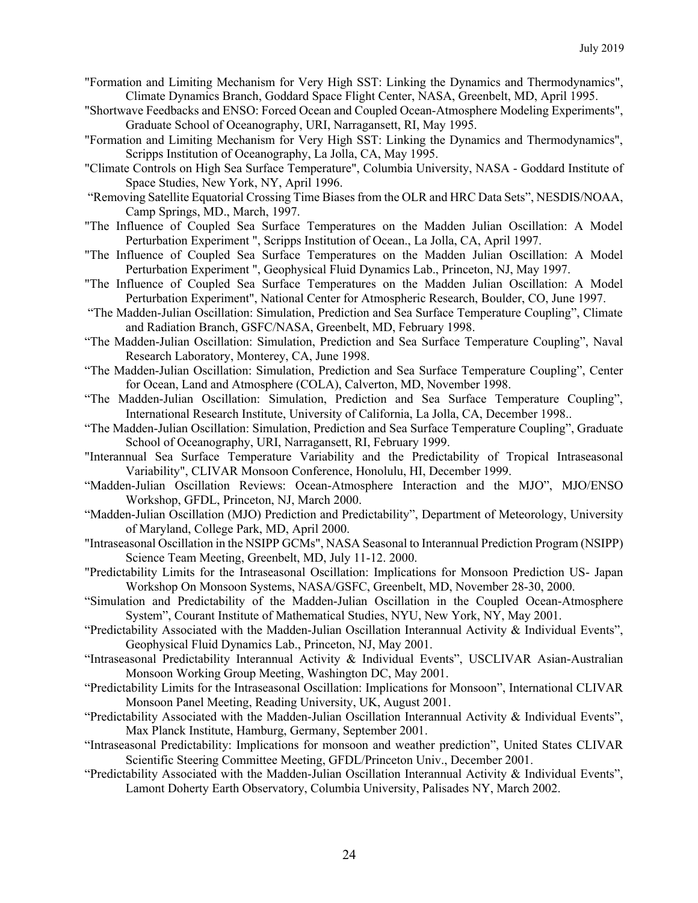"Formation and Limiting Mechanism for Very High SST: Linking the Dynamics and Thermodynamics", Climate Dynamics Branch, Goddard Space Flight Center, NASA, Greenbelt, MD, April 1995.

"Shortwave Feedbacks and ENSO: Forced Ocean and Coupled Ocean-Atmosphere Modeling Experiments", Graduate School of Oceanography, URI, Narragansett, RI, May 1995.

"Formation and Limiting Mechanism for Very High SST: Linking the Dynamics and Thermodynamics", Scripps Institution of Oceanography, La Jolla, CA, May 1995.

"Climate Controls on High Sea Surface Temperature", Columbia University, NASA - Goddard Institute of Space Studies, New York, NY, April 1996.

"Removing Satellite Equatorial Crossing Time Biases from the OLR and HRC Data Sets", NESDIS/NOAA, Camp Springs, MD., March, 1997.

"The Influence of Coupled Sea Surface Temperatures on the Madden Julian Oscillation: A Model Perturbation Experiment ", Scripps Institution of Ocean., La Jolla, CA, April 1997.

"The Influence of Coupled Sea Surface Temperatures on the Madden Julian Oscillation: A Model Perturbation Experiment ", Geophysical Fluid Dynamics Lab., Princeton, NJ, May 1997.

"The Influence of Coupled Sea Surface Temperatures on the Madden Julian Oscillation: A Model Perturbation Experiment", National Center for Atmospheric Research, Boulder, CO, June 1997.

"The Madden-Julian Oscillation: Simulation, Prediction and Sea Surface Temperature Coupling", Climate and Radiation Branch, GSFC/NASA, Greenbelt, MD, February 1998.

"The Madden-Julian Oscillation: Simulation, Prediction and Sea Surface Temperature Coupling", Naval Research Laboratory, Monterey, CA, June 1998.

"The Madden-Julian Oscillation: Simulation, Prediction and Sea Surface Temperature Coupling", Center for Ocean, Land and Atmosphere (COLA), Calverton, MD, November 1998.

"The Madden-Julian Oscillation: Simulation, Prediction and Sea Surface Temperature Coupling", International Research Institute, University of California, La Jolla, CA, December 1998..

"The Madden-Julian Oscillation: Simulation, Prediction and Sea Surface Temperature Coupling", Graduate School of Oceanography, URI, Narragansett, RI, February 1999.

"Interannual Sea Surface Temperature Variability and the Predictability of Tropical Intraseasonal Variability", CLIVAR Monsoon Conference, Honolulu, HI, December 1999.

"Madden-Julian Oscillation Reviews: Ocean-Atmosphere Interaction and the MJO", MJO/ENSO Workshop, GFDL, Princeton, NJ, March 2000.

"Madden-Julian Oscillation (MJO) Prediction and Predictability", Department of Meteorology, University of Maryland, College Park, MD, April 2000.

"Intraseasonal Oscillation in the NSIPP GCMs", NASA Seasonal to Interannual Prediction Program (NSIPP) Science Team Meeting, Greenbelt, MD, July 11-12. 2000.

"Predictability Limits for the Intraseasonal Oscillation: Implications for Monsoon Prediction US- Japan Workshop On Monsoon Systems, NASA/GSFC, Greenbelt, MD, November 28-30, 2000.

"Simulation and Predictability of the Madden-Julian Oscillation in the Coupled Ocean-Atmosphere System", Courant Institute of Mathematical Studies, NYU, New York, NY, May 2001.

"Predictability Associated with the Madden-Julian Oscillation Interannual Activity & Individual Events", Geophysical Fluid Dynamics Lab., Princeton, NJ, May 2001.

"Intraseasonal Predictability Interannual Activity & Individual Events", USCLIVAR Asian-Australian Monsoon Working Group Meeting, Washington DC, May 2001.

"Predictability Limits for the Intraseasonal Oscillation: Implications for Monsoon", International CLIVAR Monsoon Panel Meeting, Reading University, UK, August 2001.

"Predictability Associated with the Madden-Julian Oscillation Interannual Activity & Individual Events", Max Planck Institute, Hamburg, Germany, September 2001.

"Intraseasonal Predictability: Implications for monsoon and weather prediction", United States CLIVAR Scientific Steering Committee Meeting, GFDL/Princeton Univ., December 2001.

"Predictability Associated with the Madden-Julian Oscillation Interannual Activity & Individual Events", Lamont Doherty Earth Observatory, Columbia University, Palisades NY, March 2002.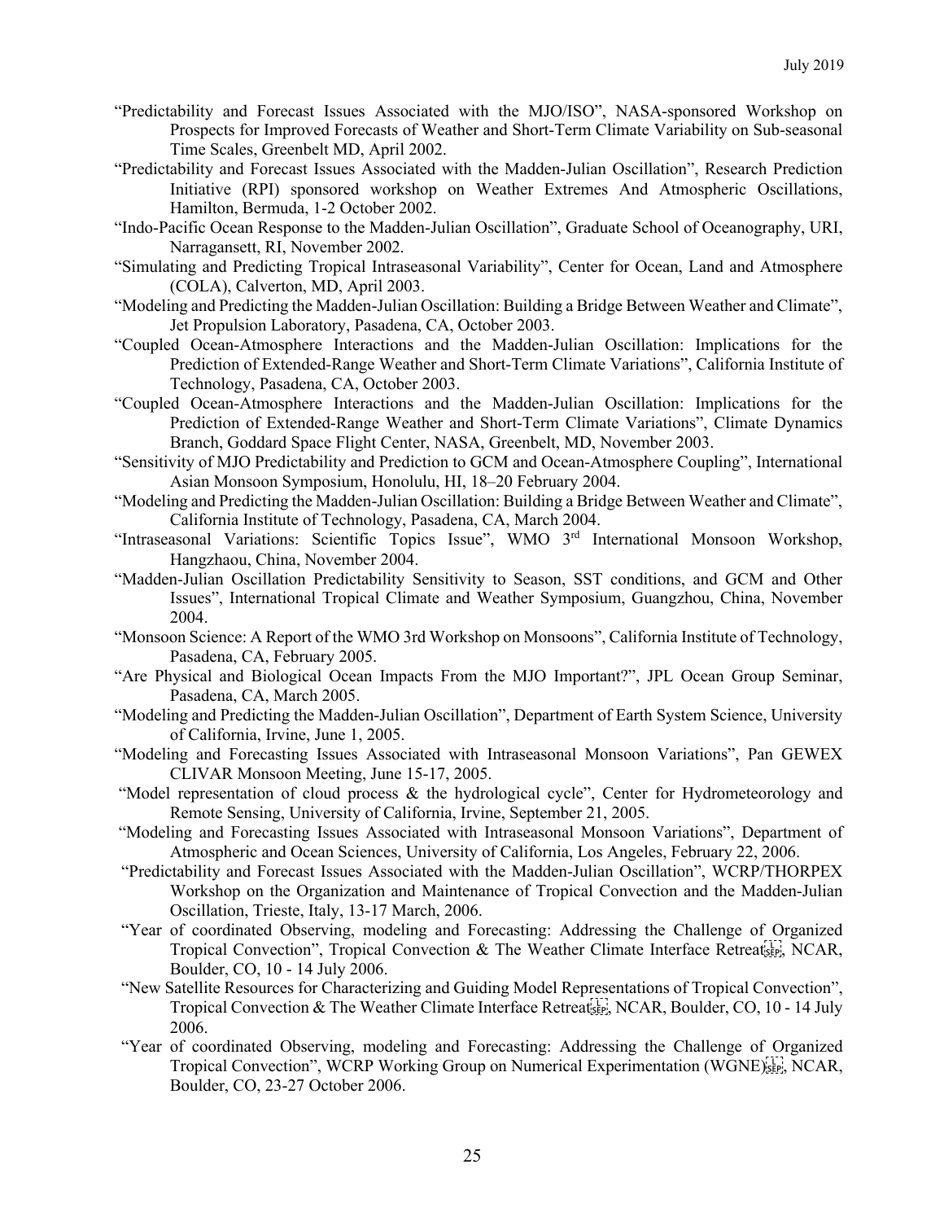"Predictability and Forecast Issues Associated with the MJO/ISO", NASA-sponsored Workshop on Prospects for Improved Forecasts of Weather and Short-Term Climate Variability on Sub-seasonal Time Scales, Greenbelt MD, April 2002.

"Predictability and Forecast Issues Associated with the Madden-Julian Oscillation", Research Prediction Initiative (RPI) sponsored workshop on Weather Extremes And Atmospheric Oscillations, Hamilton, Bermuda, 1-2 October 2002.

"Indo-Pacific Ocean Response to the Madden-Julian Oscillation", Graduate School of Oceanography, URI, Narragansett, RI, November 2002.

"Simulating and Predicting Tropical Intraseasonal Variability", Center for Ocean, Land and Atmosphere (COLA), Calverton, MD, April 2003.

"Modeling and Predicting the Madden-Julian Oscillation: Building a Bridge Between Weather and Climate", Jet Propulsion Laboratory, Pasadena, CA, October 2003.

"Coupled Ocean-Atmosphere Interactions and the Madden-Julian Oscillation: Implications for the Prediction of Extended-Range Weather and Short-Term Climate Variations", California Institute of Technology, Pasadena, CA, October 2003.

"Coupled Ocean-Atmosphere Interactions and the Madden-Julian Oscillation: Implications for the Prediction of Extended-Range Weather and Short-Term Climate Variations", Climate Dynamics Branch, Goddard Space Flight Center, NASA, Greenbelt, MD, November 2003.

"Sensitivity of MJO Predictability and Prediction to GCM and Ocean-Atmosphere Coupling", International Asian Monsoon Symposium, Honolulu, HI, 18–20 February 2004.

"Modeling and Predicting the Madden-Julian Oscillation: Building a Bridge Between Weather and Climate", California Institute of Technology, Pasadena, CA, March 2004.

"Intraseasonal Variations: Scientific Topics Issue", WMO 3rd International Monsoon Workshop, Hangzhaou, China, November 2004.

"Madden-Julian Oscillation Predictability Sensitivity to Season, SST conditions, and GCM and Other Issues", International Tropical Climate and Weather Symposium, Guangzhou, China, November 2004.

"Monsoon Science: A Report of the WMO 3rd Workshop on Monsoons", California Institute of Technology, Pasadena, CA, February 2005.

"Are Physical and Biological Ocean Impacts From the MJO Important?", JPL Ocean Group Seminar, Pasadena, CA, March 2005.

"Modeling and Predicting the Madden-Julian Oscillation", Department of Earth System Science, University of California, Irvine, June 1, 2005.

"Modeling and Forecasting Issues Associated with Intraseasonal Monsoon Variations", Pan GEWEX CLIVAR Monsoon Meeting, June 15-17, 2005.

"Model representation of cloud process & the hydrological cycle", Center for Hydrometeorology and Remote Sensing, University of California, Irvine, September 21, 2005.

"Modeling and Forecasting Issues Associated with Intraseasonal Monsoon Variations", Department of Atmospheric and Ocean Sciences, University of California, Los Angeles, February 22, 2006.

"Predictability and Forecast Issues Associated with the Madden-Julian Oscillation", WCRP/THORPEX Workshop on the Organization and Maintenance of Tropical Convection and the Madden-Julian Oscillation, Trieste, Italy, 13-17 March, 2006.

"Year of coordinated Observing, modeling and Forecasting: Addressing the Challenge of Organized Tropical Convection", Tropical Convection & The Weather Climate Interface Retreat, NCAR, Boulder, CO, 10 - 14 July 2006.

"New Satellite Resources for Characterizing and Guiding Model Representations of Tropical Convection", Tropical Convection & The Weather Climate Interface Retreat, NCAR, Boulder, CO, 10 - 14 July 2006.

"Year of coordinated Observing, modeling and Forecasting: Addressing the Challenge of Organized Tropical Convection", WCRP Working Group on Numerical Experimentation (WGNE), NCAR, Boulder, CO, 23-27 October 2006.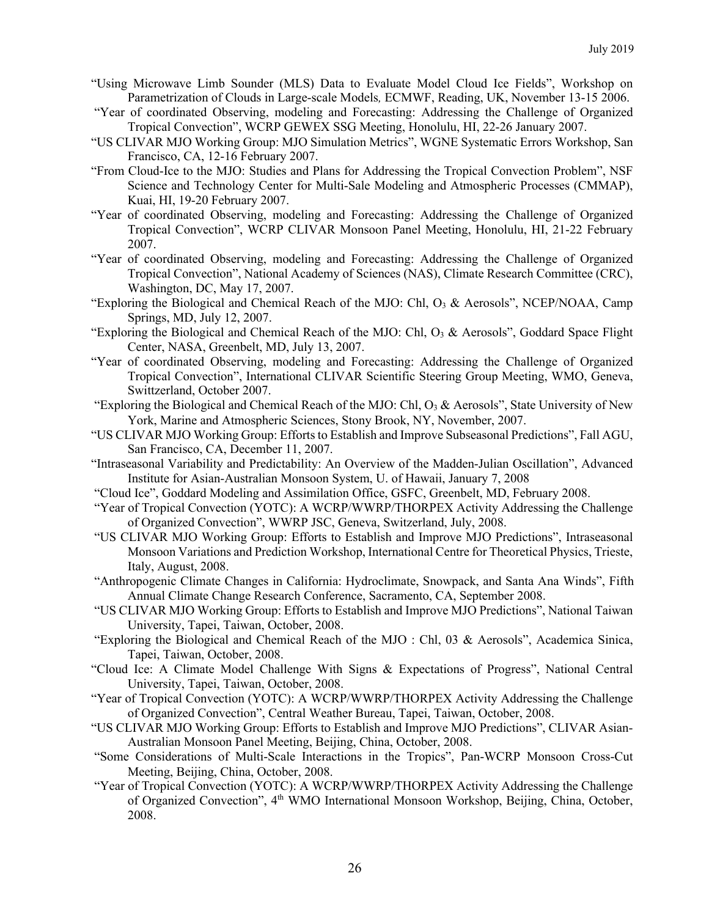"Using Microwave Limb Sounder (MLS) Data to Evaluate Model Cloud Ice Fields", Workshop on Parametrization of Clouds in Large-scale Models, ECMWF, Reading, UK, November 13-15 2006.

"Year of coordinated Observing, modeling and Forecasting: Addressing the Challenge of Organized Tropical Convection", WCRP GEWEX SSG Meeting, Honolulu, HI, 22-26 January 2007.

"US CLIVAR MJO Working Group: MJO Simulation Metrics", WGNE Systematic Errors Workshop, San Francisco, CA, 12-16 February 2007.

"From Cloud-Ice to the MJO: Studies and Plans for Addressing the Tropical Convection Problem", NSF Science and Technology Center for Multi-Sale Modeling and Atmospheric Processes (CMMAP), Kuai, HI, 19-20 February 2007.

"Year of coordinated Observing, modeling and Forecasting: Addressing the Challenge of Organized Tropical Convection", WCRP CLIVAR Monsoon Panel Meeting, Honolulu, HI, 21-22 February 2007.

"Year of coordinated Observing, modeling and Forecasting: Addressing the Challenge of Organized Tropical Convection", National Academy of Sciences (NAS), Climate Research Committee (CRC), Washington, DC, May 17, 2007.

"Exploring the Biological and Chemical Reach of the MJO: Chl, $O_3$ & Aerosols", NCEP/NOAA, Camp Springs, MD, July 12, 2007.

"Exploring the Biological and Chemical Reach of the MJO: Chl, $O_3$ & Aerosols", Goddard Space Flight Center, NASA, Greenbelt, MD, July 13, 2007.

"Year of coordinated Observing, modeling and Forecasting: Addressing the Challenge of Organized Tropical Convection", International CLIVAR Scientific Steering Group Meeting, WMO, Geneva, Switzerland, October 2007.

"Exploring the Biological and Chemical Reach of the MJO: Chl, $O_3$ & Aerosols", State University of New York, Marine and Atmospheric Sciences, Stony Brook, NY, November, 2007.

"US CLIVAR MJO Working Group: Efforts to Establish and Improve Subseasonal Predictions", Fall AGU, San Francisco, CA, December 11, 2007.

"Intraseasonal Variability and Predictability: An Overview of the Madden-Julian Oscillation", Advanced Institute for Asian-Australian Monsoon System, U. of Hawaii, January 7, 2008

"Cloud Ice", Goddard Modeling and Assimilation Office, GSFC, Greenbelt, MD, February 2008.

"Year of Tropical Convection (YOTC): A WCRP/WWRP/THORPEX Activity Addressing the Challenge of Organized Convection", WWRP JSC, Geneva, Switzerland, July, 2008.

"US CLIVAR MJO Working Group: Efforts to Establish and Improve MJO Predictions", Intraseasonal Monsoon Variations and Prediction Workshop, International Centre for Theoretical Physics, Trieste, Italy, August, 2008.

"Anthropogenic Climate Changes in California: Hydroclimate, Snowpack, and Santa Ana Winds", Fifth Annual Climate Change Research Conference, Sacramento, CA, September 2008.

"US CLIVAR MJO Working Group: Efforts to Establish and Improve MJO Predictions", National Taiwan University, Tapei, Taiwan, October, 2008.

"Exploring the Biological and Chemical Reach of the MJO : Chl, 03 & Aerosols", Academica Sinica, Tapei, Taiwan, October, 2008.

"Cloud Ice: A Climate Model Challenge With Signs & Expectations of Progress", National Central University, Tapei, Taiwan, October, 2008.

"Year of Tropical Convection (YOTC): A WCRP/WWRP/THORPEX Activity Addressing the Challenge of Organized Convection", Central Weather Bureau, Tapei, Taiwan, October, 2008.

"US CLIVAR MJO Working Group: Efforts to Establish and Improve MJO Predictions", CLIVAR Asian-Australian Monsoon Panel Meeting, Beijing, China, October, 2008.

"Some Considerations of Multi-Scale Interactions in the Tropics", Pan-WCRP Monsoon Cross-Cut Meeting, Beijing, China, October, 2008.

"Year of Tropical Convection (YOTC): A WCRP/WWRP/THORPEX Activity Addressing the Challenge of Organized Convection", 4th WMO International Monsoon Workshop, Beijing, China, October, 2008.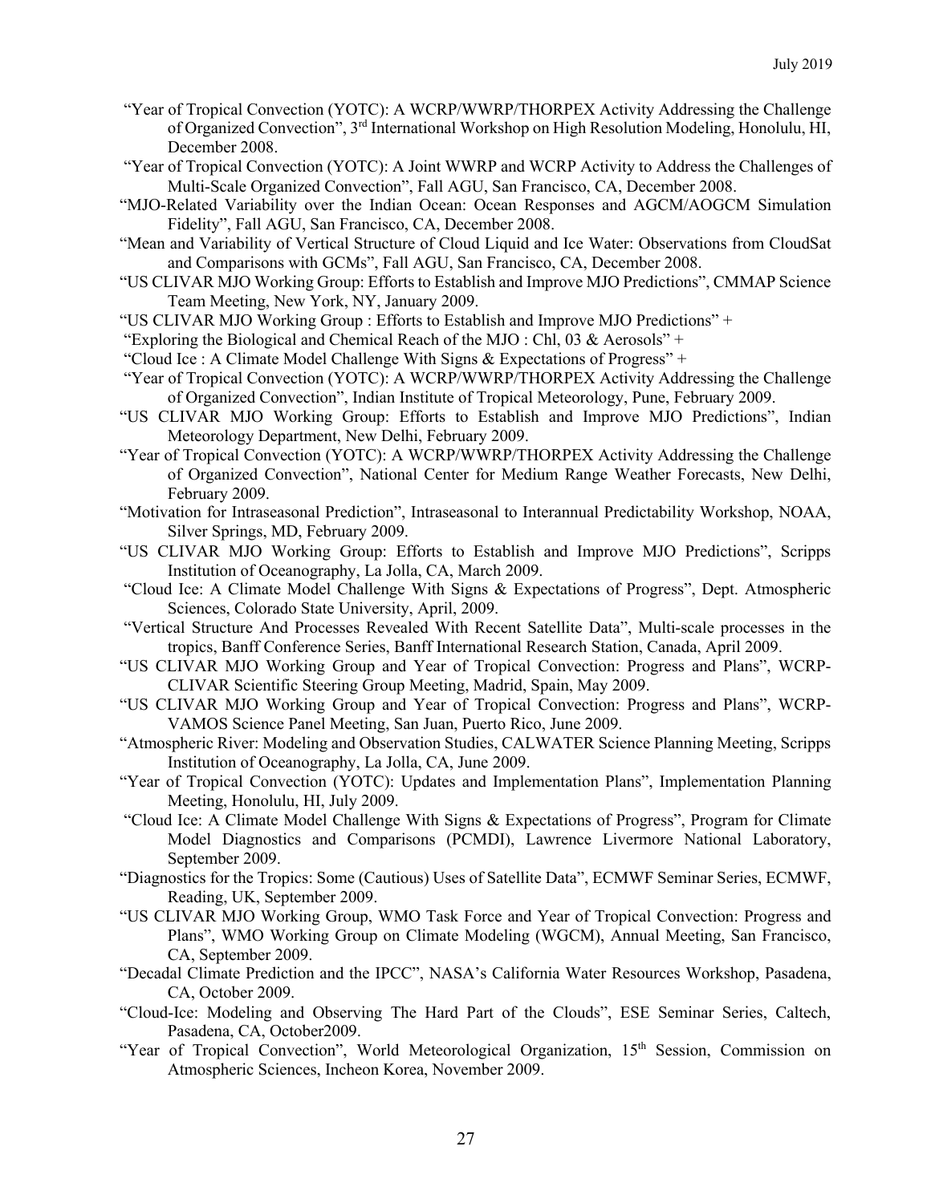"Year of Tropical Convection (YOTC): A WCRP/WWRP/THORPEX Activity Addressing the Challenge of Organized Convection", 3rd International Workshop on High Resolution Modeling, Honolulu, HI, December 2008.

"Year of Tropical Convection (YOTC): A Joint WWRP and WCRP Activity to Address the Challenges of Multi-Scale Organized Convection", Fall AGU, San Francisco, CA, December 2008.

"MJO-Related Variability over the Indian Ocean: Ocean Responses and AGCM/AOGCM Simulation Fidelity", Fall AGU, San Francisco, CA, December 2008.

"Mean and Variability of Vertical Structure of Cloud Liquid and Ice Water: Observations from CloudSat and Comparisons with GCMs", Fall AGU, San Francisco, CA, December 2008.

"US CLIVAR MJO Working Group: Efforts to Establish and Improve MJO Predictions", CMMAP Science Team Meeting, New York, NY, January 2009.

"US CLIVAR MJO Working Group : Efforts to Establish and Improve MJO Predictions" +

"Exploring the Biological and Chemical Reach of the MJO : Chl, 03 & Aerosols" +

"Cloud Ice : A Climate Model Challenge With Signs & Expectations of Progress" +

"Year of Tropical Convection (YOTC): A WCRP/WWRP/THORPEX Activity Addressing the Challenge of Organized Convection", Indian Institute of Tropical Meteorology, Pune, February 2009.

"US CLIVAR MJO Working Group: Efforts to Establish and Improve MJO Predictions", Indian Meteorology Department, New Delhi, February 2009.

"Year of Tropical Convection (YOTC): A WCRP/WWRP/THORPEX Activity Addressing the Challenge of Organized Convection", National Center for Medium Range Weather Forecasts, New Delhi, February 2009.

"Motivation for Intraseasonal Prediction", Intraseasonal to Interannual Predictability Workshop, NOAA, Silver Springs, MD, February 2009.

"US CLIVAR MJO Working Group: Efforts to Establish and Improve MJO Predictions", Scripps Institution of Oceanography, La Jolla, CA, March 2009.

"Cloud Ice: A Climate Model Challenge With Signs & Expectations of Progress", Dept. Atmospheric Sciences, Colorado State University, April, 2009.

"Vertical Structure And Processes Revealed With Recent Satellite Data", Multi-scale processes in the tropics, Banff Conference Series, Banff International Research Station, Canada, April 2009.

"US CLIVAR MJO Working Group and Year of Tropical Convection: Progress and Plans", WCRP-CLIVAR Scientific Steering Group Meeting, Madrid, Spain, May 2009.

"US CLIVAR MJO Working Group and Year of Tropical Convection: Progress and Plans", WCRP-VAMOS Science Panel Meeting, San Juan, Puerto Rico, June 2009.

"Atmospheric River: Modeling and Observation Studies, CALWATER Science Planning Meeting, Scripps Institution of Oceanography, La Jolla, CA, June 2009.

"Year of Tropical Convection (YOTC): Updates and Implementation Plans", Implementation Planning Meeting, Honolulu, HI, July 2009.

"Cloud Ice: A Climate Model Challenge With Signs & Expectations of Progress", Program for Climate Model Diagnostics and Comparisons (PCMDI), Lawrence Livermore National Laboratory, September 2009.

"Diagnostics for the Tropics: Some (Cautious) Uses of Satellite Data", ECMWF Seminar Series, ECMWF, Reading, UK, September 2009.

"US CLIVAR MJO Working Group, WMO Task Force and Year of Tropical Convection: Progress and Plans", WMO Working Group on Climate Modeling (WGCM), Annual Meeting, San Francisco, CA, September 2009.

"Decadal Climate Prediction and the IPCC", NASA's California Water Resources Workshop, Pasadena, CA, October 2009.

"Cloud-Ice: Modeling and Observing The Hard Part of the Clouds", ESE Seminar Series, Caltech, Pasadena, CA, October2009.

"Year of Tropical Convection", World Meteorological Organization, 15th Session, Commission on Atmospheric Sciences, Incheon Korea, November 2009.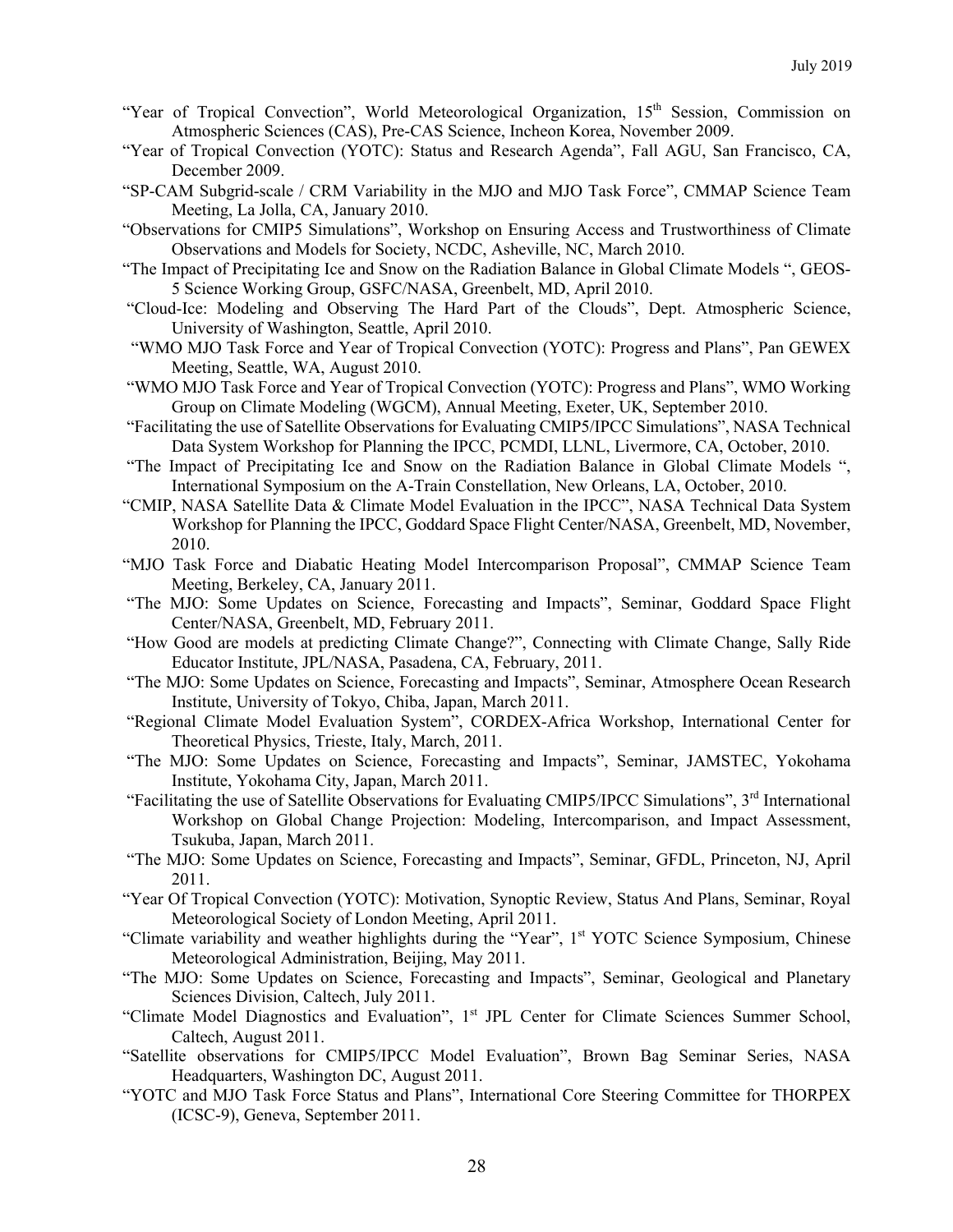"Year of Tropical Convection", World Meteorological Organization, 15th Session, Commission on Atmospheric Sciences (CAS), Pre-CAS Science, Incheon Korea, November 2009.

"Year of Tropical Convection (YOTC): Status and Research Agenda", Fall AGU, San Francisco, CA, December 2009.

"SP-CAM Subgrid-scale / CRM Variability in the MJO and MJO Task Force", CMMAP Science Team Meeting, La Jolla, CA, January 2010.

"Observations for CMIP5 Simulations", Workshop on Ensuring Access and Trustworthiness of Climate Observations and Models for Society, NCDC, Asheville, NC, March 2010.

"The Impact of Precipitating Ice and Snow on the Radiation Balance in Global Climate Models ", GEOS-5 Science Working Group, GSFC/NASA, Greenbelt, MD, April 2010.

"Cloud-Ice: Modeling and Observing The Hard Part of the Clouds", Dept. Atmospheric Science, University of Washington, Seattle, April 2010.

"WMO MJO Task Force and Year of Tropical Convection (YOTC): Progress and Plans", Pan GEWEX Meeting, Seattle, WA, August 2010.

"WMO MJO Task Force and Year of Tropical Convection (YOTC): Progress and Plans", WMO Working Group on Climate Modeling (WGCM), Annual Meeting, Exeter, UK, September 2010.

"Facilitating the use of Satellite Observations for Evaluating CMIP5/IPCC Simulations", NASA Technical Data System Workshop for Planning the IPCC, PCMDI, LLNL, Livermore, CA, October, 2010.

"The Impact of Precipitating Ice and Snow on the Radiation Balance in Global Climate Models ", International Symposium on the A-Train Constellation, New Orleans, LA, October, 2010.

"CMIP, NASA Satellite Data & Climate Model Evaluation in the IPCC", NASA Technical Data System Workshop for Planning the IPCC, Goddard Space Flight Center/NASA, Greenbelt, MD, November, 2010.

"MJO Task Force and Diabatic Heating Model Intercomparison Proposal", CMMAP Science Team Meeting, Berkeley, CA, January 2011.

"The MJO: Some Updates on Science, Forecasting and Impacts", Seminar, Goddard Space Flight Center/NASA, Greenbelt, MD, February 2011.

"How Good are models at predicting Climate Change?", Connecting with Climate Change, Sally Ride Educator Institute, JPL/NASA, Pasadena, CA, February, 2011.

"The MJO: Some Updates on Science, Forecasting and Impacts", Seminar, Atmosphere Ocean Research Institute, University of Tokyo, Chiba, Japan, March 2011.

"Regional Climate Model Evaluation System", CORDEX-Africa Workshop, International Center for Theoretical Physics, Trieste, Italy, March, 2011.

"The MJO: Some Updates on Science, Forecasting and Impacts", Seminar, JAMSTEC, Yokohama Institute, Yokohama City, Japan, March 2011.

"Facilitating the use of Satellite Observations for Evaluating CMIP5/IPCC Simulations", 3rd International Workshop on Global Change Projection: Modeling, Intercomparison, and Impact Assessment, Tsukuba, Japan, March 2011.

"The MJO: Some Updates on Science, Forecasting and Impacts", Seminar, GFDL, Princeton, NJ, April 2011.

"Year Of Tropical Convection (YOTC): Motivation, Synoptic Review, Status And Plans, Seminar, Royal Meteorological Society of London Meeting, April 2011.

"Climate variability and weather highlights during the "Year", 1st YOTC Science Symposium, Chinese Meteorological Administration, Beijing, May 2011.

"The MJO: Some Updates on Science, Forecasting and Impacts", Seminar, Geological and Planetary Sciences Division, Caltech, July 2011.

"Climate Model Diagnostics and Evaluation", 1st JPL Center for Climate Sciences Summer School, Caltech, August 2011.

"Satellite observations for CMIP5/IPCC Model Evaluation", Brown Bag Seminar Series, NASA Headquarters, Washington DC, August 2011.

"YOTC and MJO Task Force Status and Plans", International Core Steering Committee for THORPEX (ICSC-9), Geneva, September 2011.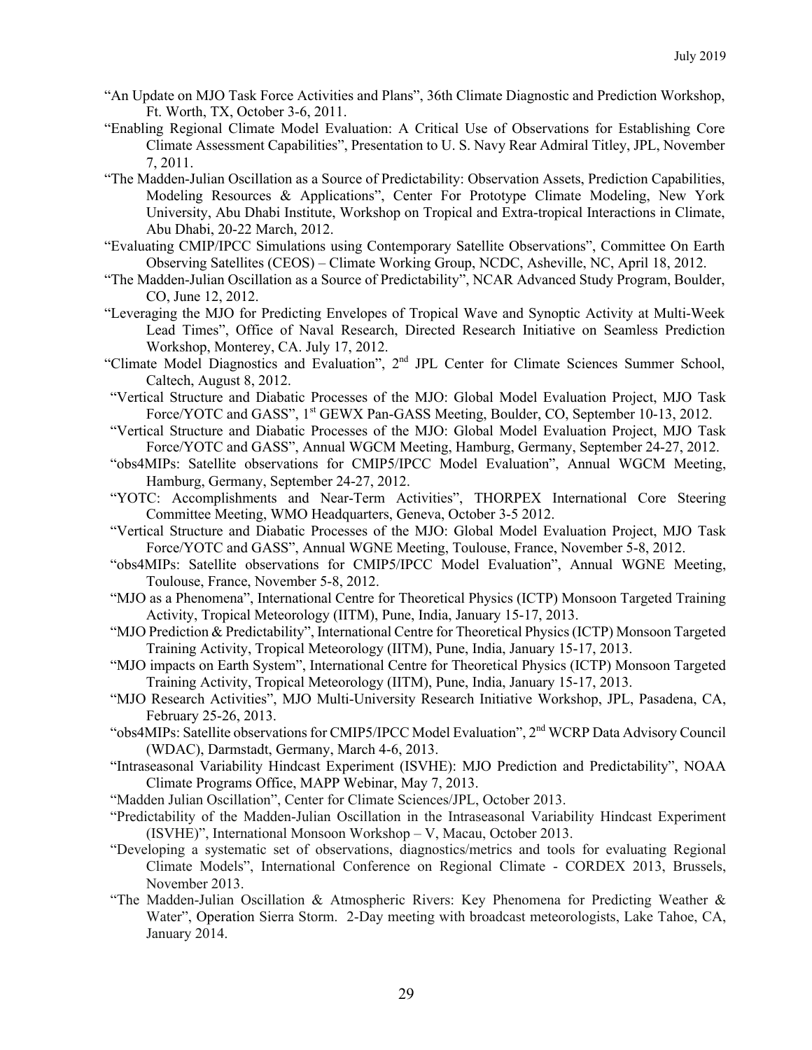"An Update on MJO Task Force Activities and Plans", 36th Climate Diagnostic and Prediction Workshop, Ft. Worth, TX, October 3-6, 2011.

"Enabling Regional Climate Model Evaluation: A Critical Use of Observations for Establishing Core Climate Assessment Capabilities", Presentation to U. S. Navy Rear Admiral Titley, JPL, November 7, 2011.

"The Madden-Julian Oscillation as a Source of Predictability: Observation Assets, Prediction Capabilities, Modeling Resources & Applications", Center For Prototype Climate Modeling, New York University, Abu Dhabi Institute, Workshop on Tropical and Extra-tropical Interactions in Climate, Abu Dhabi, 20-22 March, 2012.

"Evaluating CMIP/IPCC Simulations using Contemporary Satellite Observations", Committee On Earth Observing Satellites (CEOS) – Climate Working Group, NCDC, Asheville, NC, April 18, 2012.

"The Madden-Julian Oscillation as a Source of Predictability", NCAR Advanced Study Program, Boulder, CO, June 12, 2012.

"Leveraging the MJO for Predicting Envelopes of Tropical Wave and Synoptic Activity at Multi-Week Lead Times", Office of Naval Research, Directed Research Initiative on Seamless Prediction Workshop, Monterey, CA. July 17, 2012.

"Climate Model Diagnostics and Evaluation", 2nd JPL Center for Climate Sciences Summer School, Caltech, August 8, 2012.

"Vertical Structure and Diabatic Processes of the MJO: Global Model Evaluation Project, MJO Task Force/YOTC and GASS", 1st GEWX Pan-GASS Meeting, Boulder, CO, September 10-13, 2012.

"Vertical Structure and Diabatic Processes of the MJO: Global Model Evaluation Project, MJO Task Force/YOTC and GASS", Annual WGCM Meeting, Hamburg, Germany, September 24-27, 2012.

"obs4MIPs: Satellite observations for CMIP5/IPCC Model Evaluation", Annual WGCM Meeting, Hamburg, Germany, September 24-27, 2012.

"YOTC: Accomplishments and Near-Term Activities", THORPEX International Core Steering Committee Meeting, WMO Headquarters, Geneva, October 3-5 2012.

"Vertical Structure and Diabatic Processes of the MJO: Global Model Evaluation Project, MJO Task Force/YOTC and GASS", Annual WGNE Meeting, Toulouse, France, November 5-8, 2012.

"obs4MIPs: Satellite observations for CMIP5/IPCC Model Evaluation", Annual WGNE Meeting, Toulouse, France, November 5-8, 2012.

"MJO as a Phenomena", International Centre for Theoretical Physics (ICTP) Monsoon Targeted Training Activity, Tropical Meteorology (IITM), Pune, India, January 15-17, 2013.

"MJO Prediction & Predictability", International Centre for Theoretical Physics (ICTP) Monsoon Targeted Training Activity, Tropical Meteorology (IITM), Pune, India, January 15-17, 2013.

"MJO impacts on Earth System", International Centre for Theoretical Physics (ICTP) Monsoon Targeted Training Activity, Tropical Meteorology (IITM), Pune, India, January 15-17, 2013.

"MJO Research Activities", MJO Multi-University Research Initiative Workshop, JPL, Pasadena, CA, February 25-26, 2013.

"obs4MIPs: Satellite observations for CMIP5/IPCC Model Evaluation", 2nd WCRP Data Advisory Council (WDAC), Darmstadt, Germany, March 4-6, 2013.

"Intraseasonal Variability Hindcast Experiment (ISVHE): MJO Prediction and Predictability", NOAA Climate Programs Office, MAPP Webinar, May 7, 2013.

"Madden Julian Oscillation", Center for Climate Sciences/JPL, October 2013.

"Predictability of the Madden-Julian Oscillation in the Intraseasonal Variability Hindcast Experiment (ISVHE)", International Monsoon Workshop – V, Macau, October 2013.

"Developing a systematic set of observations, diagnostics/metrics and tools for evaluating Regional Climate Models", International Conference on Regional Climate - CORDEX 2013, Brussels, November 2013.

"The Madden-Julian Oscillation & Atmospheric Rivers: Key Phenomena for Predicting Weather & Water", Operation Sierra Storm. 2-Day meeting with broadcast meteorologists, Lake Tahoe, CA, January 2014.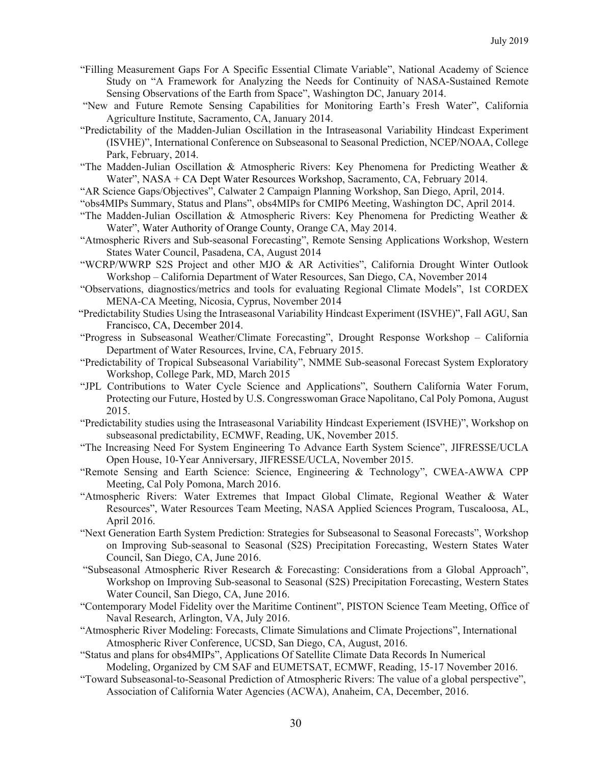"Filling Measurement Gaps For A Specific Essential Climate Variable", National Academy of Science Study on "A Framework for Analyzing the Needs for Continuity of NASA-Sustained Remote Sensing Observations of the Earth from Space", Washington DC, January 2014.

"New and Future Remote Sensing Capabilities for Monitoring Earth's Fresh Water", California Agriculture Institute, Sacramento, CA, January 2014.

"Predictability of the Madden-Julian Oscillation in the Intraseasonal Variability Hindcast Experiment (ISVHE)", International Conference on Subseasonal to Seasonal Prediction, NCEP/NOAA, College Park, February, 2014.

"The Madden-Julian Oscillation & Atmospheric Rivers: Key Phenomena for Predicting Weather & Water", NASA + CA Dept Water Resources Workshop, Sacramento, CA, February 2014.

"AR Science Gaps/Objectives", Calwater 2 Campaign Planning Workshop, San Diego, April, 2014.

"obs4MIPs Summary, Status and Plans", obs4MIPs for CMIP6 Meeting, Washington DC, April 2014.

"The Madden-Julian Oscillation & Atmospheric Rivers: Key Phenomena for Predicting Weather & Water", Water Authority of Orange County, Orange CA, May 2014.

"Atmospheric Rivers and Sub-seasonal Forecasting", Remote Sensing Applications Workshop, Western States Water Council, Pasadena, CA, August 2014

"WCRP/WWRP S2S Project and other MJO & AR Activities", California Drought Winter Outlook Workshop – California Department of Water Resources, San Diego, CA, November 2014

"Observations, diagnostics/metrics and tools for evaluating Regional Climate Models", 1st CORDEX MENA-CA Meeting, Nicosia, Cyprus, November 2014

"Predictability Studies Using the Intraseasonal Variability Hindcast Experiment (ISVHE)", Fall AGU, San Francisco, CA, December 2014.

"Progress in Subseasonal Weather/Climate Forecasting", Drought Response Workshop – California Department of Water Resources, Irvine, CA, February 2015.

"Predictability of Tropical Subseasonal Variability", NMME Sub-seasonal Forecast System Exploratory Workshop, College Park, MD, March 2015

"JPL Contributions to Water Cycle Science and Applications", Southern California Water Forum, Protecting our Future, Hosted by U.S. Congresswoman Grace Napolitano, Cal Poly Pomona, August 2015.

"Predictability studies using the Intraseasonal Variability Hindcast Experiement (ISVHE)", Workshop on subseasonal predictability, ECMWF, Reading, UK, November 2015.

"The Increasing Need For System Engineering To Advance Earth System Science", JIFRESSE/UCLA Open House, 10-Year Anniversary, JIFRESSE/UCLA, November 2015.

"Remote Sensing and Earth Science: Science, Engineering & Technology", CWEA-AWWA CPP Meeting, Cal Poly Pomona, March 2016.

"Atmospheric Rivers: Water Extremes that Impact Global Climate, Regional Weather & Water Resources", Water Resources Team Meeting, NASA Applied Sciences Program, Tuscaloosa, AL, April 2016.

"Next Generation Earth System Prediction: Strategies for Subseasonal to Seasonal Forecasts", Workshop on Improving Sub-seasonal to Seasonal (S2S) Precipitation Forecasting, Western States Water Council, San Diego, CA, June 2016.

"Subseasonal Atmospheric River Research & Forecasting: Considerations from a Global Approach", Workshop on Improving Sub-seasonal to Seasonal (S2S) Precipitation Forecasting, Western States Water Council, San Diego, CA, June 2016.

"Contemporary Model Fidelity over the Maritime Continent", PISTON Science Team Meeting, Office of Naval Research, Arlington, VA, July 2016.

"Atmospheric River Modeling: Forecasts, Climate Simulations and Climate Projections", International Atmospheric River Conference, UCSD, San Diego, CA, August, 2016.

"Status and plans for obs4MIPs", Applications Of Satellite Climate Data Records In Numerical Modeling, Organized by CM SAF and EUMETSAT, ECMWF, Reading, 15-17 November 2016.

"Toward Subseasonal-to-Seasonal Prediction of Atmospheric Rivers: The value of a global perspective", Association of California Water Agencies (ACWA), Anaheim, CA, December, 2016.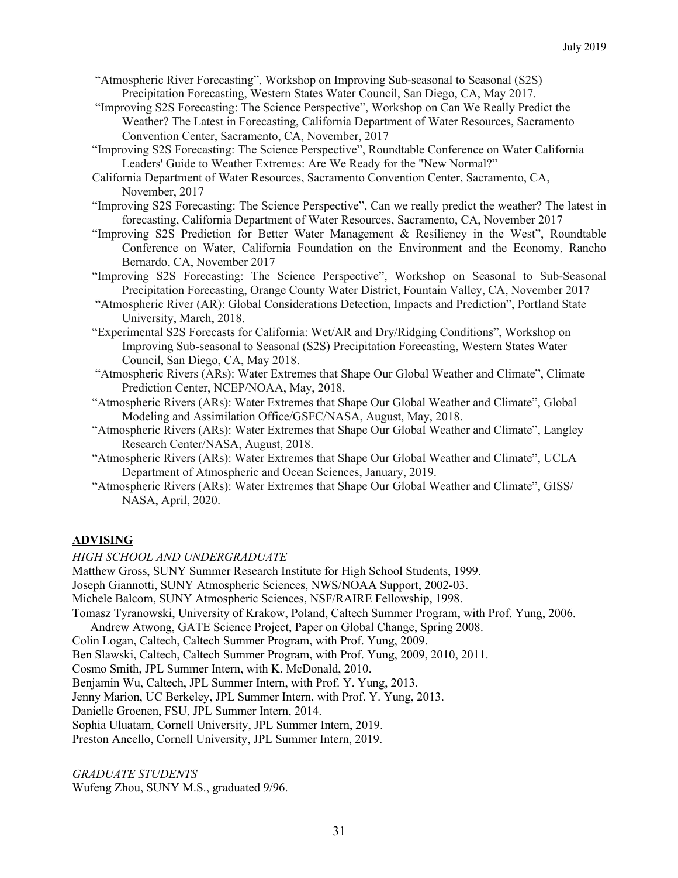"Atmospheric River Forecasting", Workshop on Improving Sub-seasonal to Seasonal (S2S) Precipitation Forecasting, Western States Water Council, San Diego, CA, May 2017.

"Improving S2S Forecasting: The Science Perspective", Workshop on Can We Really Predict the Weather? The Latest in Forecasting, California Department of Water Resources, Sacramento Convention Center, Sacramento, CA, November, 2017

"Improving S2S Forecasting: The Science Perspective", Roundtable Conference on Water California Leaders' Guide to Weather Extremes: Are We Ready for the "New Normal?"

California Department of Water Resources, Sacramento Convention Center, Sacramento, CA, November, 2017

"Improving S2S Forecasting: The Science Perspective", Can we really predict the weather? The latest in forecasting, California Department of Water Resources, Sacramento, CA, November 2017

"Improving S2S Prediction for Better Water Management & Resiliency in the West", Roundtable Conference on Water, California Foundation on the Environment and the Economy, Rancho Bernardo, CA, November 2017

"Improving S2S Forecasting: The Science Perspective", Workshop on Seasonal to Sub-Seasonal Precipitation Forecasting, Orange County Water District, Fountain Valley, CA, November 2017

"Atmospheric River (AR): Global Considerations Detection, Impacts and Prediction", Portland State University, March, 2018.

"Experimental S2S Forecasts for California: Wet/AR and Dry/Ridging Conditions", Workshop on Improving Sub-seasonal to Seasonal (S2S) Precipitation Forecasting, Western States Water Council, San Diego, CA, May 2018.

"Atmospheric Rivers (ARs): Water Extremes that Shape Our Global Weather and Climate", Climate Prediction Center, NCEP/NOAA, May, 2018.

"Atmospheric Rivers (ARs): Water Extremes that Shape Our Global Weather and Climate", Global Modeling and Assimilation Office/GSFC/NASA, August, May, 2018.

"Atmospheric Rivers (ARs): Water Extremes that Shape Our Global Weather and Climate", Langley Research Center/NASA, August, 2018.

"Atmospheric Rivers (ARs): Water Extremes that Shape Our Global Weather and Climate", UCLA Department of Atmospheric and Ocean Sciences, January, 2019.

"Atmospheric Rivers (ARs): Water Extremes that Shape Our Global Weather and Climate", GISS/ NASA, April, 2020.

## ADVISING

*HIGH SCHOOL AND UNDERGRADUATE*

Matthew Gross, SUNY Summer Research Institute for High School Students, 1999.
Joseph Giannotti, SUNY Atmospheric Sciences, NWS/NOAA Support, 2002-03.
Michele Balcom, SUNY Atmospheric Sciences, NSF/RAIRE Fellowship, 1998.
Tomasz Tyranowski, University of Krakow, Poland, Caltech Summer Program, with Prof. Yung, 2006.
Andrew Atwong, GATE Science Project, Paper on Global Change, Spring 2008.
Colin Logan, Caltech, Caltech Summer Program, with Prof. Yung, 2009.
Ben Slawski, Caltech, Caltech Summer Program, with Prof. Yung, 2009, 2010, 2011.
Cosmo Smith, JPL Summer Intern, with K. McDonald, 2010.
Benjamin Wu, Caltech, JPL Summer Intern, with Prof. Y. Yung, 2013.
Jenny Marion, UC Berkeley, JPL Summer Intern, with Prof. Y. Yung, 2013.
Danielle Groenen, FSU, JPL Summer Intern, 2014.
Sophia Uluatam, Cornell University, JPL Summer Intern, 2019.
Preston Ancello, Cornell University, JPL Summer Intern, 2019.

*GRADUATE STUDENTS*

Wufeng Zhou, SUNY M.S., graduated 9/96.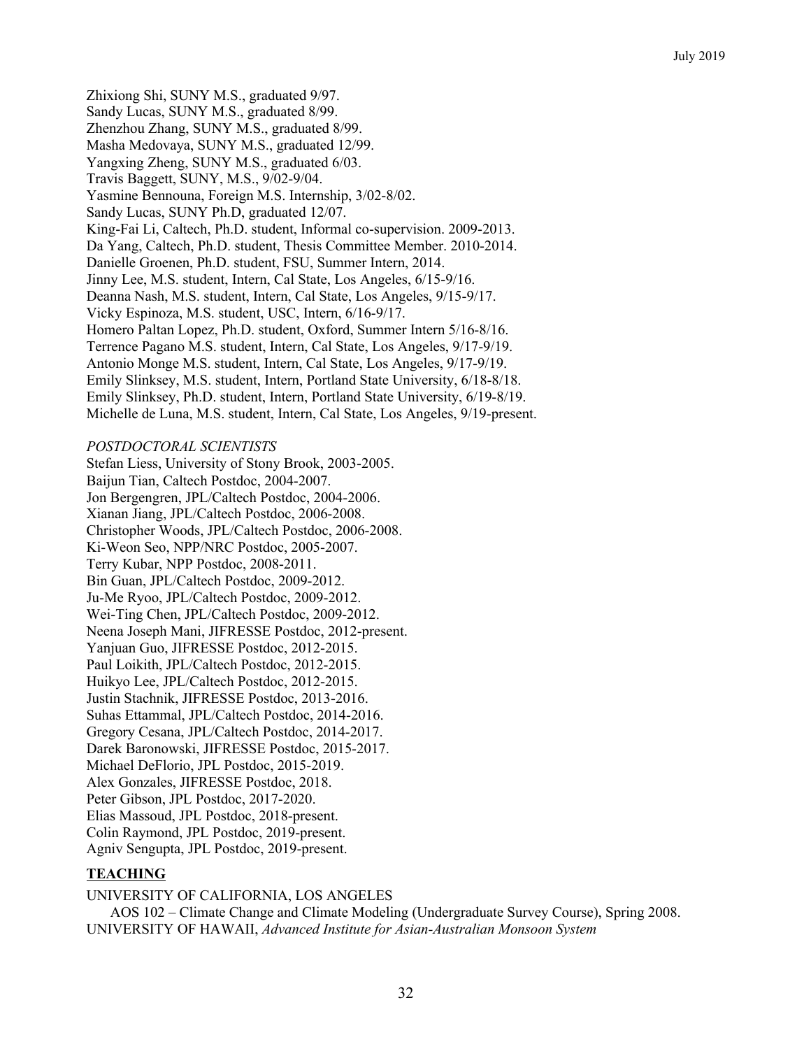Zhixiong Shi, SUNY M.S., graduated 9/97.
Sandy Lucas, SUNY M.S., graduated 8/99.
Zhenzhou Zhang, SUNY M.S., graduated 8/99.
Masha Medovaya, SUNY M.S., graduated 12/99.
Yangxing Zheng, SUNY M.S., graduated 6/03.
Travis Baggett, SUNY, M.S., 9/02-9/04.
Yasmine Bennouna, Foreign M.S. Internship, 3/02-8/02.
Sandy Lucas, SUNY Ph.D, graduated 12/07.
King-Fai Li, Caltech, Ph.D. student, Informal co-supervision. 2009-2013.
Da Yang, Caltech, Ph.D. student, Thesis Committee Member. 2010-2014.
Danielle Groenen, Ph.D. student, FSU, Summer Intern, 2014.
Jinny Lee, M.S. student, Intern, Cal State, Los Angeles, 6/15-9/16.
Deanna Nash, M.S. student, Intern, Cal State, Los Angeles, 9/15-9/17.
Vicky Espinoza, M.S. student, USC, Intern, 6/16-9/17.
Homero Paltan Lopez, Ph.D. student, Oxford, Summer Intern 5/16-8/16.
Terrence Pagano M.S. student, Intern, Cal State, Los Angeles, 9/17-9/19.
Antonio Monge M.S. student, Intern, Cal State, Los Angeles, 9/17-9/19.
Emily Slinksey, M.S. student, Intern, Portland State University, 6/18-8/18.
Emily Slinksey, Ph.D. student, Intern, Portland State University, 6/19-8/19.
Michelle de Luna, M.S. student, Intern, Cal State, Los Angeles, 9/19-present.

*POSTDOCTORAL SCIENTISTS*

Stefan Liess, University of Stony Brook, 2003-2005.
Baijun Tian, Caltech Postdoc, 2004-2007.
Jon Bergengren, JPL/Caltech Postdoc, 2004-2006.
Xianan Jiang, JPL/Caltech Postdoc, 2006-2008.
Christopher Woods, JPL/Caltech Postdoc, 2006-2008.
Ki-Weon Seo, NPP/NRC Postdoc, 2005-2007.
Terry Kubar, NPP Postdoc, 2008-2011.
Bin Guan, JPL/Caltech Postdoc, 2009-2012.
Ju-Me Ryoo, JPL/Caltech Postdoc, 2009-2012.
Wei-Ting Chen, JPL/Caltech Postdoc, 2009-2012.
Neena Joseph Mani, JIFRESSE Postdoc, 2012-present.
Yanjuan Guo, JIFRESSE Postdoc, 2012-2015.
Paul Loikith, JPL/Caltech Postdoc, 2012-2015.
Huikyo Lee, JPL/Caltech Postdoc, 2012-2015.
Justin Stachnik, JIFRESSE Postdoc, 2013-2016.
Suhas Ettammal, JPL/Caltech Postdoc, 2014-2016.
Gregory Cesana, JPL/Caltech Postdoc, 2014-2017.
Darek Baronowski, JIFRESSE Postdoc, 2015-2017.
Michael DeFlorio, JPL Postdoc, 2015-2019.
Alex Gonzales, JIFRESSE Postdoc, 2018.
Peter Gibson, JPL Postdoc, 2017-2020.
Elias Massoud, JPL Postdoc, 2018-present.
Colin Raymond, JPL Postdoc, 2019-present.
Agniv Sengupta, JPL Postdoc, 2019-present.

## TEACHING

UNIVERSITY OF CALIFORNIA, LOS ANGELES

AOS 102 – Climate Change and Climate Modeling (Undergraduate Survey Course), Spring 2008.

UNIVERSITY OF HAWAII, *Advanced Institute for Asian-Australian Monsoon System*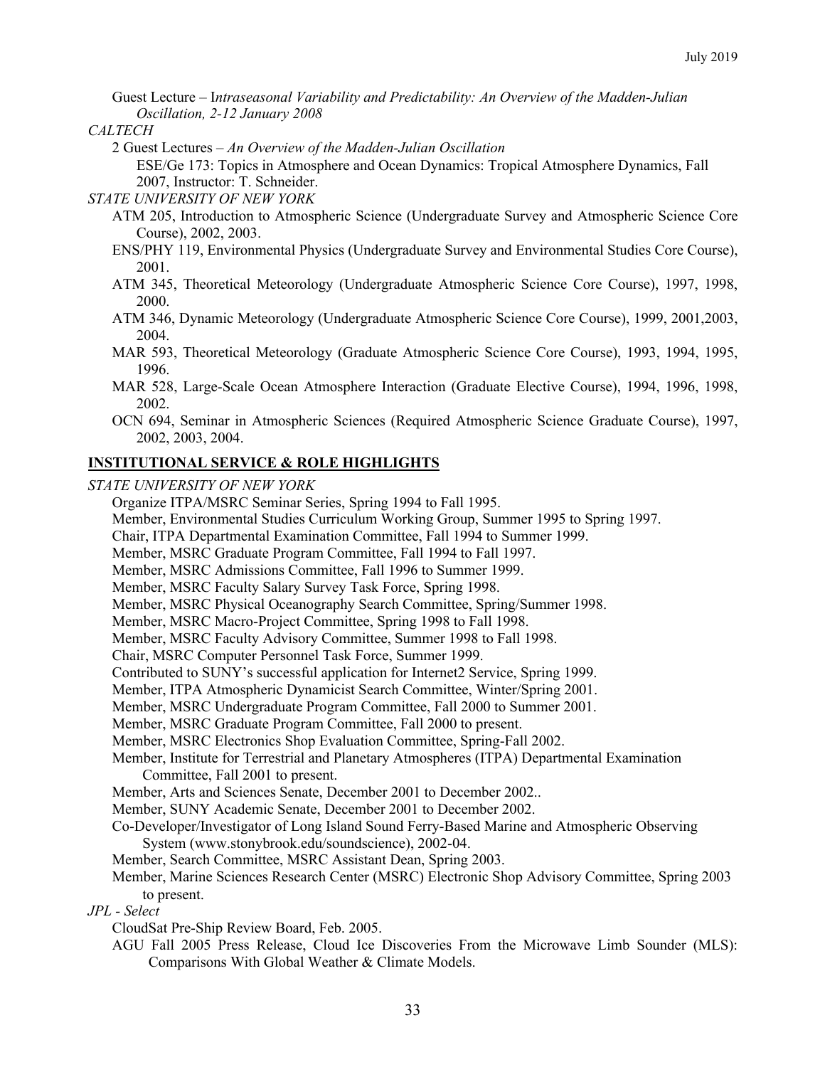Guest Lecture – I*ntraseasonal Variability and Predictability: An Overview of the Madden-Julian Oscillation, 2-12 January 2008*

*CALTECH*

2 Guest Lectures – *An Overview of the Madden-Julian Oscillation*
ESE/Ge 173: Topics in Atmosphere and Ocean Dynamics: Tropical Atmosphere Dynamics, Fall 2007, Instructor: T. Schneider.

*STATE UNIVERSITY OF NEW YORK*

ATM 205, Introduction to Atmospheric Science (Undergraduate Survey and Atmospheric Science Core Course), 2002, 2003.
ENS/PHY 119, Environmental Physics (Undergraduate Survey and Environmental Studies Core Course), 2001.
ATM 345, Theoretical Meteorology (Undergraduate Atmospheric Science Core Course), 1997, 1998, 2000.
ATM 346, Dynamic Meteorology (Undergraduate Atmospheric Science Core Course), 1999, 2001,2003, 2004.
MAR 593, Theoretical Meteorology (Graduate Atmospheric Science Core Course), 1993, 1994, 1995, 1996.
MAR 528, Large-Scale Ocean Atmosphere Interaction (Graduate Elective Course), 1994, 1996, 1998, 2002.
OCN 694, Seminar in Atmospheric Sciences (Required Atmospheric Science Graduate Course), 1997, 2002, 2003, 2004.

## INSTITUTIONAL SERVICE & ROLE HIGHLIGHTS

*STATE UNIVERSITY OF NEW YORK*

Organize ITPA/MSRC Seminar Series, Spring 1994 to Fall 1995.
Member, Environmental Studies Curriculum Working Group, Summer 1995 to Spring 1997.
Chair, ITPA Departmental Examination Committee, Fall 1994 to Summer 1999.
Member, MSRC Graduate Program Committee, Fall 1994 to Fall 1997.
Member, MSRC Admissions Committee, Fall 1996 to Summer 1999.
Member, MSRC Faculty Salary Survey Task Force, Spring 1998.
Member, MSRC Physical Oceanography Search Committee, Spring/Summer 1998.
Member, MSRC Macro-Project Committee, Spring 1998 to Fall 1998.
Member, MSRC Faculty Advisory Committee, Summer 1998 to Fall 1998.
Chair, MSRC Computer Personnel Task Force, Summer 1999.
Contributed to SUNY's successful application for Internet2 Service, Spring 1999.
Member, ITPA Atmospheric Dynamicist Search Committee, Winter/Spring 2001.
Member, MSRC Undergraduate Program Committee, Fall 2000 to Summer 2001.
Member, MSRC Graduate Program Committee, Fall 2000 to present.
Member, MSRC Electronics Shop Evaluation Committee, Spring-Fall 2002.
Member, Institute for Terrestrial and Planetary Atmospheres (ITPA) Departmental Examination Committee, Fall 2001 to present.
Member, Arts and Sciences Senate, December 2001 to December 2002..
Member, SUNY Academic Senate, December 2001 to December 2002.
Co-Developer/Investigator of Long Island Sound Ferry-Based Marine and Atmospheric Observing System (www.stonybrook.edu/soundscience), 2002-04.
Member, Search Committee, MSRC Assistant Dean, Spring 2003.
Member, Marine Sciences Research Center (MSRC) Electronic Shop Advisory Committee, Spring 2003 to present.

*JPL - Select*

CloudSat Pre-Ship Review Board, Feb. 2005.
AGU Fall 2005 Press Release, Cloud Ice Discoveries From the Microwave Limb Sounder (MLS): Comparisons With Global Weather & Climate Models.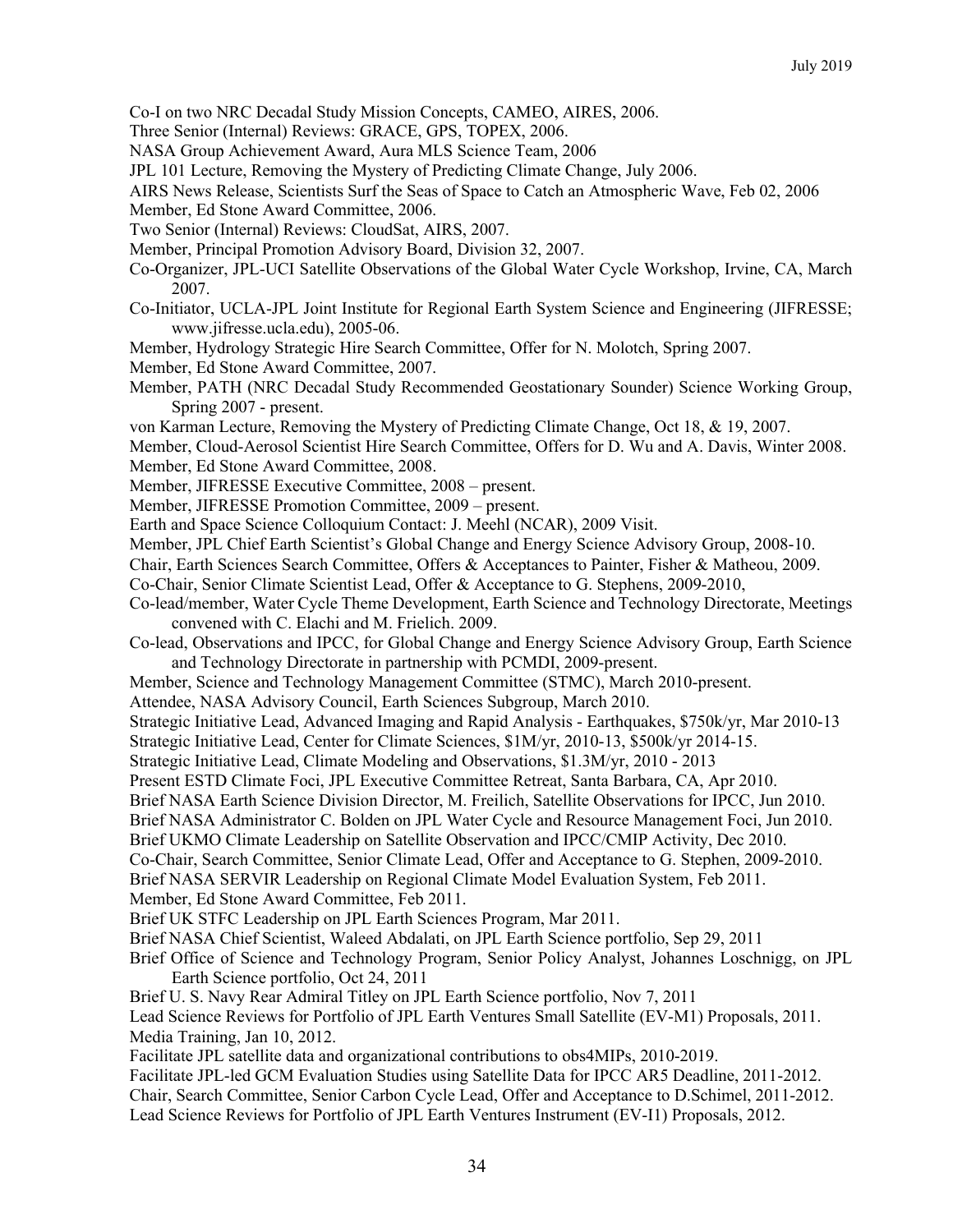Co-I on two NRC Decadal Study Mission Concepts, CAMEO, AIRES, 2006.

Three Senior (Internal) Reviews: GRACE, GPS, TOPEX, 2006.

NASA Group Achievement Award, Aura MLS Science Team, 2006

JPL 101 Lecture, Removing the Mystery of Predicting Climate Change, July 2006.

AIRS News Release, Scientists Surf the Seas of Space to Catch an Atmospheric Wave, Feb 02, 2006

Member, Ed Stone Award Committee, 2006.

Two Senior (Internal) Reviews: CloudSat, AIRS, 2007.

Member, Principal Promotion Advisory Board, Division 32, 2007.

Co-Organizer, JPL-UCI Satellite Observations of the Global Water Cycle Workshop, Irvine, CA, March 2007.

Co-Initiator, UCLA-JPL Joint Institute for Regional Earth System Science and Engineering (JIFRESSE; www.jifresse.ucla.edu), 2005-06.

Member, Hydrology Strategic Hire Search Committee, Offer for N. Molotch, Spring 2007.

Member, Ed Stone Award Committee, 2007.

Member, PATH (NRC Decadal Study Recommended Geostationary Sounder) Science Working Group, Spring 2007 - present.

von Karman Lecture, Removing the Mystery of Predicting Climate Change, Oct 18, & 19, 2007.

Member, Cloud-Aerosol Scientist Hire Search Committee, Offers for D. Wu and A. Davis, Winter 2008.

Member, Ed Stone Award Committee, 2008.

Member, JIFRESSE Executive Committee, 2008 – present.

Member, JIFRESSE Promotion Committee, 2009 – present.

Earth and Space Science Colloquium Contact: J. Meehl (NCAR), 2009 Visit.

Member, JPL Chief Earth Scientist's Global Change and Energy Science Advisory Group, 2008-10.

Chair, Earth Sciences Search Committee, Offers & Acceptances to Painter, Fisher & Matheou, 2009.

Co-Chair, Senior Climate Scientist Lead, Offer & Acceptance to G. Stephens, 2009-2010,

Co-lead/member, Water Cycle Theme Development, Earth Science and Technology Directorate, Meetings convened with C. Elachi and M. Frielich. 2009.

Co-lead, Observations and IPCC, for Global Change and Energy Science Advisory Group, Earth Science and Technology Directorate in partnership with PCMDI, 2009-present.

Member, Science and Technology Management Committee (STMC), March 2010-present.

Attendee, NASA Advisory Council, Earth Sciences Subgroup, March 2010.

Strategic Initiative Lead, Advanced Imaging and Rapid Analysis - Earthquakes, $750k/yr, Mar 2010-13

Strategic Initiative Lead, Center for Climate Sciences, $1M/yr, 2010-13, $500k/yr 2014-15.

Strategic Initiative Lead, Climate Modeling and Observations, $1.3M/yr, 2010 - 2013

Present ESTD Climate Foci, JPL Executive Committee Retreat, Santa Barbara, CA, Apr 2010.

Brief NASA Earth Science Division Director, M. Freilich, Satellite Observations for IPCC, Jun 2010.

Brief NASA Administrator C. Bolden on JPL Water Cycle and Resource Management Foci, Jun 2010.

Brief UKMO Climate Leadership on Satellite Observation and IPCC/CMIP Activity, Dec 2010.

Co-Chair, Search Committee, Senior Climate Lead, Offer and Acceptance to G. Stephen, 2009-2010.

Brief NASA SERVIR Leadership on Regional Climate Model Evaluation System, Feb 2011.

Member, Ed Stone Award Committee, Feb 2011.

Brief UK STFC Leadership on JPL Earth Sciences Program, Mar 2011.

Brief NASA Chief Scientist, Waleed Abdalati, on JPL Earth Science portfolio, Sep 29, 2011

Brief Office of Science and Technology Program, Senior Policy Analyst, Johannes Loschnigg, on JPL Earth Science portfolio, Oct 24, 2011

Brief U. S. Navy Rear Admiral Titley on JPL Earth Science portfolio, Nov 7, 2011

Lead Science Reviews for Portfolio of JPL Earth Ventures Small Satellite (EV-M1) Proposals, 2011.

Media Training, Jan 10, 2012.

Facilitate JPL satellite data and organizational contributions to obs4MIPs, 2010-2019.

Facilitate JPL-led GCM Evaluation Studies using Satellite Data for IPCC AR5 Deadline, 2011-2012.

Chair, Search Committee, Senior Carbon Cycle Lead, Offer and Acceptance to D.Schimel, 2011-2012.

Lead Science Reviews for Portfolio of JPL Earth Ventures Instrument (EV-I1) Proposals, 2012.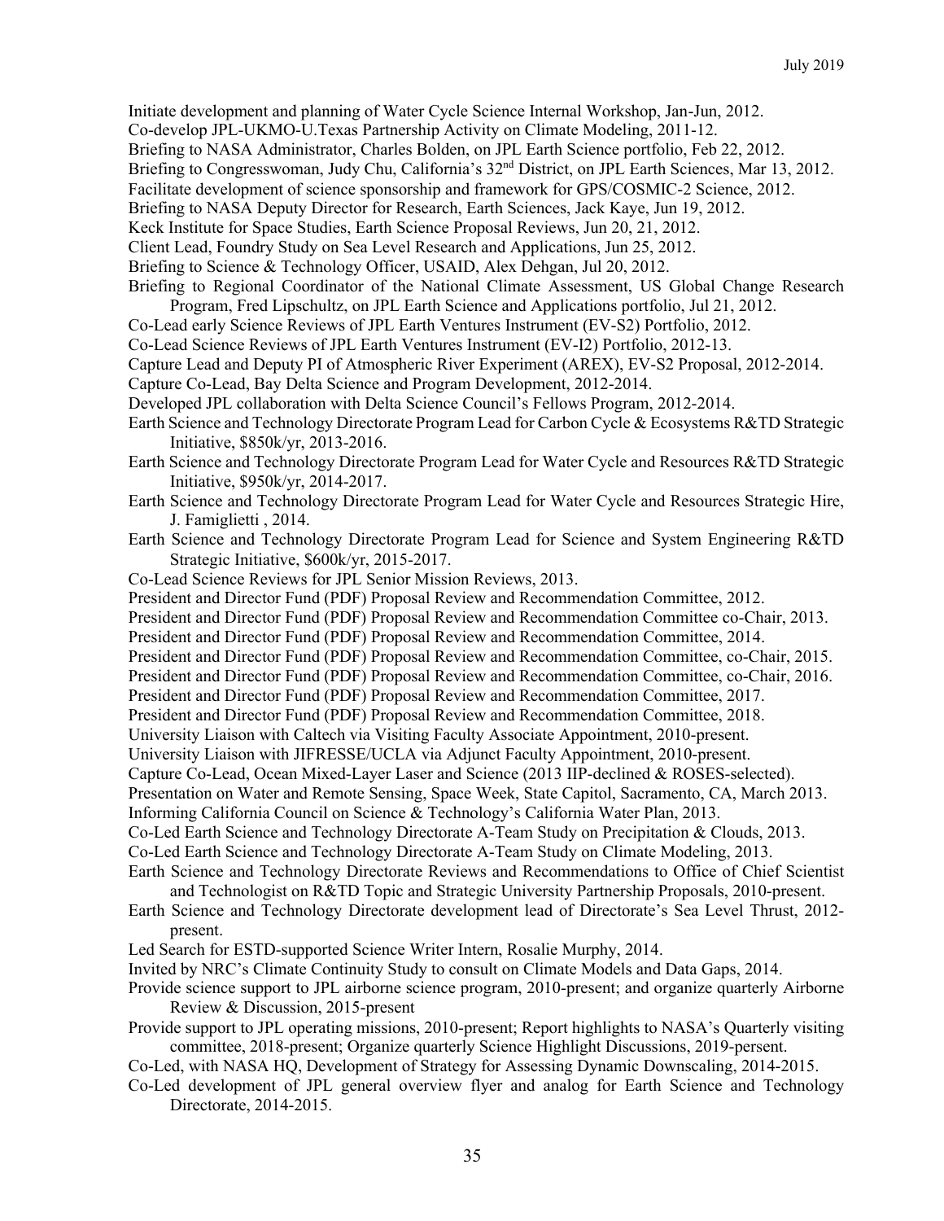Initiate development and planning of Water Cycle Science Internal Workshop, Jan-Jun, 2012.

Co-develop JPL-UKMO-U.Texas Partnership Activity on Climate Modeling, 2011-12.

Briefing to NASA Administrator, Charles Bolden, on JPL Earth Science portfolio, Feb 22, 2012.

Briefing to Congresswoman, Judy Chu, California's 32nd District, on JPL Earth Sciences, Mar 13, 2012.

Facilitate development of science sponsorship and framework for GPS/COSMIC-2 Science, 2012.

Briefing to NASA Deputy Director for Research, Earth Sciences, Jack Kaye, Jun 19, 2012.

Keck Institute for Space Studies, Earth Science Proposal Reviews, Jun 20, 21, 2012.

Client Lead, Foundry Study on Sea Level Research and Applications, Jun 25, 2012.

Briefing to Science & Technology Officer, USAID, Alex Dehgan, Jul 20, 2012.

Briefing to Regional Coordinator of the National Climate Assessment, US Global Change Research Program, Fred Lipschultz, on JPL Earth Science and Applications portfolio, Jul 21, 2012.

Co-Lead early Science Reviews of JPL Earth Ventures Instrument (EV-S2) Portfolio, 2012.

Co-Lead Science Reviews of JPL Earth Ventures Instrument (EV-I2) Portfolio, 2012-13.

Capture Lead and Deputy PI of Atmospheric River Experiment (AREX), EV-S2 Proposal, 2012-2014.

Capture Co-Lead, Bay Delta Science and Program Development, 2012-2014.

Developed JPL collaboration with Delta Science Council's Fellows Program, 2012-2014.

Earth Science and Technology Directorate Program Lead for Carbon Cycle & Ecosystems R&TD Strategic Initiative, \$850k/yr, 2013-2016.

Earth Science and Technology Directorate Program Lead for Water Cycle and Resources R&TD Strategic Initiative, \$950k/yr, 2014-2017.

Earth Science and Technology Directorate Program Lead for Water Cycle and Resources Strategic Hire, J. Famiglietti , 2014.

Earth Science and Technology Directorate Program Lead for Science and System Engineering R&TD Strategic Initiative, \$600k/yr, 2015-2017.

Co-Lead Science Reviews for JPL Senior Mission Reviews, 2013.

President and Director Fund (PDF) Proposal Review and Recommendation Committee, 2012.

President and Director Fund (PDF) Proposal Review and Recommendation Committee co-Chair, 2013.

President and Director Fund (PDF) Proposal Review and Recommendation Committee, 2014.

President and Director Fund (PDF) Proposal Review and Recommendation Committee, co-Chair, 2015.

President and Director Fund (PDF) Proposal Review and Recommendation Committee, co-Chair, 2016.

President and Director Fund (PDF) Proposal Review and Recommendation Committee, 2017.

President and Director Fund (PDF) Proposal Review and Recommendation Committee, 2018.

University Liaison with Caltech via Visiting Faculty Associate Appointment, 2010-present.

University Liaison with JIFRESSE/UCLA via Adjunct Faculty Appointment, 2010-present.

Capture Co-Lead, Ocean Mixed-Layer Laser and Science (2013 IIP-declined & ROSES-selected).

Presentation on Water and Remote Sensing, Space Week, State Capitol, Sacramento, CA, March 2013.

Informing California Council on Science & Technology's California Water Plan, 2013.

Co-Led Earth Science and Technology Directorate A-Team Study on Precipitation & Clouds, 2013.

Co-Led Earth Science and Technology Directorate A-Team Study on Climate Modeling, 2013.

Earth Science and Technology Directorate Reviews and Recommendations to Office of Chief Scientist and Technologist on R&TD Topic and Strategic University Partnership Proposals, 2010-present.

Earth Science and Technology Directorate development lead of Directorate's Sea Level Thrust, 2012-present.

Led Search for ESTD-supported Science Writer Intern, Rosalie Murphy, 2014.

Invited by NRC's Climate Continuity Study to consult on Climate Models and Data Gaps, 2014.

Provide science support to JPL airborne science program, 2010-present; and organize quarterly Airborne Review & Discussion, 2015-present

Provide support to JPL operating missions, 2010-present; Report highlights to NASA's Quarterly visiting committee, 2018-present; Organize quarterly Science Highlight Discussions, 2019-persent.

Co-Led, with NASA HQ, Development of Strategy for Assessing Dynamic Downscaling, 2014-2015.

Co-Led development of JPL general overview flyer and analog for Earth Science and Technology Directorate, 2014-2015.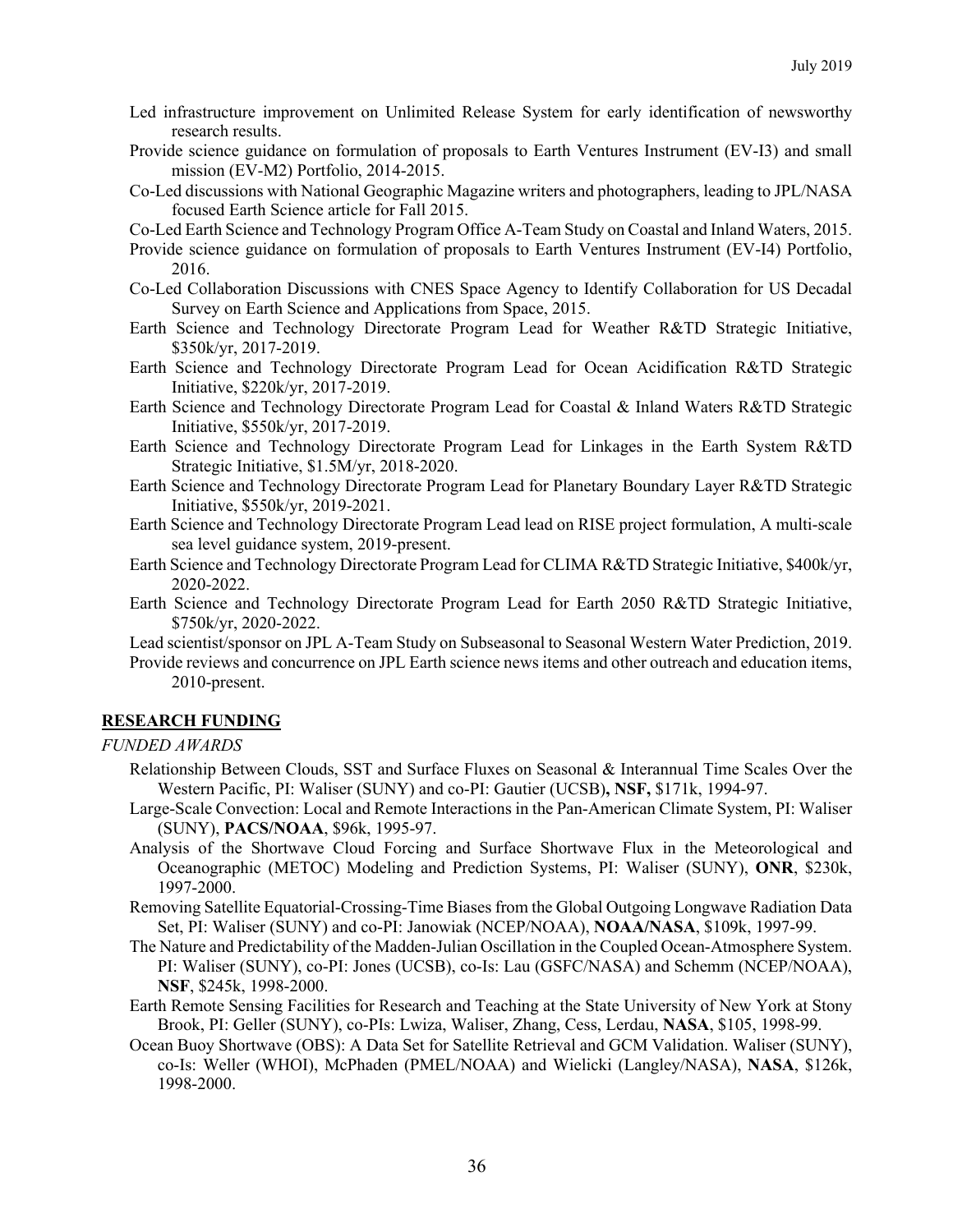Led infrastructure improvement on Unlimited Release System for early identification of newsworthy research results.

Provide science guidance on formulation of proposals to Earth Ventures Instrument (EV-I3) and small mission (EV-M2) Portfolio, 2014-2015.

Co-Led discussions with National Geographic Magazine writers and photographers, leading to JPL/NASA focused Earth Science article for Fall 2015.

Co-Led Earth Science and Technology Program Office A-Team Study on Coastal and Inland Waters, 2015.

Provide science guidance on formulation of proposals to Earth Ventures Instrument (EV-I4) Portfolio, 2016.

Co-Led Collaboration Discussions with CNES Space Agency to Identify Collaboration for US Decadal Survey on Earth Science and Applications from Space, 2015.

Earth Science and Technology Directorate Program Lead for Weather R&TD Strategic Initiative, \$350k/yr, 2017-2019.

Earth Science and Technology Directorate Program Lead for Ocean Acidification R&TD Strategic Initiative, \$220k/yr, 2017-2019.

Earth Science and Technology Directorate Program Lead for Coastal & Inland Waters R&TD Strategic Initiative, \$550k/yr, 2017-2019.

Earth Science and Technology Directorate Program Lead for Linkages in the Earth System R&TD Strategic Initiative, \$1.5M/yr, 2018-2020.

Earth Science and Technology Directorate Program Lead for Planetary Boundary Layer R&TD Strategic Initiative, \$550k/yr, 2019-2021.

Earth Science and Technology Directorate Program Lead lead on RISE project formulation, A multi-scale sea level guidance system, 2019-present.

Earth Science and Technology Directorate Program Lead for CLIMA R&TD Strategic Initiative, \$400k/yr, 2020-2022.

Earth Science and Technology Directorate Program Lead for Earth 2050 R&TD Strategic Initiative, \$750k/yr, 2020-2022.

Lead scientist/sponsor on JPL A-Team Study on Subseasonal to Seasonal Western Water Prediction, 2019.

Provide reviews and concurrence on JPL Earth science news items and other outreach and education items, 2010-present.

## RESEARCH FUNDING

*FUNDED AWARDS*

Relationship Between Clouds, SST and Surface Fluxes on Seasonal & Interannual Time Scales Over the Western Pacific, PI: Waliser (SUNY) and co-PI: Gautier (UCSB)**, NSF,** \$171k, 1994-97.

Large-Scale Convection: Local and Remote Interactions in the Pan-American Climate System, PI: Waliser (SUNY), **PACS/NOAA**, \$96k, 1995-97.

Analysis of the Shortwave Cloud Forcing and Surface Shortwave Flux in the Meteorological and Oceanographic (METOC) Modeling and Prediction Systems, PI: Waliser (SUNY), **ONR**, \$230k, 1997-2000.

Removing Satellite Equatorial-Crossing-Time Biases from the Global Outgoing Longwave Radiation Data Set, PI: Waliser (SUNY) and co-PI: Janowiak (NCEP/NOAA), **NOAA/NASA**, \$109k, 1997-99.

The Nature and Predictability of the Madden-Julian Oscillation in the Coupled Ocean-Atmosphere System. PI: Waliser (SUNY), co-PI: Jones (UCSB), co-Is: Lau (GSFC/NASA) and Schemm (NCEP/NOAA), **NSF**, \$245k, 1998-2000.

Earth Remote Sensing Facilities for Research and Teaching at the State University of New York at Stony Brook, PI: Geller (SUNY), co-PIs: Lwiza, Waliser, Zhang, Cess, Lerdau, **NASA**, \$105, 1998-99.

Ocean Buoy Shortwave (OBS): A Data Set for Satellite Retrieval and GCM Validation. Waliser (SUNY), co-Is: Weller (WHOI), McPhaden (PMEL/NOAA) and Wielicki (Langley/NASA), **NASA**, \$126k, 1998-2000.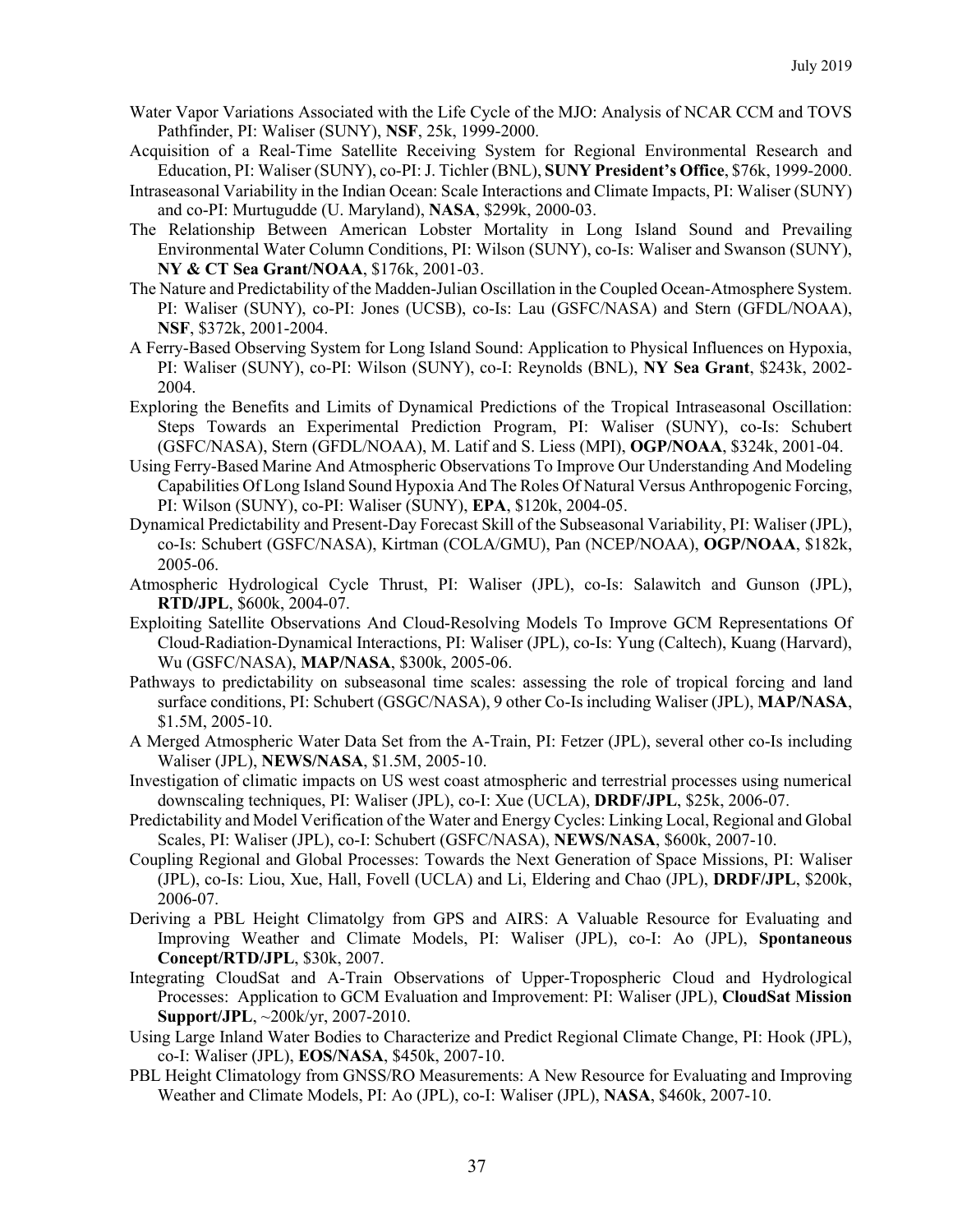Water Vapor Variations Associated with the Life Cycle of the MJO: Analysis of NCAR CCM and TOVS Pathfinder, PI: Waliser (SUNY), **NSF**, 25k, 1999-2000.

Acquisition of a Real-Time Satellite Receiving System for Regional Environmental Research and Education, PI: Waliser (SUNY), co-PI: J. Tichler (BNL), **SUNY President's Office**, $76k, 1999-2000.

Intraseasonal Variability in the Indian Ocean: Scale Interactions and Climate Impacts, PI: Waliser (SUNY) and co-PI: Murtugudde (U. Maryland), **NASA**, $299k, 2000-03.

The Relationship Between American Lobster Mortality in Long Island Sound and Prevailing Environmental Water Column Conditions, PI: Wilson (SUNY), co-Is: Waliser and Swanson (SUNY), **NY & CT Sea Grant/NOAA**, $176k, 2001-03.

The Nature and Predictability of the Madden-Julian Oscillation in the Coupled Ocean-Atmosphere System. PI: Waliser (SUNY), co-PI: Jones (UCSB), co-Is: Lau (GSFC/NASA) and Stern (GFDL/NOAA), **NSF**, $372k, 2001-2004.

A Ferry-Based Observing System for Long Island Sound: Application to Physical Influences on Hypoxia, PI: Waliser (SUNY), co-PI: Wilson (SUNY), co-I: Reynolds (BNL), **NY Sea Grant**, $243k, 2002-2004.

Exploring the Benefits and Limits of Dynamical Predictions of the Tropical Intraseasonal Oscillation: Steps Towards an Experimental Prediction Program, PI: Waliser (SUNY), co-Is: Schubert (GSFC/NASA), Stern (GFDL/NOAA), M. Latif and S. Liess (MPI), **OGP/NOAA**, $324k, 2001-04.

Using Ferry-Based Marine And Atmospheric Observations To Improve Our Understanding And Modeling Capabilities Of Long Island Sound Hypoxia And The Roles Of Natural Versus Anthropogenic Forcing, PI: Wilson (SUNY), co-PI: Waliser (SUNY), **EPA**, $120k, 2004-05.

Dynamical Predictability and Present-Day Forecast Skill of the Subseasonal Variability, PI: Waliser (JPL), co-Is: Schubert (GSFC/NASA), Kirtman (COLA/GMU), Pan (NCEP/NOAA), **OGP/NOAA**, $182k, 2005-06.

Atmospheric Hydrological Cycle Thrust, PI: Waliser (JPL), co-Is: Salawitch and Gunson (JPL), **RTD/JPL**, $600k, 2004-07.

Exploiting Satellite Observations And Cloud-Resolving Models To Improve GCM Representations Of Cloud-Radiation-Dynamical Interactions, PI: Waliser (JPL), co-Is: Yung (Caltech), Kuang (Harvard), Wu (GSFC/NASA), **MAP/NASA**, $300k, 2005-06.

Pathways to predictability on subseasonal time scales: assessing the role of tropical forcing and land surface conditions, PI: Schubert (GSGC/NASA), 9 other Co-Is including Waliser (JPL), **MAP/NASA**, $1.5M, 2005-10.

A Merged Atmospheric Water Data Set from the A-Train, PI: Fetzer (JPL), several other co-Is including Waliser (JPL), **NEWS/NASA**, $1.5M, 2005-10.

Investigation of climatic impacts on US west coast atmospheric and terrestrial processes using numerical downscaling techniques, PI: Waliser (JPL), co-I: Xue (UCLA), **DRDF/JPL**, $25k, 2006-07.

Predictability and Model Verification of the Water and Energy Cycles: Linking Local, Regional and Global Scales, PI: Waliser (JPL), co-I: Schubert (GSFC/NASA), **NEWS/NASA**, $600k, 2007-10.

Coupling Regional and Global Processes: Towards the Next Generation of Space Missions, PI: Waliser (JPL), co-Is: Liou, Xue, Hall, Fovell (UCLA) and Li, Eldering and Chao (JPL), **DRDF/JPL**, $200k, 2006-07.

Deriving a PBL Height Climatolgy from GPS and AIRS: A Valuable Resource for Evaluating and Improving Weather and Climate Models, PI: Waliser (JPL), co-I: Ao (JPL), **Spontaneous Concept/RTD/JPL**, $30k, 2007.

Integrating CloudSat and A-Train Observations of Upper-Tropospheric Cloud and Hydrological Processes: Application to GCM Evaluation and Improvement: PI: Waliser (JPL), **CloudSat Mission Support/JPL**, ~200k/yr, 2007-2010.

Using Large Inland Water Bodies to Characterize and Predict Regional Climate Change, PI: Hook (JPL), co-I: Waliser (JPL), **EOS/NASA**, $450k, 2007-10.

PBL Height Climatology from GNSS/RO Measurements: A New Resource for Evaluating and Improving Weather and Climate Models, PI: Ao (JPL), co-I: Waliser (JPL), **NASA**, $460k, 2007-10.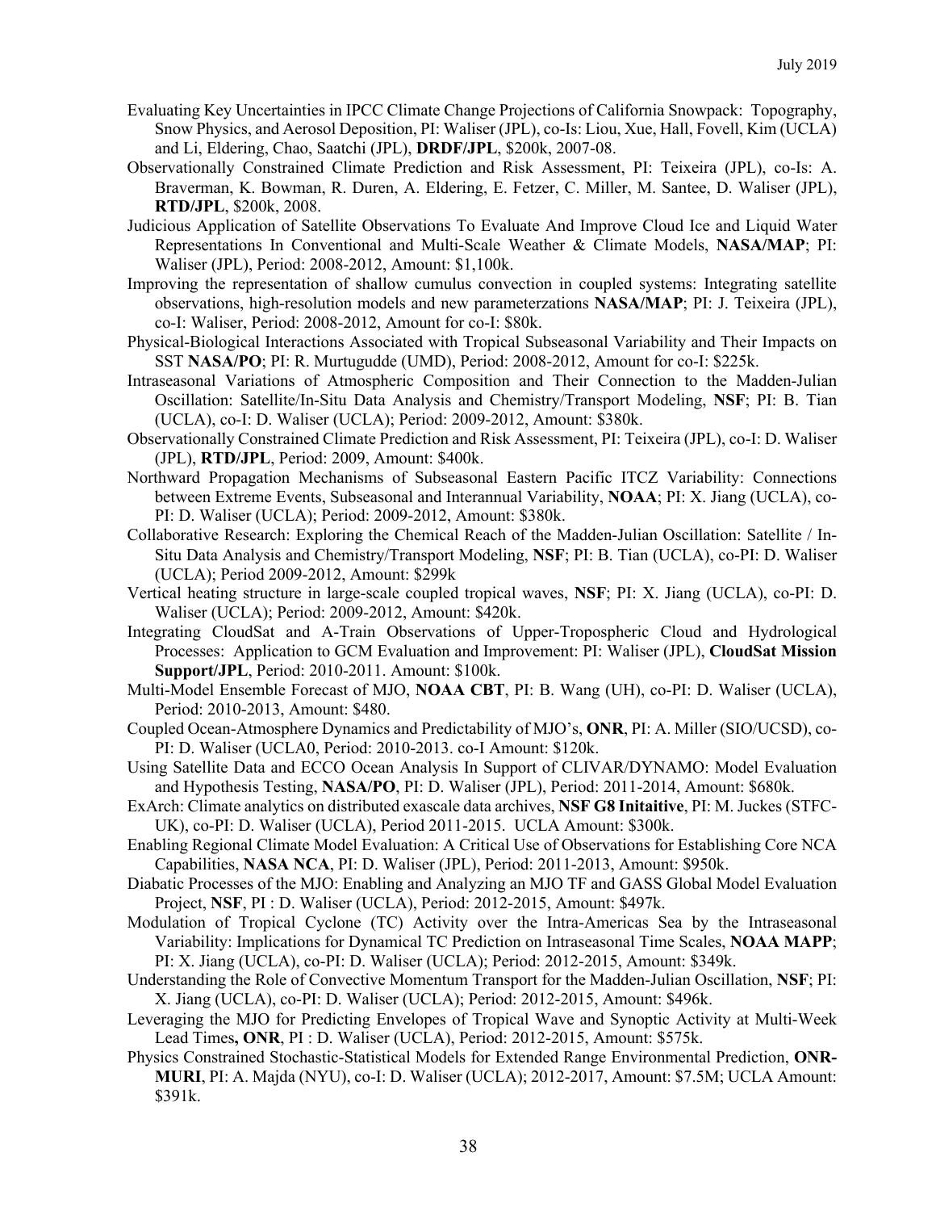Evaluating Key Uncertainties in IPCC Climate Change Projections of California Snowpack: Topography, Snow Physics, and Aerosol Deposition, PI: Waliser (JPL), co-Is: Liou, Xue, Hall, Fovell, Kim (UCLA) and Li, Eldering, Chao, Saatchi (JPL), **DRDF/JPL**, $200k, 2007-08.

Observationally Constrained Climate Prediction and Risk Assessment, PI: Teixeira (JPL), co-Is: A. Braverman, K. Bowman, R. Duren, A. Eldering, E. Fetzer, C. Miller, M. Santee, D. Waliser (JPL), **RTD/JPL**, $200k, 2008.

Judicious Application of Satellite Observations To Evaluate And Improve Cloud Ice and Liquid Water Representations In Conventional and Multi-Scale Weather & Climate Models, **NASA/MAP**; PI: Waliser (JPL), Period: 2008-2012, Amount: $1,100k.

Improving the representation of shallow cumulus convection in coupled systems: Integrating satellite observations, high-resolution models and new parameterzations **NASA/MAP**; PI: J. Teixeira (JPL), co-I: Waliser, Period: 2008-2012, Amount for co-I: $80k.

Physical-Biological Interactions Associated with Tropical Subseasonal Variability and Their Impacts on SST **NASA/PO**; PI: R. Murtugudde (UMD), Period: 2008-2012, Amount for co-I: $225k.

Intraseasonal Variations of Atmospheric Composition and Their Connection to the Madden-Julian Oscillation: Satellite/In-Situ Data Analysis and Chemistry/Transport Modeling, **NSF**; PI: B. Tian (UCLA), co-I: D. Waliser (UCLA); Period: 2009-2012, Amount: $380k.

Observationally Constrained Climate Prediction and Risk Assessment, PI: Teixeira (JPL), co-I: D. Waliser (JPL), **RTD/JPL**, Period: 2009, Amount: $400k.

Northward Propagation Mechanisms of Subseasonal Eastern Pacific ITCZ Variability: Connections between Extreme Events, Subseasonal and Interannual Variability, **NOAA**; PI: X. Jiang (UCLA), co-PI: D. Waliser (UCLA); Period: 2009-2012, Amount: $380k.

Collaborative Research: Exploring the Chemical Reach of the Madden-Julian Oscillation: Satellite / In-Situ Data Analysis and Chemistry/Transport Modeling, **NSF**; PI: B. Tian (UCLA), co-PI: D. Waliser (UCLA); Period 2009-2012, Amount: $299k

Vertical heating structure in large-scale coupled tropical waves, **NSF**; PI: X. Jiang (UCLA), co-PI: D. Waliser (UCLA); Period: 2009-2012, Amount: $420k.

Integrating CloudSat and A-Train Observations of Upper-Tropospheric Cloud and Hydrological Processes: Application to GCM Evaluation and Improvement: PI: Waliser (JPL), **CloudSat Mission Support/JPL**, Period: 2010-2011. Amount: $100k.

Multi-Model Ensemble Forecast of MJO, **NOAA CBT**, PI: B. Wang (UH), co-PI: D. Waliser (UCLA), Period: 2010-2013, Amount: $480.

Coupled Ocean-Atmosphere Dynamics and Predictability of MJO's, **ONR**, PI: A. Miller (SIO/UCSD), co-PI: D. Waliser (UCLA0, Period: 2010-2013. co-I Amount: $120k.

Using Satellite Data and ECCO Ocean Analysis In Support of CLIVAR/DYNAMO: Model Evaluation and Hypothesis Testing, **NASA/PO**, PI: D. Waliser (JPL), Period: 2011-2014, Amount: $680k.

ExArch: Climate analytics on distributed exascale data archives, **NSF G8 Initaitive**, PI: M. Juckes (STFC-UK), co-PI: D. Waliser (UCLA), Period 2011-2015. UCLA Amount: $300k.

Enabling Regional Climate Model Evaluation: A Critical Use of Observations for Establishing Core NCA Capabilities, **NASA NCA**, PI: D. Waliser (JPL), Period: 2011-2013, Amount: $950k.

Diabatic Processes of the MJO: Enabling and Analyzing an MJO TF and GASS Global Model Evaluation Project, **NSF**, PI : D. Waliser (UCLA), Period: 2012-2015, Amount: $497k.

Modulation of Tropical Cyclone (TC) Activity over the Intra-Americas Sea by the Intraseasonal Variability: Implications for Dynamical TC Prediction on Intraseasonal Time Scales, **NOAA MAPP**; PI: X. Jiang (UCLA), co-PI: D. Waliser (UCLA); Period: 2012-2015, Amount: $349k.

Understanding the Role of Convective Momentum Transport for the Madden-Julian Oscillation, **NSF**; PI: X. Jiang (UCLA), co-PI: D. Waliser (UCLA); Period: 2012-2015, Amount: $496k.

Leveraging the MJO for Predicting Envelopes of Tropical Wave and Synoptic Activity at Multi-Week Lead Times**, ONR**, PI : D. Waliser (UCLA), Period: 2012-2015, Amount: $575k.

Physics Constrained Stochastic-Statistical Models for Extended Range Environmental Prediction, **ONR-MURI**, PI: A. Majda (NYU), co-I: D. Waliser (UCLA); 2012-2017, Amount: $7.5M; UCLA Amount: $391k.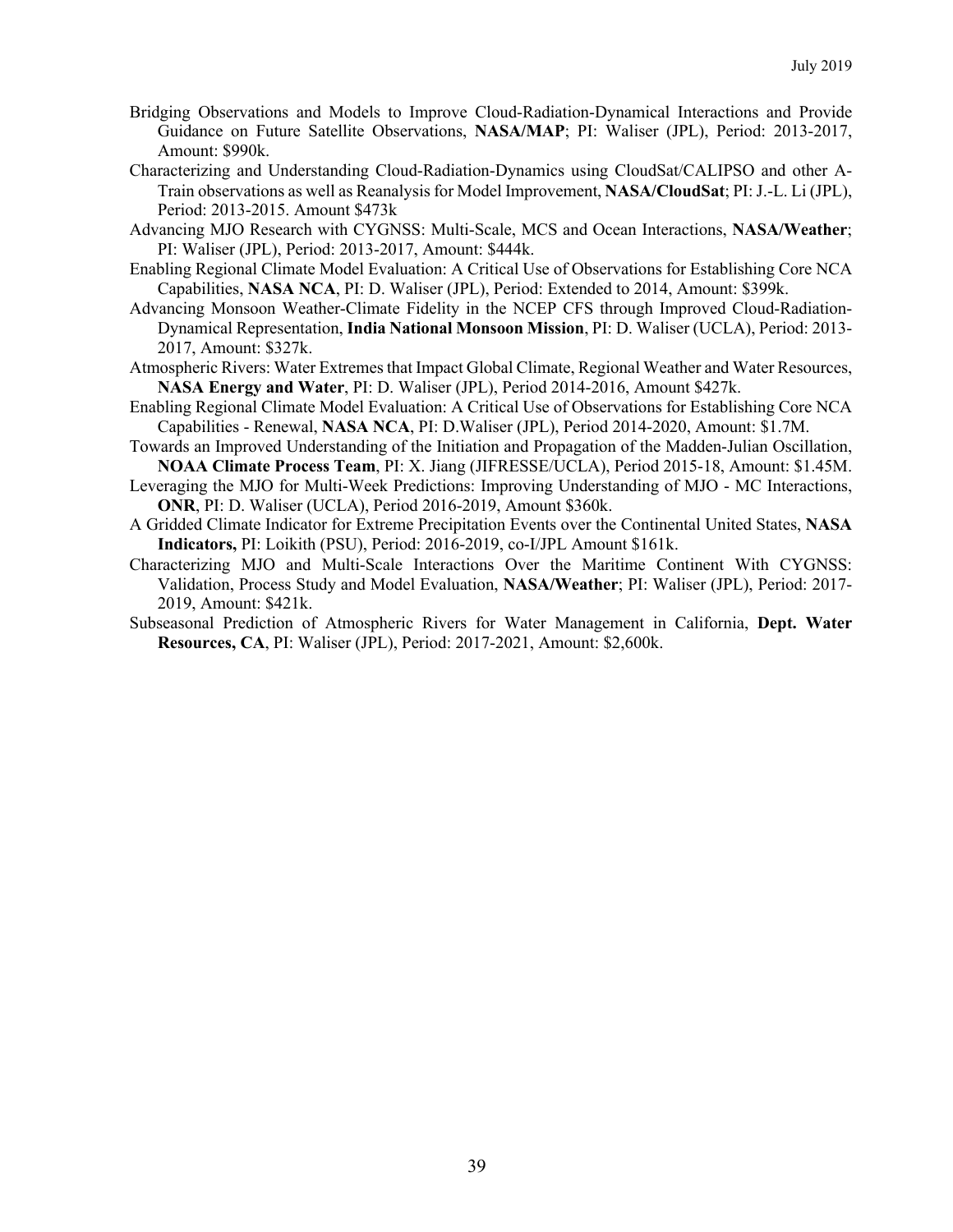Bridging Observations and Models to Improve Cloud-Radiation-Dynamical Interactions and Provide Guidance on Future Satellite Observations, **NASA/MAP**; PI: Waliser (JPL), Period: 2013-2017, Amount: $990k.

Characterizing and Understanding Cloud-Radiation-Dynamics using CloudSat/CALIPSO and other A-Train observations as well as Reanalysis for Model Improvement, **NASA/CloudSat**; PI: J.-L. Li (JPL), Period: 2013-2015. Amount $473k

Advancing MJO Research with CYGNSS: Multi-Scale, MCS and Ocean Interactions, **NASA/Weather**; PI: Waliser (JPL), Period: 2013-2017, Amount: $444k.

Enabling Regional Climate Model Evaluation: A Critical Use of Observations for Establishing Core NCA Capabilities, **NASA NCA**, PI: D. Waliser (JPL), Period: Extended to 2014, Amount: $399k.

Advancing Monsoon Weather-Climate Fidelity in the NCEP CFS through Improved Cloud-Radiation-Dynamical Representation, **India National Monsoon Mission**, PI: D. Waliser (UCLA), Period: 2013-2017, Amount: $327k.

Atmospheric Rivers: Water Extremes that Impact Global Climate, Regional Weather and Water Resources, **NASA Energy and Water**, PI: D. Waliser (JPL), Period 2014-2016, Amount $427k.

Enabling Regional Climate Model Evaluation: A Critical Use of Observations for Establishing Core NCA Capabilities - Renewal, **NASA NCA**, PI: D.Waliser (JPL), Period 2014-2020, Amount: $1.7M.

Towards an Improved Understanding of the Initiation and Propagation of the Madden-Julian Oscillation, **NOAA Climate Process Team**, PI: X. Jiang (JIFRESSE/UCLA), Period 2015-18, Amount: $1.45M.

Leveraging the MJO for Multi-Week Predictions: Improving Understanding of MJO - MC Interactions, **ONR**, PI: D. Waliser (UCLA), Period 2016-2019, Amount $360k.

A Gridded Climate Indicator for Extreme Precipitation Events over the Continental United States, **NASA Indicators,** PI: Loikith (PSU), Period: 2016-2019, co-I/JPL Amount $161k.

Characterizing MJO and Multi-Scale Interactions Over the Maritime Continent With CYGNSS: Validation, Process Study and Model Evaluation, **NASA/Weather**; PI: Waliser (JPL), Period: 2017-2019, Amount: $421k.

Subseasonal Prediction of Atmospheric Rivers for Water Management in California, **Dept. Water Resources, CA**, PI: Waliser (JPL), Period: 2017-2021, Amount: $2,600k.